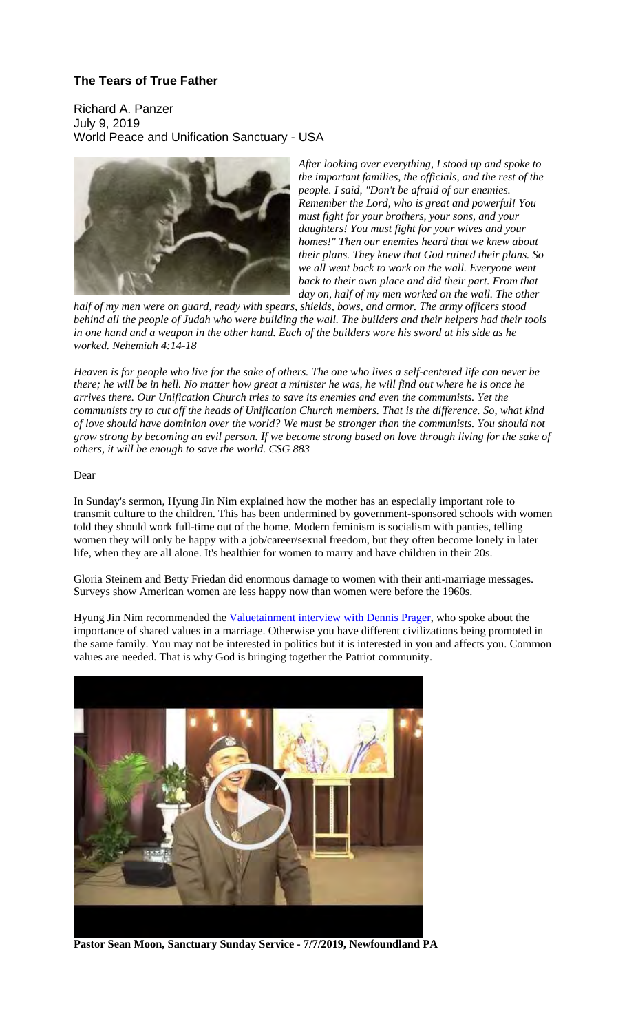# The Tears of True Father

Richard A. Panzer
July 9, 2019
World Peace and Unification Sanctuary - USA

*After looking over everything, I stood up and spoke to the important families, the officials, and the rest of the people. I said, "Don't be afraid of our enemies. Remember the Lord, who is great and powerful! You must fight for your brothers, your sons, and your daughters! You must fight for your wives and your homes!" Then our enemies heard that we knew about their plans. They knew that God ruined their plans. So we all went back to work on the wall. Everyone went back to their own place and did their part. From that day on, half of my men worked on the wall. The other half of my men were on guard, ready with spears, shields, bows, and armor. The army officers stood behind all the people of Judah who were building the wall. The builders and their helpers had their tools in one hand and a weapon in the other hand. Each of the builders wore his sword at his side as he worked. Nehemiah 4:14-18*

*Heaven is for people who live for the sake of others. The one who lives a self-centered life can never be there; he will be in hell. No matter how great a minister he was, he will find out where he is once he arrives there. Our Unification Church tries to save its enemies and even the communists. Yet the communists try to cut off the heads of Unification Church members. That is the difference. So, what kind of love should have dominion over the world? We must be stronger than the communists. You should not grow strong by becoming an evil person. If we become strong based on love through living for the sake of others, it will be enough to save the world. CSG 883*

Dear

In Sunday's sermon, Hyung Jin Nim explained how the mother has an especially important role to transmit culture to the children. This has been undermined by government-sponsored schools with women told they should work full-time out of the home. Modern feminism is socialism with panties, telling women they will only be happy with a job/career/sexual freedom, but they often become lonely in later life, when they are all alone. It's healthier for women to marry and have children in their 20s.

Gloria Steinem and Betty Friedan did enormous damage to women with their anti-marriage messages. Surveys show American women are less happy now than women were before the 1960s.

Hyung Jin Nim recommended the Valuetainment interview with Dennis Prager, who spoke about the importance of shared values in a marriage. Otherwise you have different civilizations being promoted in the same family. You may not be interested in politics but it is interested in you and affects you. Common values are needed. That is why God is bringing together the Patriot community.

**Pastor Sean Moon, Sanctuary Sunday Service - 7/7/2019, Newfoundland PA**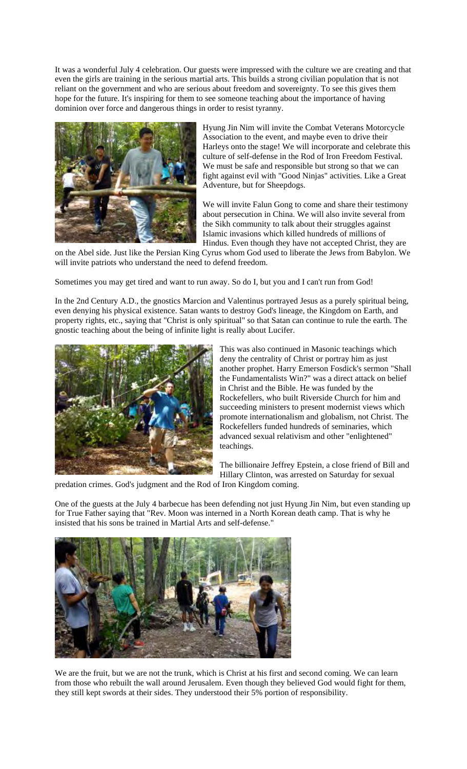It was a wonderful July 4 celebration. Our guests were impressed with the culture we are creating and that even the girls are training in the serious martial arts. This builds a strong civilian population that is not reliant on the government and who are serious about freedom and sovereignty. To see this gives them hope for the future. It's inspiring for them to see someone teaching about the importance of having dominion over force and dangerous things in order to resist tyranny.

Hyung Jin Nim will invite the Combat Veterans Motorcycle Association to the event, and maybe even to drive their Harleys onto the stage! We will incorporate and celebrate this culture of self-defense in the Rod of Iron Freedom Festival. We must be safe and responsible but strong so that we can fight against evil with "Good Ninjas" activities. Like a Great Adventure, but for Sheepdogs.

We will invite Falun Gong to come and share their testimony about persecution in China. We will also invite several from the Sikh community to talk about their struggles against Islamic invasions which killed hundreds of millions of Hindus. Even though they have not accepted Christ, they are on the Abel side. Just like the Persian King Cyrus whom God used to liberate the Jews from Babylon. We will invite patriots who understand the need to defend freedom.

Sometimes you may get tired and want to run away. So do I, but you and I can't run from God!

In the 2nd Century A.D., the gnostics Marcion and Valentinus portrayed Jesus as a purely spiritual being, even denying his physical existence. Satan wants to destroy God's lineage, the Kingdom on Earth, and property rights, etc., saying that "Christ is only spiritual" so that Satan can continue to rule the earth. The gnostic teaching about the being of infinite light is really about Lucifer.

This was also continued in Masonic teachings which deny the centrality of Christ or portray him as just another prophet. Harry Emerson Fosdick's sermon "Shall the Fundamentalists Win?" was a direct attack on belief in Christ and the Bible. He was funded by the Rockefellers, who built Riverside Church for him and succeeding ministers to present modernist views which promote internationalism and globalism, not Christ. The Rockefellers funded hundreds of seminaries, which advanced sexual relativism and other "enlightened" teachings.

The billionaire Jeffrey Epstein, a close friend of Bill and Hillary Clinton, was arrested on Saturday for sexual predation crimes. God's judgment and the Rod of Iron Kingdom coming.

One of the guests at the July 4 barbecue has been defending not just Hyung Jin Nim, but even standing up for True Father saying that "Rev. Moon was interned in a North Korean death camp. That is why he insisted that his sons be trained in Martial Arts and self-defense."

We are the fruit, but we are not the trunk, which is Christ at his first and second coming. We can learn from those who rebuilt the wall around Jerusalem. Even though they believed God would fight for them, they still kept swords at their sides. They understood their 5% portion of responsibility.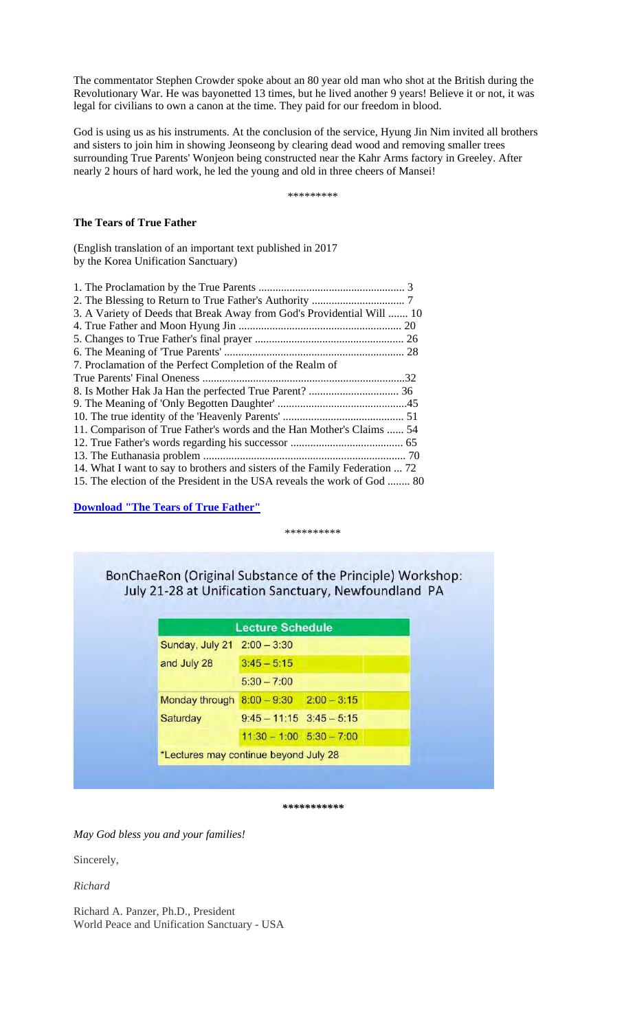The commentator Stephen Crowder spoke about an 80 year old man who shot at the British during the Revolutionary War. He was bayonetted 13 times, but he lived another 9 years! Believe it or not, it was legal for civilians to own a canon at the time. They paid for our freedom in blood.

God is using us as his instruments. At the conclusion of the service, Hyung Jin Nim invited all brothers and sisters to join him in showing Jeonseong by clearing dead wood and removing smaller trees surrounding True Parents' Wonjeon being constructed near the Kahr Arms factory in Greeley. After nearly 2 hours of hard work, he led the young and old in three cheers of Mansei!

\*\*\*\*\*\*\*\*\*

**The Tears of True Father**

(English translation of an important text published in 2017
by the Korea Unification Sanctuary)

1. The Proclamation by the True Parents .................................................... 3
2. The Blessing to Return to True Father's Authority ................................. 7
3. A Variety of Deeds that Break Away from God's Providential Will ....... 10
4. True Father and Moon Hyung Jin .......................................................... 20
5. Changes to True Father's final prayer .................................................... 26
6. The Meaning of 'True Parents' ................................................................ 28
7. Proclamation of the Perfect Completion of the Realm of True Parents' Final Oneness .......................................................................32
8. Is Mother Hak Ja Han the perfected True Parent? ................................ 36
9. The Meaning of 'Only Begotten Daughter' ..............................................45
10. The true identity of the 'Heavenly Parents' ........................................... 51
11. Comparison of True Father's words and the Han Mother's Claims ...... 54
12. True Father's words regarding his successor ........................................ 65
13. The Euthanasia problem ........................................................................ 70
14. What I want to say to brothers and sisters of the Family Federation ... 72
15. The election of the President in the USA reveals the work of God ........ 80

**[Download "The Tears of True Father"]()**

\*\*\*\*\*\*\*\*\*\*

BonChaeRon (Original Substance of the Principle) Workshop:
July 21-28 at Unification Sanctuary, Newfoundland PA

| Lecture Schedule | | |
|---|---|---|
| Sunday, July 21 | 2:00 – 3:30 | |
| and July 28 | 3:45 – 5:15 | |
| | 5:30 – 7:00 | |
| Monday through | 8:00 – 9:30 | 2:00 – 3:15 |
| Saturday | 9:45 – 11:15 | 3:45 – 5:15 |
| | 11:30 – 1:00 | 5:30 – 7:00 |

*Lectures may continue beyond July 28

**\*\*\*\*\*\*\*\*\*\*\***

*May God bless you and your families!*

Sincerely,

*Richard*

Richard A. Panzer, Ph.D., President
World Peace and Unification Sanctuary - USA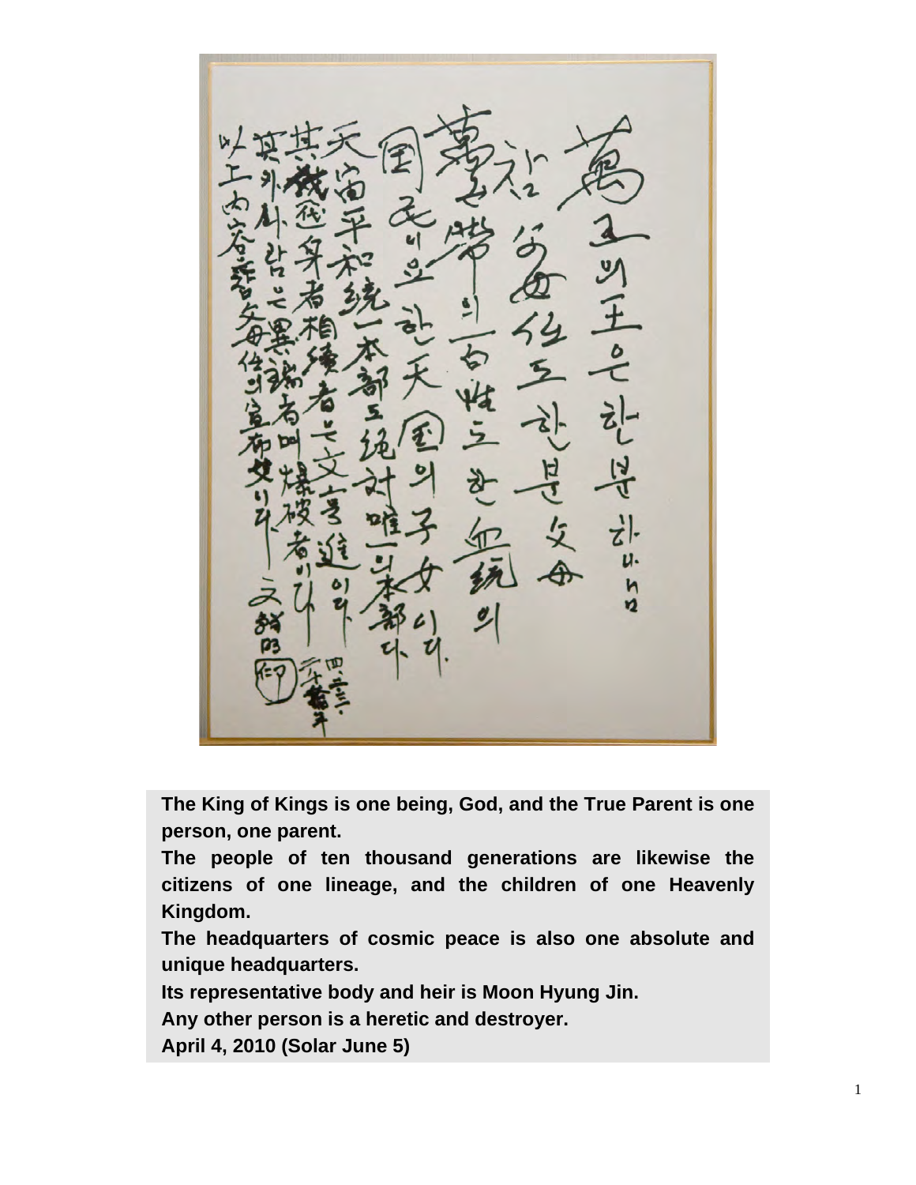**The King of Kings is one being, God, and the True Parent is one person, one parent.**

**The people of ten thousand generations are likewise the citizens of one lineage, and the children of one Heavenly Kingdom.**

**The headquarters of cosmic peace is also one absolute and unique headquarters.**

**Its representative body and heir is Moon Hyung Jin.**

**Any other person is a heretic and destroyer.**

**April 4, 2010 (Solar June 5)**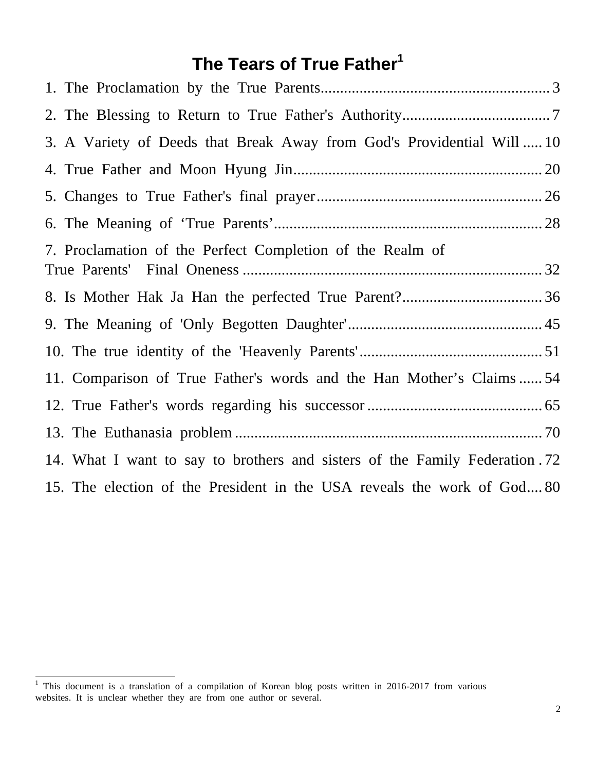# The Tears of True Father[1]

1. The Proclamation by the True Parents .......... 3
2. The Blessing to Return to True Father's Authority .......... 7
3. A Variety of Deeds that Break Away from God's Providential Will .......... 10
4. True Father and Moon Hyung Jin .......... 20
5. Changes to True Father's final prayer .......... 26
6. The Meaning of 'True Parents' .......... 28
7. Proclamation of the Perfect Completion of the Realm of True Parents' Final Oneness .......... 32
8. Is Mother Hak Ja Han the perfected True Parent? .......... 36
9. The Meaning of 'Only Begotten Daughter' .......... 45
10. The true identity of the 'Heavenly Parents' .......... 51
11. Comparison of True Father's words and the Han Mother's Claims .......... 54
12. True Father's words regarding his successor .......... 65
13. The Euthanasia problem .......... 70
14. What I want to say to brothers and sisters of the Family Federation .......... 72
15. The election of the President in the USA reveals the work of God .......... 80

---

[1] This document is a translation of a compilation of Korean blog posts written in 2016-2017 from various websites. It is unclear whether they are from one author or several.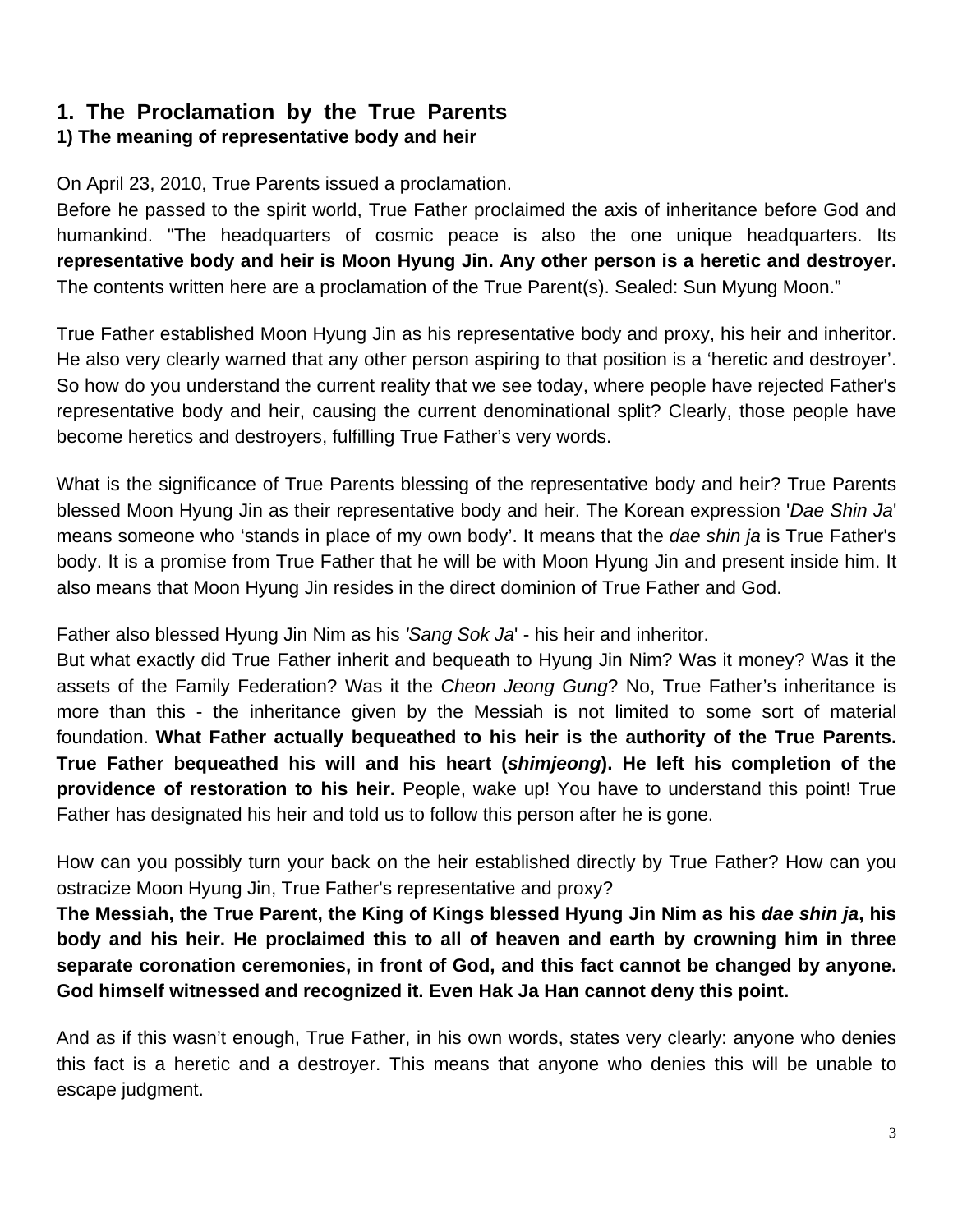## 1. The Proclamation by the True Parents

### 1) The meaning of representative body and heir

On April 23, 2010, True Parents issued a proclamation.
Before he passed to the spirit world, True Father proclaimed the axis of inheritance before God and humankind. "The headquarters of cosmic peace is also the one unique headquarters. Its **representative body and heir is Moon Hyung Jin. Any other person is a heretic and destroyer.** The contents written here are a proclamation of the True Parent(s). Sealed: Sun Myung Moon."

True Father established Moon Hyung Jin as his representative body and proxy, his heir and inheritor. He also very clearly warned that any other person aspiring to that position is a 'heretic and destroyer'. So how do you understand the current reality that we see today, where people have rejected Father's representative body and heir, causing the current denominational split? Clearly, those people have become heretics and destroyers, fulfilling True Father's very words.

What is the significance of True Parents blessing of the representative body and heir? True Parents blessed Moon Hyung Jin as their representative body and heir. The Korean expression '*Dae Shin Ja*' means someone who 'stands in place of my own body'. It means that the *dae shin ja* is True Father's body. It is a promise from True Father that he will be with Moon Hyung Jin and present inside him. It also means that Moon Hyung Jin resides in the direct dominion of True Father and God.

Father also blessed Hyung Jin Nim as his *'Sang Sok Ja'* - his heir and inheritor.
But what exactly did True Father inherit and bequeath to Hyung Jin Nim? Was it money? Was it the assets of the Family Federation? Was it the *Cheon Jeong Gung*? No, True Father's inheritance is more than this - the inheritance given by the Messiah is not limited to some sort of material foundation. **What Father actually bequeathed to his heir is the authority of the True Parents. True Father bequeathed his will and his heart (*shimjeong*). He left his completion of the providence of restoration to his heir.** People, wake up! You have to understand this point! True Father has designated his heir and told us to follow this person after he is gone.

How can you possibly turn your back on the heir established directly by True Father? How can you ostracize Moon Hyung Jin, True Father's representative and proxy?
**The Messiah, the True Parent, the King of Kings blessed Hyung Jin Nim as his *dae shin ja*, his body and his heir. He proclaimed this to all of heaven and earth by crowning him in three separate coronation ceremonies, in front of God, and this fact cannot be changed by anyone. God himself witnessed and recognized it. Even Hak Ja Han cannot deny this point.**

And as if this wasn't enough, True Father, in his own words, states very clearly: anyone who denies this fact is a heretic and a destroyer. This means that anyone who denies this will be unable to escape judgment.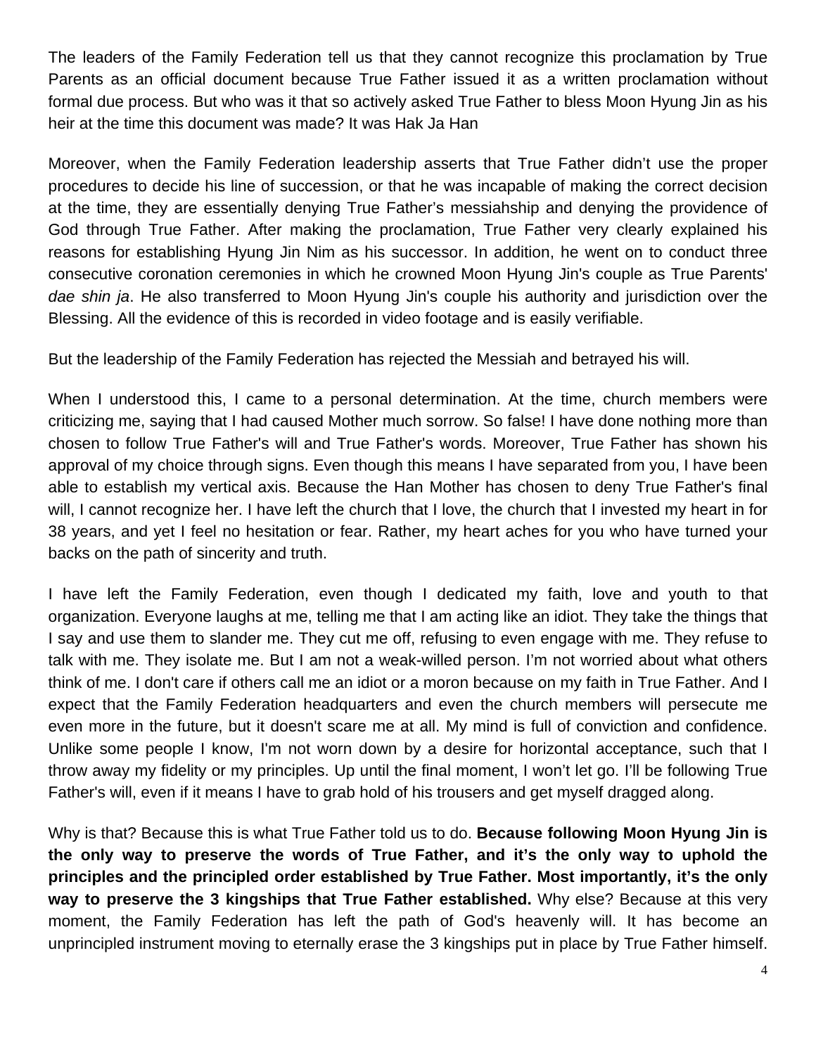The leaders of the Family Federation tell us that they cannot recognize this proclamation by True Parents as an official document because True Father issued it as a written proclamation without formal due process. But who was it that so actively asked True Father to bless Moon Hyung Jin as his heir at the time this document was made? It was Hak Ja Han

Moreover, when the Family Federation leadership asserts that True Father didn't use the proper procedures to decide his line of succession, or that he was incapable of making the correct decision at the time, they are essentially denying True Father's messiahship and denying the providence of God through True Father. After making the proclamation, True Father very clearly explained his reasons for establishing Hyung Jin Nim as his successor. In addition, he went on to conduct three consecutive coronation ceremonies in which he crowned Moon Hyung Jin's couple as True Parents' *dae shin ja*. He also transferred to Moon Hyung Jin's couple his authority and jurisdiction over the Blessing. All the evidence of this is recorded in video footage and is easily verifiable.

But the leadership of the Family Federation has rejected the Messiah and betrayed his will.

When I understood this, I came to a personal determination. At the time, church members were criticizing me, saying that I had caused Mother much sorrow. So false! I have done nothing more than chosen to follow True Father's will and True Father's words. Moreover, True Father has shown his approval of my choice through signs. Even though this means I have separated from you, I have been able to establish my vertical axis. Because the Han Mother has chosen to deny True Father's final will, I cannot recognize her. I have left the church that I love, the church that I invested my heart in for 38 years, and yet I feel no hesitation or fear. Rather, my heart aches for you who have turned your backs on the path of sincerity and truth.

I have left the Family Federation, even though I dedicated my faith, love and youth to that organization. Everyone laughs at me, telling me that I am acting like an idiot. They take the things that I say and use them to slander me. They cut me off, refusing to even engage with me. They refuse to talk with me. They isolate me. But I am not a weak-willed person. I'm not worried about what others think of me. I don't care if others call me an idiot or a moron because on my faith in True Father. And I expect that the Family Federation headquarters and even the church members will persecute me even more in the future, but it doesn't scare me at all. My mind is full of conviction and confidence. Unlike some people I know, I'm not worn down by a desire for horizontal acceptance, such that I throw away my fidelity or my principles. Up until the final moment, I won't let go. I'll be following True Father's will, even if it means I have to grab hold of his trousers and get myself dragged along.

Why is that? Because this is what True Father told us to do. **Because following Moon Hyung Jin is the only way to preserve the words of True Father, and it's the only way to uphold the principles and the principled order established by True Father. Most importantly, it's the only way to preserve the 3 kingships that True Father established.** Why else? Because at this very moment, the Family Federation has left the path of God's heavenly will. It has become an unprincipled instrument moving to eternally erase the 3 kingships put in place by True Father himself.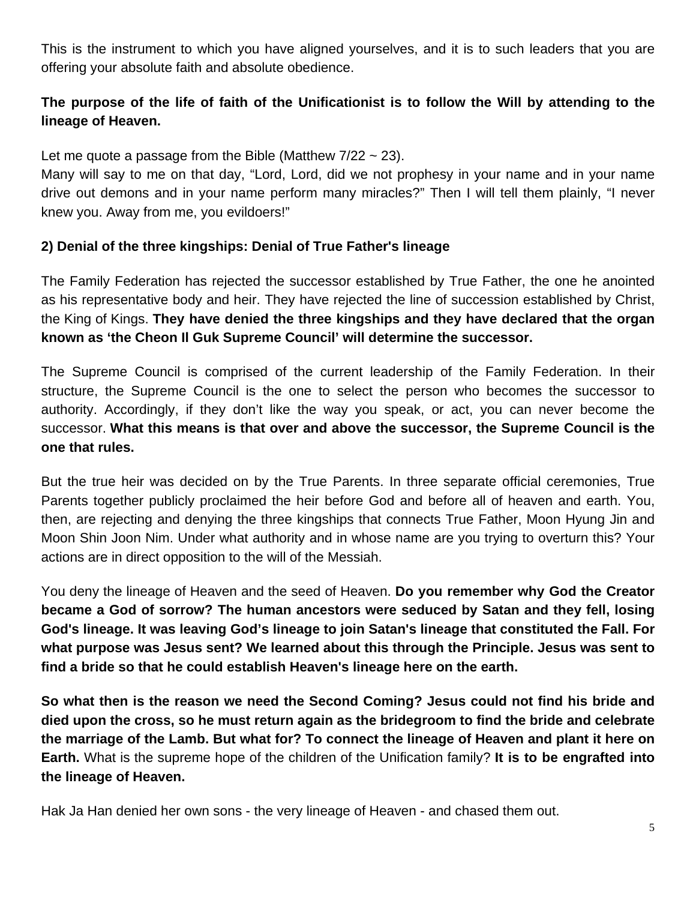This is the instrument to which you have aligned yourselves, and it is to such leaders that you are offering your absolute faith and absolute obedience.

**The purpose of the life of faith of the Unificationist is to follow the Will by attending to the lineage of Heaven.**

Let me quote a passage from the Bible (Matthew 7/22 ~ 23).
Many will say to me on that day, "Lord, Lord, did we not prophesy in your name and in your name drive out demons and in your name perform many miracles?" Then I will tell them plainly, "I never knew you. Away from me, you evildoers!"

**2) Denial of the three kingships: Denial of True Father's lineage**

The Family Federation has rejected the successor established by True Father, the one he anointed as his representative body and heir. They have rejected the line of succession established by Christ, the King of Kings. **They have denied the three kingships and they have declared that the organ known as 'the Cheon Il Guk Supreme Council' will determine the successor.**

The Supreme Council is comprised of the current leadership of the Family Federation. In their structure, the Supreme Council is the one to select the person who becomes the successor to authority. Accordingly, if they don't like the way you speak, or act, you can never become the successor. **What this means is that over and above the successor, the Supreme Council is the one that rules.**

But the true heir was decided on by the True Parents. In three separate official ceremonies, True Parents together publicly proclaimed the heir before God and before all of heaven and earth. You, then, are rejecting and denying the three kingships that connects True Father, Moon Hyung Jin and Moon Shin Joon Nim. Under what authority and in whose name are you trying to overturn this? Your actions are in direct opposition to the will of the Messiah.

You deny the lineage of Heaven and the seed of Heaven. **Do you remember why God the Creator became a God of sorrow? The human ancestors were seduced by Satan and they fell, losing God's lineage. It was leaving God's lineage to join Satan's lineage that constituted the Fall. For what purpose was Jesus sent? We learned about this through the Principle. Jesus was sent to find a bride so that he could establish Heaven's lineage here on the earth.**

**So what then is the reason we need the Second Coming? Jesus could not find his bride and died upon the cross, so he must return again as the bridegroom to find the bride and celebrate the marriage of the Lamb. But what for? To connect the lineage of Heaven and plant it here on Earth.** What is the supreme hope of the children of the Unification family? **It is to be engrafted into the lineage of Heaven.**

Hak Ja Han denied her own sons - the very lineage of Heaven - and chased them out.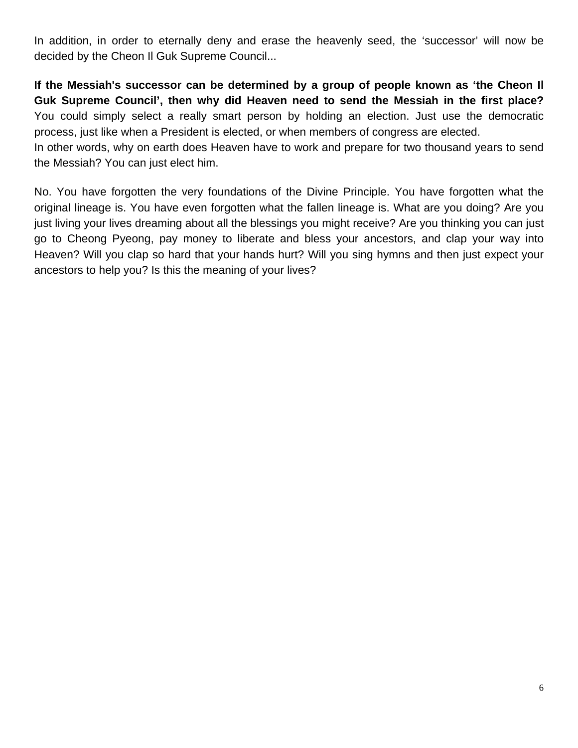In addition, in order to eternally deny and erase the heavenly seed, the 'successor' will now be decided by the Cheon Il Guk Supreme Council...

**If the Messiah's successor can be determined by a group of people known as 'the Cheon Il Guk Supreme Council', then why did Heaven need to send the Messiah in the first place?** You could simply select a really smart person by holding an election. Just use the democratic process, just like when a President is elected, or when members of congress are elected.
In other words, why on earth does Heaven have to work and prepare for two thousand years to send the Messiah? You can just elect him.

No. You have forgotten the very foundations of the Divine Principle. You have forgotten what the original lineage is. You have even forgotten what the fallen lineage is. What are you doing? Are you just living your lives dreaming about all the blessings you might receive? Are you thinking you can just go to Cheong Pyeong, pay money to liberate and bless your ancestors, and clap your way into Heaven? Will you clap so hard that your hands hurt? Will you sing hymns and then just expect your ancestors to help you? Is this the meaning of your lives?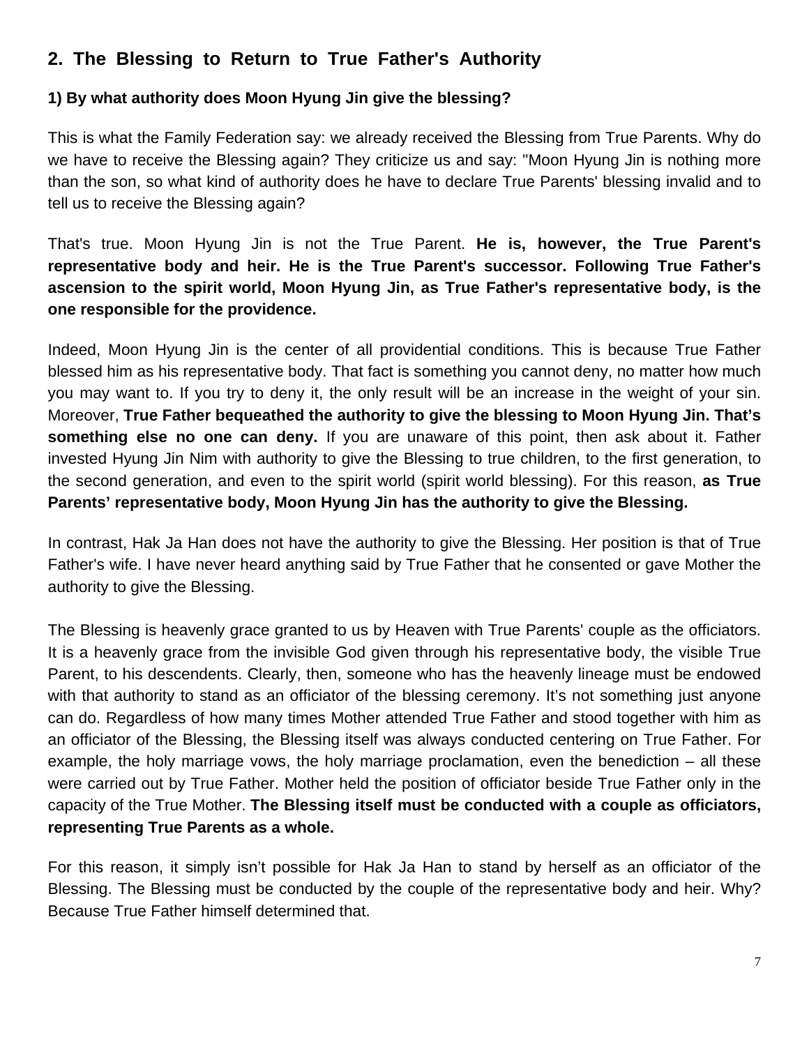## 2. The Blessing to Return to True Father's Authority

### 1) By what authority does Moon Hyung Jin give the blessing?

This is what the Family Federation say: we already received the Blessing from True Parents. Why do we have to receive the Blessing again? They criticize us and say: "Moon Hyung Jin is nothing more than the son, so what kind of authority does he have to declare True Parents' blessing invalid and to tell us to receive the Blessing again?

That's true. Moon Hyung Jin is not the True Parent. **He is, however, the True Parent's representative body and heir. He is the True Parent's successor. Following True Father's ascension to the spirit world, Moon Hyung Jin, as True Father's representative body, is the one responsible for the providence.**

Indeed, Moon Hyung Jin is the center of all providential conditions. This is because True Father blessed him as his representative body. That fact is something you cannot deny, no matter how much you may want to. If you try to deny it, the only result will be an increase in the weight of your sin. Moreover, **True Father bequeathed the authority to give the blessing to Moon Hyung Jin. That's something else no one can deny.** If you are unaware of this point, then ask about it. Father invested Hyung Jin Nim with authority to give the Blessing to true children, to the first generation, to the second generation, and even to the spirit world (spirit world blessing). For this reason, **as True Parents' representative body, Moon Hyung Jin has the authority to give the Blessing.**

In contrast, Hak Ja Han does not have the authority to give the Blessing. Her position is that of True Father's wife. I have never heard anything said by True Father that he consented or gave Mother the authority to give the Blessing.

The Blessing is heavenly grace granted to us by Heaven with True Parents' couple as the officiators. It is a heavenly grace from the invisible God given through his representative body, the visible True Parent, to his descendents. Clearly, then, someone who has the heavenly lineage must be endowed with that authority to stand as an officiator of the blessing ceremony. It's not something just anyone can do. Regardless of how many times Mother attended True Father and stood together with him as an officiator of the Blessing, the Blessing itself was always conducted centering on True Father. For example, the holy marriage vows, the holy marriage proclamation, even the benediction – all these were carried out by True Father. Mother held the position of officiator beside True Father only in the capacity of the True Mother. **The Blessing itself must be conducted with a couple as officiators, representing True Parents as a whole.**

For this reason, it simply isn't possible for Hak Ja Han to stand by herself as an officiator of the Blessing. The Blessing must be conducted by the couple of the representative body and heir. Why? Because True Father himself determined that.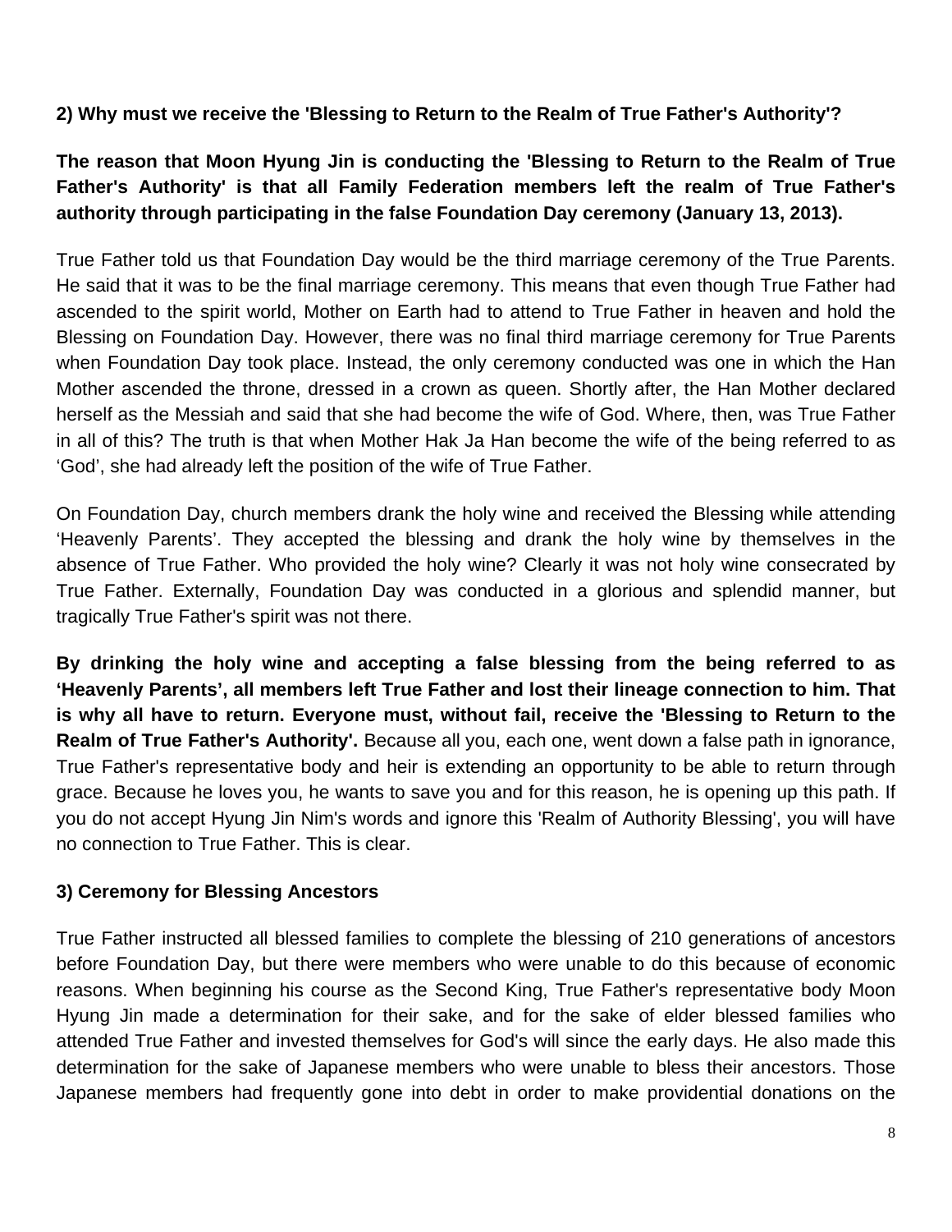**2) Why must we receive the 'Blessing to Return to the Realm of True Father's Authority'?**

**The reason that Moon Hyung Jin is conducting the 'Blessing to Return to the Realm of True Father's Authority' is that all Family Federation members left the realm of True Father's authority through participating in the false Foundation Day ceremony (January 13, 2013).**

True Father told us that Foundation Day would be the third marriage ceremony of the True Parents. He said that it was to be the final marriage ceremony. This means that even though True Father had ascended to the spirit world, Mother on Earth had to attend to True Father in heaven and hold the Blessing on Foundation Day. However, there was no final third marriage ceremony for True Parents when Foundation Day took place. Instead, the only ceremony conducted was one in which the Han Mother ascended the throne, dressed in a crown as queen. Shortly after, the Han Mother declared herself as the Messiah and said that she had become the wife of God. Where, then, was True Father in all of this? The truth is that when Mother Hak Ja Han become the wife of the being referred to as 'God', she had already left the position of the wife of True Father.

On Foundation Day, church members drank the holy wine and received the Blessing while attending 'Heavenly Parents'. They accepted the blessing and drank the holy wine by themselves in the absence of True Father. Who provided the holy wine? Clearly it was not holy wine consecrated by True Father. Externally, Foundation Day was conducted in a glorious and splendid manner, but tragically True Father's spirit was not there.

**By drinking the holy wine and accepting a false blessing from the being referred to as 'Heavenly Parents', all members left True Father and lost their lineage connection to him. That is why all have to return. Everyone must, without fail, receive the 'Blessing to Return to the Realm of True Father's Authority'.** Because all you, each one, went down a false path in ignorance, True Father's representative body and heir is extending an opportunity to be able to return through grace. Because he loves you, he wants to save you and for this reason, he is opening up this path. If you do not accept Hyung Jin Nim's words and ignore this 'Realm of Authority Blessing', you will have no connection to True Father. This is clear.

**3) Ceremony for Blessing Ancestors**

True Father instructed all blessed families to complete the blessing of 210 generations of ancestors before Foundation Day, but there were members who were unable to do this because of economic reasons. When beginning his course as the Second King, True Father's representative body Moon Hyung Jin made a determination for their sake, and for the sake of elder blessed families who attended True Father and invested themselves for God's will since the early days. He also made this determination for the sake of Japanese members who were unable to bless their ancestors. Those Japanese members had frequently gone into debt in order to make providential donations on the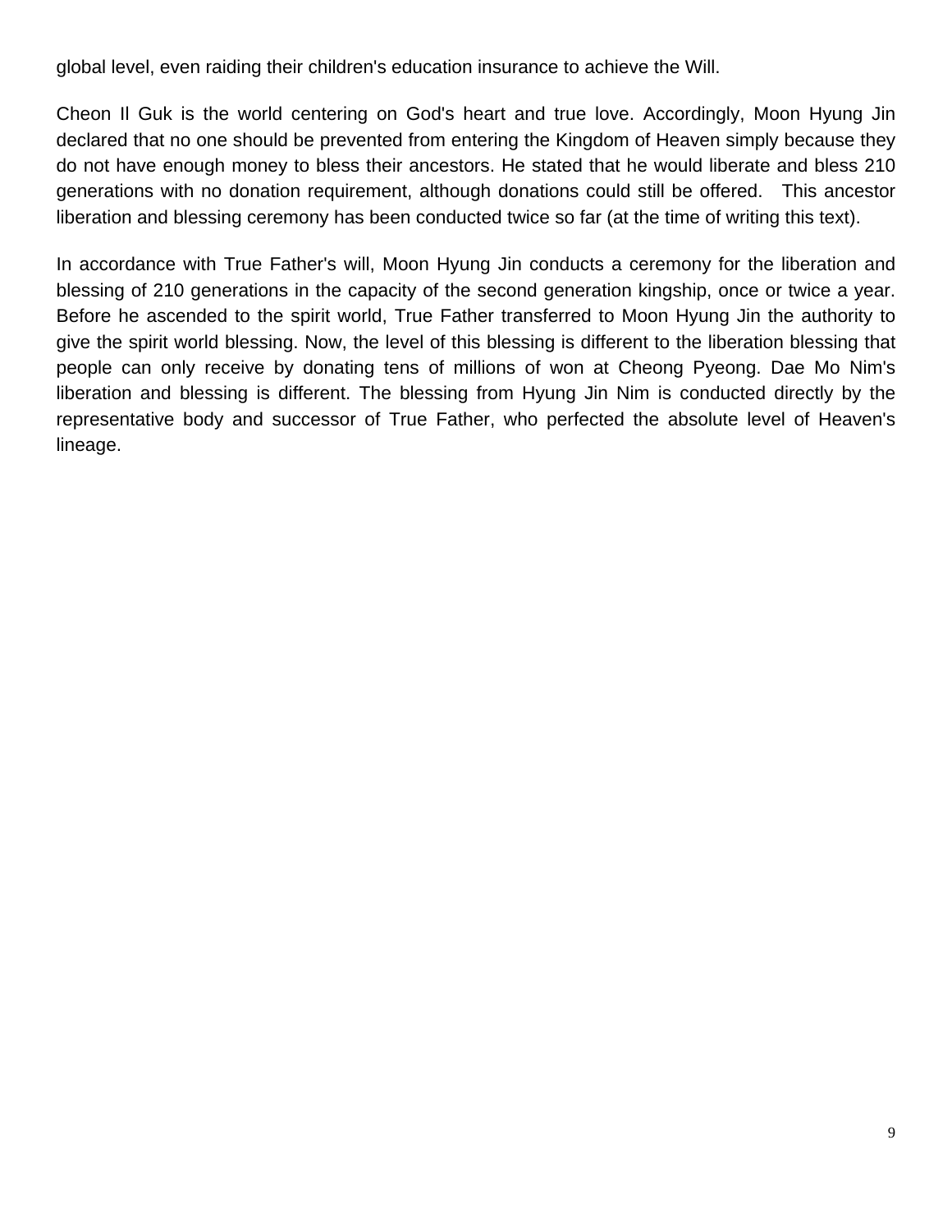global level, even raiding their children's education insurance to achieve the Will.

Cheon Il Guk is the world centering on God's heart and true love. Accordingly, Moon Hyung Jin declared that no one should be prevented from entering the Kingdom of Heaven simply because they do not have enough money to bless their ancestors. He stated that he would liberate and bless 210 generations with no donation requirement, although donations could still be offered. This ancestor liberation and blessing ceremony has been conducted twice so far (at the time of writing this text).

In accordance with True Father's will, Moon Hyung Jin conducts a ceremony for the liberation and blessing of 210 generations in the capacity of the second generation kingship, once or twice a year. Before he ascended to the spirit world, True Father transferred to Moon Hyung Jin the authority to give the spirit world blessing. Now, the level of this blessing is different to the liberation blessing that people can only receive by donating tens of millions of won at Cheong Pyeong. Dae Mo Nim's liberation and blessing is different. The blessing from Hyung Jin Nim is conducted directly by the representative body and successor of True Father, who perfected the absolute level of Heaven's lineage.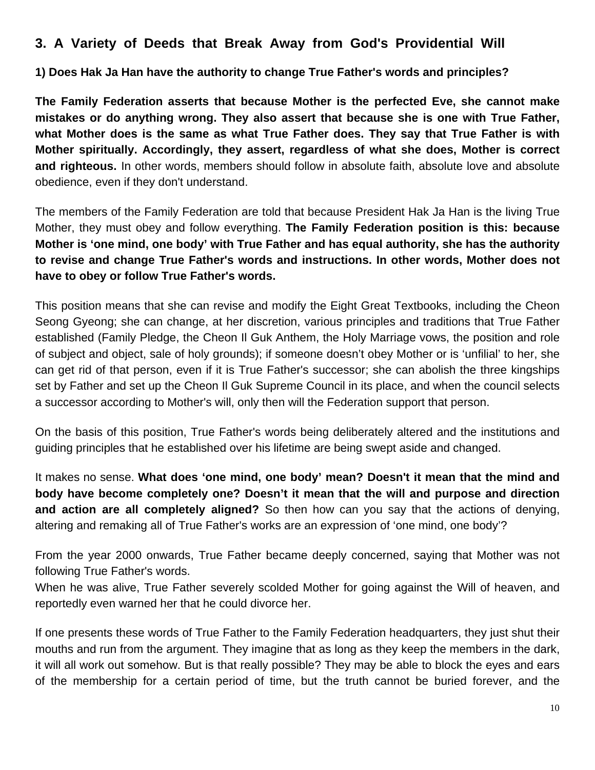## 3. A Variety of Deeds that Break Away from God's Providential Will

### 1) Does Hak Ja Han have the authority to change True Father's words and principles?

**The Family Federation asserts that because Mother is the perfected Eve, she cannot make mistakes or do anything wrong. They also assert that because she is one with True Father, what Mother does is the same as what True Father does. They say that True Father is with Mother spiritually. Accordingly, they assert, regardless of what she does, Mother is correct and righteous.** In other words, members should follow in absolute faith, absolute love and absolute obedience, even if they don't understand.

The members of the Family Federation are told that because President Hak Ja Han is the living True Mother, they must obey and follow everything. **The Family Federation position is this: because Mother is 'one mind, one body' with True Father and has equal authority, she has the authority to revise and change True Father's words and instructions. In other words, Mother does not have to obey or follow True Father's words.**

This position means that she can revise and modify the Eight Great Textbooks, including the Cheon Seong Gyeong; she can change, at her discretion, various principles and traditions that True Father established (Family Pledge, the Cheon Il Guk Anthem, the Holy Marriage vows, the position and role of subject and object, sale of holy grounds); if someone doesn't obey Mother or is 'unfilial' to her, she can get rid of that person, even if it is True Father's successor; she can abolish the three kingships set by Father and set up the Cheon Il Guk Supreme Council in its place, and when the council selects a successor according to Mother's will, only then will the Federation support that person.

On the basis of this position, True Father's words being deliberately altered and the institutions and guiding principles that he established over his lifetime are being swept aside and changed.

It makes no sense. **What does 'one mind, one body' mean? Doesn't it mean that the mind and body have become completely one? Doesn't it mean that the will and purpose and direction and action are all completely aligned?** So then how can you say that the actions of denying, altering and remaking all of True Father's works are an expression of 'one mind, one body'?

From the year 2000 onwards, True Father became deeply concerned, saying that Mother was not following True Father's words.
When he was alive, True Father severely scolded Mother for going against the Will of heaven, and reportedly even warned her that he could divorce her.

If one presents these words of True Father to the Family Federation headquarters, they just shut their mouths and run from the argument. They imagine that as long as they keep the members in the dark, it will all work out somehow. But is that really possible? They may be able to block the eyes and ears of the membership for a certain period of time, but the truth cannot be buried forever, and the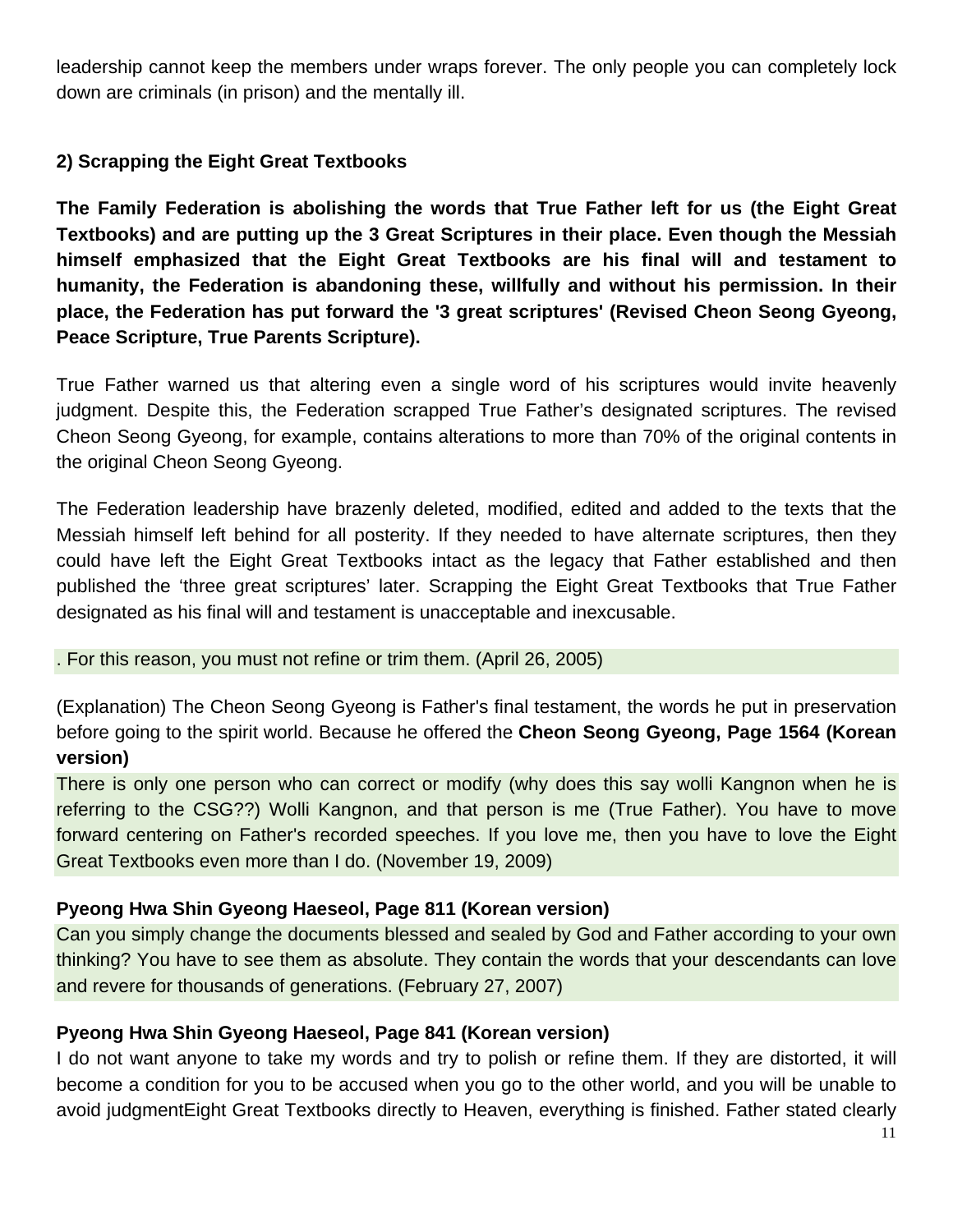leadership cannot keep the members under wraps forever. The only people you can completely lock down are criminals (in prison) and the mentally ill.

### 2) Scrapping the Eight Great Textbooks

**The Family Federation is abolishing the words that True Father left for us (the Eight Great Textbooks) and are putting up the 3 Great Scriptures in their place. Even though the Messiah himself emphasized that the Eight Great Textbooks are his final will and testament to humanity, the Federation is abandoning these, willfully and without his permission. In their place, the Federation has put forward the '3 great scriptures' (Revised Cheon Seong Gyeong, Peace Scripture, True Parents Scripture).**

True Father warned us that altering even a single word of his scriptures would invite heavenly judgment. Despite this, the Federation scrapped True Father's designated scriptures. The revised Cheon Seong Gyeong, for example, contains alterations to more than 70% of the original contents in the original Cheon Seong Gyeong.

The Federation leadership have brazenly deleted, modified, edited and added to the texts that the Messiah himself left behind for all posterity. If they needed to have alternate scriptures, then they could have left the Eight Great Textbooks intact as the legacy that Father established and then published the 'three great scriptures' later. Scrapping the Eight Great Textbooks that True Father designated as his final will and testament is unacceptable and inexcusable.

. For this reason, you must not refine or trim them. (April 26, 2005)

(Explanation) The Cheon Seong Gyeong is Father's final testament, the words he put in preservation before going to the spirit world. Because he offered the **Cheon Seong Gyeong, Page 1564 (Korean version)**

There is only one person who can correct or modify (why does this say wolli Kangnon when he is referring to the CSG??) Wolli Kangnon, and that person is me (True Father). You have to move forward centering on Father's recorded speeches. If you love me, then you have to love the Eight Great Textbooks even more than I do. (November 19, 2009)

**Pyeong Hwa Shin Gyeong Haeseol, Page 811 (Korean version)**

Can you simply change the documents blessed and sealed by God and Father according to your own thinking? You have to see them as absolute. They contain the words that your descendants can love and revere for thousands of generations. (February 27, 2007)

**Pyeong Hwa Shin Gyeong Haeseol, Page 841 (Korean version)**

I do not want anyone to take my words and try to polish or refine them. If they are distorted, it will become a condition for you to be accused when you go to the other world, and you will be unable to avoid judgmentEight Great Textbooks directly to Heaven, everything is finished. Father stated clearly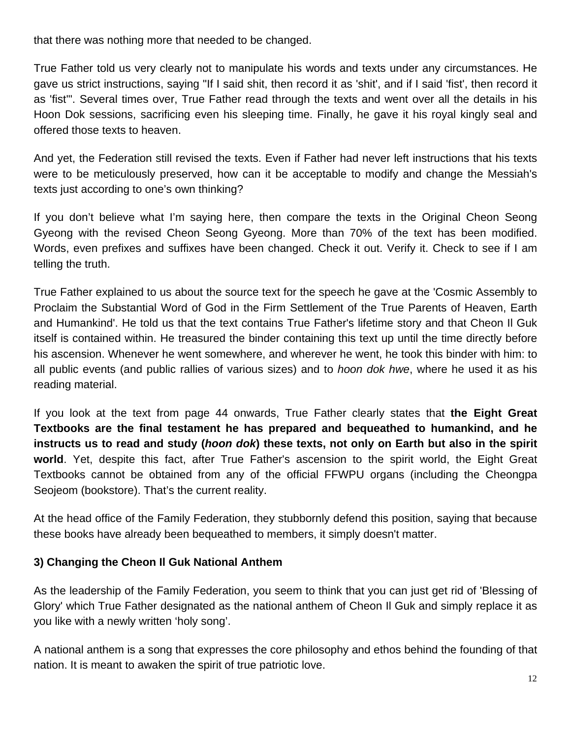that there was nothing more that needed to be changed.

True Father told us very clearly not to manipulate his words and texts under any circumstances. He gave us strict instructions, saying "If I said shit, then record it as 'shit', and if I said 'fist', then record it as 'fist'". Several times over, True Father read through the texts and went over all the details in his Hoon Dok sessions, sacrificing even his sleeping time. Finally, he gave it his royal kingly seal and offered those texts to heaven.

And yet, the Federation still revised the texts. Even if Father had never left instructions that his texts were to be meticulously preserved, how can it be acceptable to modify and change the Messiah's texts just according to one's own thinking?

If you don't believe what I'm saying here, then compare the texts in the Original Cheon Seong Gyeong with the revised Cheon Seong Gyeong. More than 70% of the text has been modified. Words, even prefixes and suffixes have been changed. Check it out. Verify it. Check to see if I am telling the truth.

True Father explained to us about the source text for the speech he gave at the 'Cosmic Assembly to Proclaim the Substantial Word of God in the Firm Settlement of the True Parents of Heaven, Earth and Humankind'. He told us that the text contains True Father's lifetime story and that Cheon Il Guk itself is contained within. He treasured the binder containing this text up until the time directly before his ascension. Whenever he went somewhere, and wherever he went, he took this binder with him: to all public events (and public rallies of various sizes) and to *hoon dok hwe*, where he used it as his reading material.

If you look at the text from page 44 onwards, True Father clearly states that **the Eight Great Textbooks are the final testament he has prepared and bequeathed to humankind, and he instructs us to read and study (*hoon dok*) these texts, not only on Earth but also in the spirit world**. Yet, despite this fact, after True Father's ascension to the spirit world, the Eight Great Textbooks cannot be obtained from any of the official FFWPU organs (including the Cheongpa Seojeom (bookstore). That's the current reality.

At the head office of the Family Federation, they stubbornly defend this position, saying that because these books have already been bequeathed to members, it simply doesn't matter.

### 3) Changing the Cheon Il Guk National Anthem

As the leadership of the Family Federation, you seem to think that you can just get rid of 'Blessing of Glory' which True Father designated as the national anthem of Cheon Il Guk and simply replace it as you like with a newly written 'holy song'.

A national anthem is a song that expresses the core philosophy and ethos behind the founding of that nation. It is meant to awaken the spirit of true patriotic love.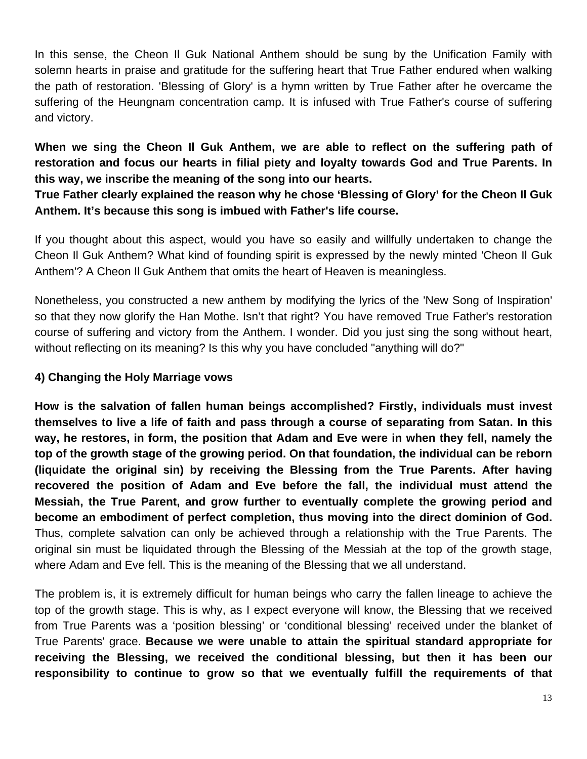In this sense, the Cheon Il Guk National Anthem should be sung by the Unification Family with solemn hearts in praise and gratitude for the suffering heart that True Father endured when walking the path of restoration. 'Blessing of Glory' is a hymn written by True Father after he overcame the suffering of the Heungnam concentration camp. It is infused with True Father's course of suffering and victory.

**When we sing the Cheon Il Guk Anthem, we are able to reflect on the suffering path of restoration and focus our hearts in filial piety and loyalty towards God and True Parents. In this way, we inscribe the meaning of the song into our hearts.**
**True Father clearly explained the reason why he chose 'Blessing of Glory' for the Cheon Il Guk Anthem. It's because this song is imbued with Father's life course.**

If you thought about this aspect, would you have so easily and willfully undertaken to change the Cheon Il Guk Anthem? What kind of founding spirit is expressed by the newly minted 'Cheon Il Guk Anthem'? A Cheon Il Guk Anthem that omits the heart of Heaven is meaningless.

Nonetheless, you constructed a new anthem by modifying the lyrics of the 'New Song of Inspiration' so that they now glorify the Han Mothe. Isn't that right? You have removed True Father's restoration course of suffering and victory from the Anthem. I wonder. Did you just sing the song without heart, without reflecting on its meaning? Is this why you have concluded "anything will do?"

**4) Changing the Holy Marriage vows**

**How is the salvation of fallen human beings accomplished? Firstly, individuals must invest themselves to live a life of faith and pass through a course of separating from Satan. In this way, he restores, in form, the position that Adam and Eve were in when they fell, namely the top of the growth stage of the growing period. On that foundation, the individual can be reborn (liquidate the original sin) by receiving the Blessing from the True Parents. After having recovered the position of Adam and Eve before the fall, the individual must attend the Messiah, the True Parent, and grow further to eventually complete the growing period and become an embodiment of perfect completion, thus moving into the direct dominion of God.** Thus, complete salvation can only be achieved through a relationship with the True Parents. The original sin must be liquidated through the Blessing of the Messiah at the top of the growth stage, where Adam and Eve fell. This is the meaning of the Blessing that we all understand.

The problem is, it is extremely difficult for human beings who carry the fallen lineage to achieve the top of the growth stage. This is why, as I expect everyone will know, the Blessing that we received from True Parents was a 'position blessing' or 'conditional blessing' received under the blanket of True Parents' grace. **Because we were unable to attain the spiritual standard appropriate for receiving the Blessing, we received the conditional blessing, but then it has been our responsibility to continue to grow so that we eventually fulfill the requirements of that**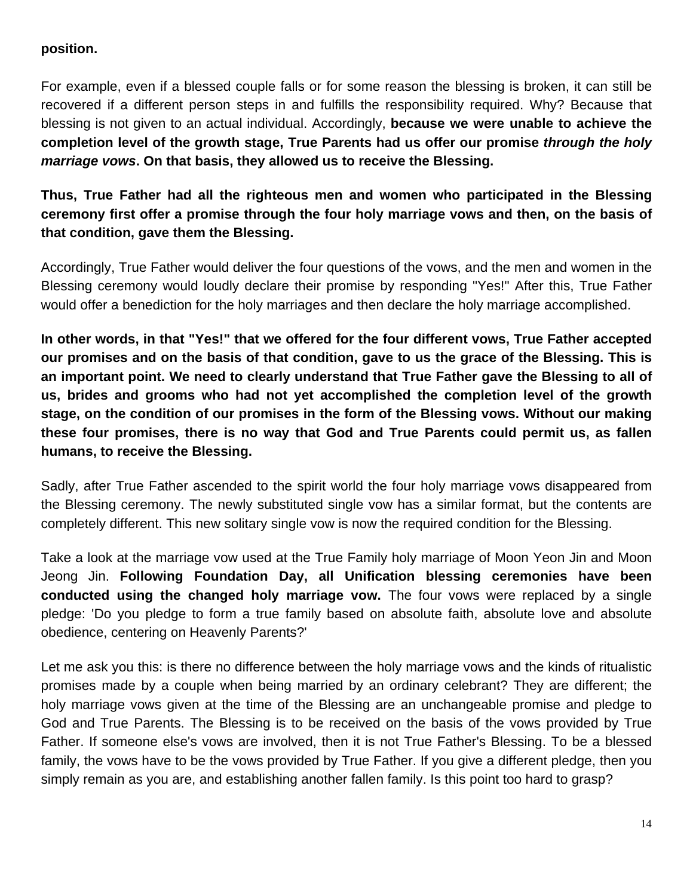**position.**

For example, even if a blessed couple falls or for some reason the blessing is broken, it can still be recovered if a different person steps in and fulfills the responsibility required. Why? Because that blessing is not given to an actual individual. Accordingly, **because we were unable to achieve the completion level of the growth stage, True Parents had us offer our promise *through the holy marriage vows*. On that basis, they allowed us to receive the Blessing.**

**Thus, True Father had all the righteous men and women who participated in the Blessing ceremony first offer a promise through the four holy marriage vows and then, on the basis of that condition, gave them the Blessing.**

Accordingly, True Father would deliver the four questions of the vows, and the men and women in the Blessing ceremony would loudly declare their promise by responding "Yes!" After this, True Father would offer a benediction for the holy marriages and then declare the holy marriage accomplished.

**In other words, in that "Yes!" that we offered for the four different vows, True Father accepted our promises and on the basis of that condition, gave to us the grace of the Blessing. This is an important point. We need to clearly understand that True Father gave the Blessing to all of us, brides and grooms who had not yet accomplished the completion level of the growth stage, on the condition of our promises in the form of the Blessing vows. Without our making these four promises, there is no way that God and True Parents could permit us, as fallen humans, to receive the Blessing.**

Sadly, after True Father ascended to the spirit world the four holy marriage vows disappeared from the Blessing ceremony. The newly substituted single vow has a similar format, but the contents are completely different. This new solitary single vow is now the required condition for the Blessing.

Take a look at the marriage vow used at the True Family holy marriage of Moon Yeon Jin and Moon Jeong Jin. **Following Foundation Day, all Unification blessing ceremonies have been conducted using the changed holy marriage vow.** The four vows were replaced by a single pledge: 'Do you pledge to form a true family based on absolute faith, absolute love and absolute obedience, centering on Heavenly Parents?'

Let me ask you this: is there no difference between the holy marriage vows and the kinds of ritualistic promises made by a couple when being married by an ordinary celebrant? They are different; the holy marriage vows given at the time of the Blessing are an unchangeable promise and pledge to God and True Parents. The Blessing is to be received on the basis of the vows provided by True Father. If someone else's vows are involved, then it is not True Father's Blessing. To be a blessed family, the vows have to be the vows provided by True Father. If you give a different pledge, then you simply remain as you are, and establishing another fallen family. Is this point too hard to grasp?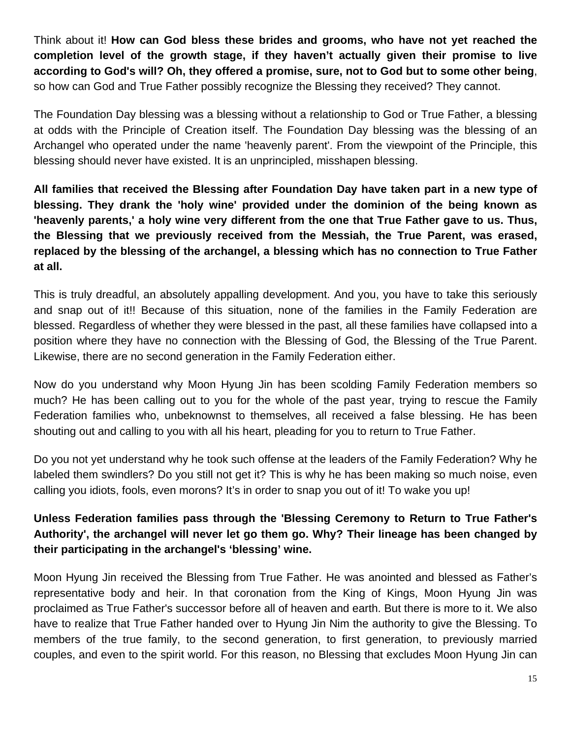Think about it! **How can God bless these brides and grooms, who have not yet reached the completion level of the growth stage, if they haven't actually given their promise to live according to God's will? Oh, they offered a promise, sure, not to God but to some other being**, so how can God and True Father possibly recognize the Blessing they received? They cannot.

The Foundation Day blessing was a blessing without a relationship to God or True Father, a blessing at odds with the Principle of Creation itself. The Foundation Day blessing was the blessing of an Archangel who operated under the name 'heavenly parent'. From the viewpoint of the Principle, this blessing should never have existed. It is an unprincipled, misshapen blessing.

**All families that received the Blessing after Foundation Day have taken part in a new type of blessing. They drank the 'holy wine' provided under the dominion of the being known as 'heavenly parents,' a holy wine very different from the one that True Father gave to us. Thus, the Blessing that we previously received from the Messiah, the True Parent, was erased, replaced by the blessing of the archangel, a blessing which has no connection to True Father at all.**

This is truly dreadful, an absolutely appalling development. And you, you have to take this seriously and snap out of it!! Because of this situation, none of the families in the Family Federation are blessed. Regardless of whether they were blessed in the past, all these families have collapsed into a position where they have no connection with the Blessing of God, the Blessing of the True Parent. Likewise, there are no second generation in the Family Federation either.

Now do you understand why Moon Hyung Jin has been scolding Family Federation members so much? He has been calling out to you for the whole of the past year, trying to rescue the Family Federation families who, unbeknownst to themselves, all received a false blessing. He has been shouting out and calling to you with all his heart, pleading for you to return to True Father.

Do you not yet understand why he took such offense at the leaders of the Family Federation? Why he labeled them swindlers? Do you still not get it? This is why he has been making so much noise, even calling you idiots, fools, even morons? It's in order to snap you out of it! To wake you up!

**Unless Federation families pass through the 'Blessing Ceremony to Return to True Father's Authority', the archangel will never let go them go. Why? Their lineage has been changed by their participating in the archangel's 'blessing' wine.**

Moon Hyung Jin received the Blessing from True Father. He was anointed and blessed as Father's representative body and heir. In that coronation from the King of Kings, Moon Hyung Jin was proclaimed as True Father's successor before all of heaven and earth. But there is more to it. We also have to realize that True Father handed over to Hyung Jin Nim the authority to give the Blessing. To members of the true family, to the second generation, to first generation, to previously married couples, and even to the spirit world. For this reason, no Blessing that excludes Moon Hyung Jin can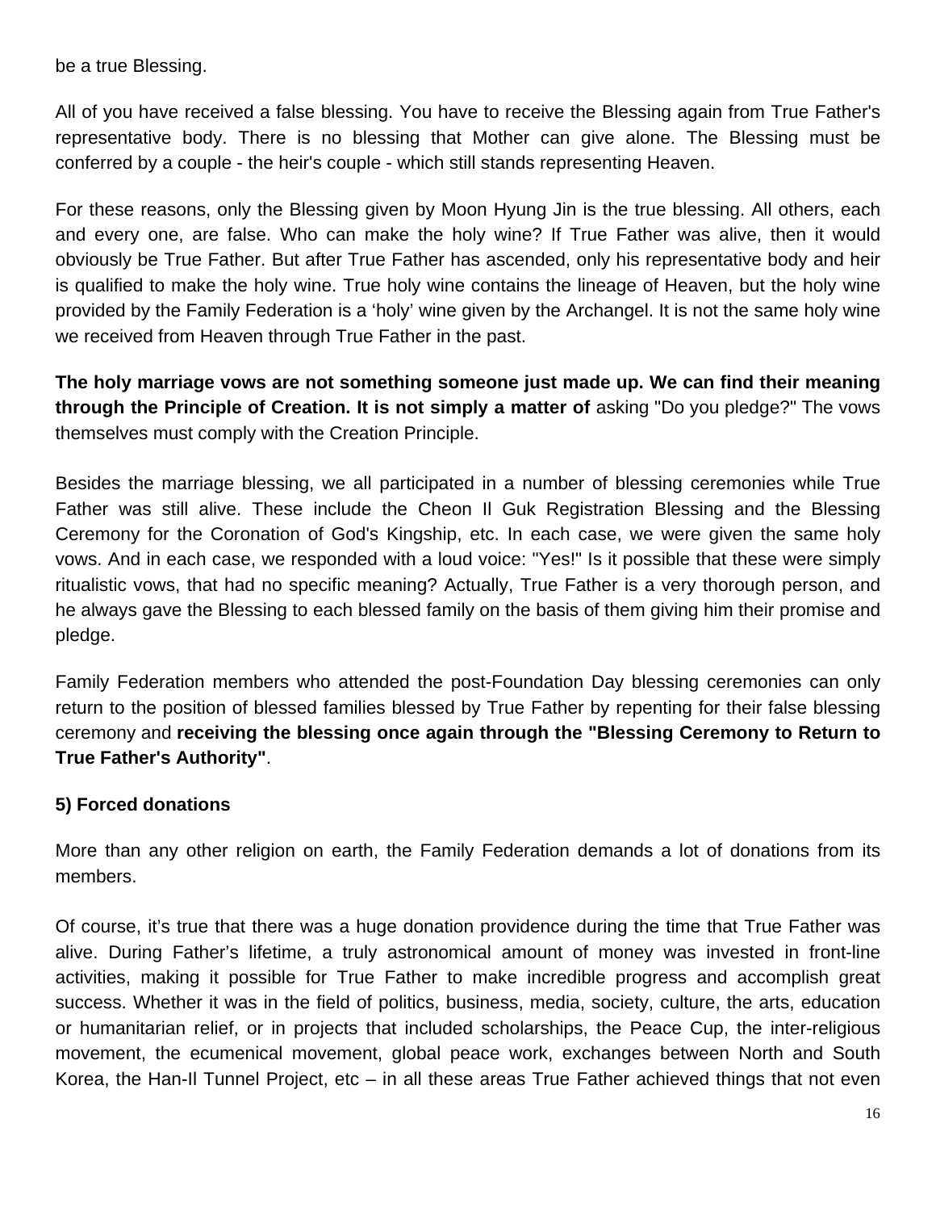be a true Blessing.

All of you have received a false blessing. You have to receive the Blessing again from True Father's representative body. There is no blessing that Mother can give alone. The Blessing must be conferred by a couple - the heir's couple - which still stands representing Heaven.

For these reasons, only the Blessing given by Moon Hyung Jin is the true blessing. All others, each and every one, are false. Who can make the holy wine? If True Father was alive, then it would obviously be True Father. But after True Father has ascended, only his representative body and heir is qualified to make the holy wine. True holy wine contains the lineage of Heaven, but the holy wine provided by the Family Federation is a 'holy' wine given by the Archangel. It is not the same holy wine we received from Heaven through True Father in the past.

**The holy marriage vows are not something someone just made up. We can find their meaning through the Principle of Creation. It is not simply a matter of** asking "Do you pledge?" The vows themselves must comply with the Creation Principle.

Besides the marriage blessing, we all participated in a number of blessing ceremonies while True Father was still alive. These include the Cheon Il Guk Registration Blessing and the Blessing Ceremony for the Coronation of God's Kingship, etc. In each case, we were given the same holy vows. And in each case, we responded with a loud voice: "Yes!" Is it possible that these were simply ritualistic vows, that had no specific meaning? Actually, True Father is a very thorough person, and he always gave the Blessing to each blessed family on the basis of them giving him their promise and pledge.

Family Federation members who attended the post-Foundation Day blessing ceremonies can only return to the position of blessed families blessed by True Father by repenting for their false blessing ceremony and **receiving the blessing once again through the "Blessing Ceremony to Return to True Father's Authority"**.

**5) Forced donations**

More than any other religion on earth, the Family Federation demands a lot of donations from its members.

Of course, it's true that there was a huge donation providence during the time that True Father was alive. During Father's lifetime, a truly astronomical amount of money was invested in front-line activities, making it possible for True Father to make incredible progress and accomplish great success. Whether it was in the field of politics, business, media, society, culture, the arts, education or humanitarian relief, or in projects that included scholarships, the Peace Cup, the inter-religious movement, the ecumenical movement, global peace work, exchanges between North and South Korea, the Han-Il Tunnel Project, etc – in all these areas True Father achieved things that not even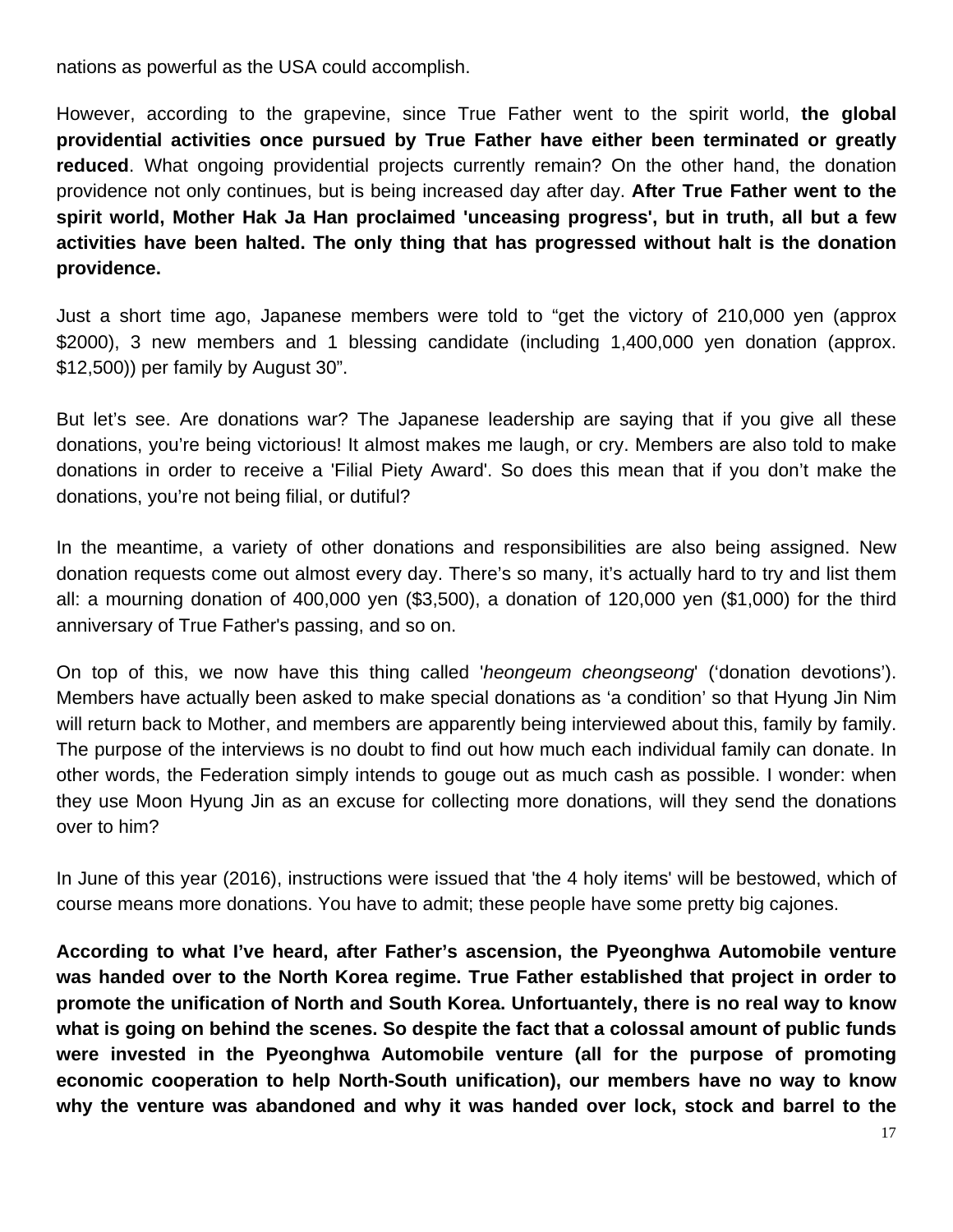nations as powerful as the USA could accomplish.

However, according to the grapevine, since True Father went to the spirit world, **the global providential activities once pursued by True Father have either been terminated or greatly reduced**. What ongoing providential projects currently remain? On the other hand, the donation providence not only continues, but is being increased day after day. **After True Father went to the spirit world, Mother Hak Ja Han proclaimed 'unceasing progress', but in truth, all but a few activities have been halted. The only thing that has progressed without halt is the donation providence.**

Just a short time ago, Japanese members were told to "get the victory of 210,000 yen (approx $2000), 3 new members and 1 blessing candidate (including 1,400,000 yen donation (approx. $12,500)) per family by August 30".

But let's see. Are donations war? The Japanese leadership are saying that if you give all these donations, you're being victorious! It almost makes me laugh, or cry. Members are also told to make donations in order to receive a 'Filial Piety Award'. So does this mean that if you don't make the donations, you're not being filial, or dutiful?

In the meantime, a variety of other donations and responsibilities are also being assigned. New donation requests come out almost every day. There's so many, it's actually hard to try and list them all: a mourning donation of 400,000 yen ($3,500), a donation of 120,000 yen ($1,000) for the third anniversary of True Father's passing, and so on.

On top of this, we now have this thing called '*heongeum cheongseong*' ('donation devotions'). Members have actually been asked to make special donations as 'a condition' so that Hyung Jin Nim will return back to Mother, and members are apparently being interviewed about this, family by family. The purpose of the interviews is no doubt to find out how much each individual family can donate. In other words, the Federation simply intends to gouge out as much cash as possible. I wonder: when they use Moon Hyung Jin as an excuse for collecting more donations, will they send the donations over to him?

In June of this year (2016), instructions were issued that 'the 4 holy items' will be bestowed, which of course means more donations. You have to admit; these people have some pretty big cajones.

**According to what I've heard, after Father's ascension, the Pyeonghwa Automobile venture was handed over to the North Korea regime. True Father established that project in order to promote the unification of North and South Korea. Unfortuantely, there is no real way to know what is going on behind the scenes. So despite the fact that a colossal amount of public funds were invested in the Pyeonghwa Automobile venture (all for the purpose of promoting economic cooperation to help North-South unification), our members have no way to know why the venture was abandoned and why it was handed over lock, stock and barrel to the**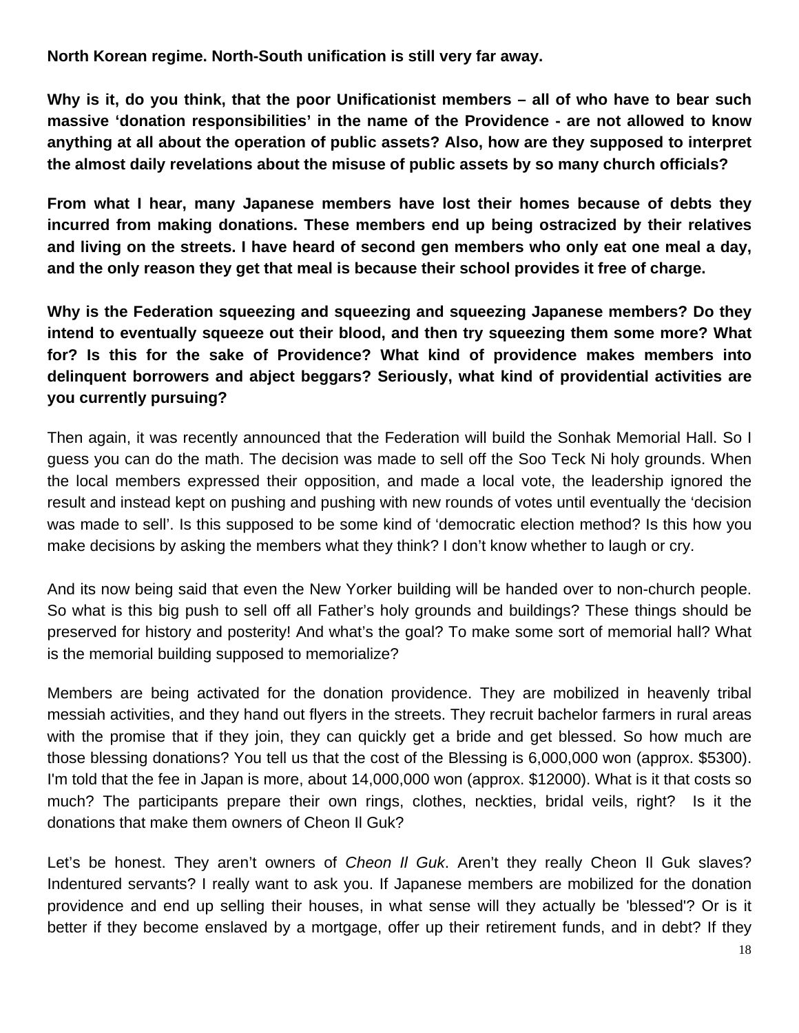**North Korean regime. North-South unification is still very far away.**

**Why is it, do you think, that the poor Unificationist members – all of who have to bear such massive 'donation responsibilities' in the name of the Providence - are not allowed to know anything at all about the operation of public assets? Also, how are they supposed to interpret the almost daily revelations about the misuse of public assets by so many church officials?**

**From what I hear, many Japanese members have lost their homes because of debts they incurred from making donations. These members end up being ostracized by their relatives and living on the streets. I have heard of second gen members who only eat one meal a day, and the only reason they get that meal is because their school provides it free of charge.**

**Why is the Federation squeezing and squeezing and squeezing Japanese members? Do they intend to eventually squeeze out their blood, and then try squeezing them some more? What for? Is this for the sake of Providence? What kind of providence makes members into delinquent borrowers and abject beggars? Seriously, what kind of providential activities are you currently pursuing?**

Then again, it was recently announced that the Federation will build the Sonhak Memorial Hall. So I guess you can do the math. The decision was made to sell off the Soo Teck Ni holy grounds. When the local members expressed their opposition, and made a local vote, the leadership ignored the result and instead kept on pushing and pushing with new rounds of votes until eventually the 'decision was made to sell'. Is this supposed to be some kind of 'democratic election method? Is this how you make decisions by asking the members what they think? I don't know whether to laugh or cry.

And its now being said that even the New Yorker building will be handed over to non-church people. So what is this big push to sell off all Father's holy grounds and buildings? These things should be preserved for history and posterity! And what's the goal? To make some sort of memorial hall? What is the memorial building supposed to memorialize?

Members are being activated for the donation providence. They are mobilized in heavenly tribal messiah activities, and they hand out flyers in the streets. They recruit bachelor farmers in rural areas with the promise that if they join, they can quickly get a bride and get blessed. So how much are those blessing donations? You tell us that the cost of the Blessing is 6,000,000 won (approx. $5300). I'm told that the fee in Japan is more, about 14,000,000 won (approx. $12000). What is it that costs so much? The participants prepare their own rings, clothes, neckties, bridal veils, right? Is it the donations that make them owners of Cheon Il Guk?

Let's be honest. They aren't owners of *Cheon Il Guk*. Aren't they really Cheon Il Guk slaves? Indentured servants? I really want to ask you. If Japanese members are mobilized for the donation providence and end up selling their houses, in what sense will they actually be 'blessed'? Or is it better if they become enslaved by a mortgage, offer up their retirement funds, and in debt? If they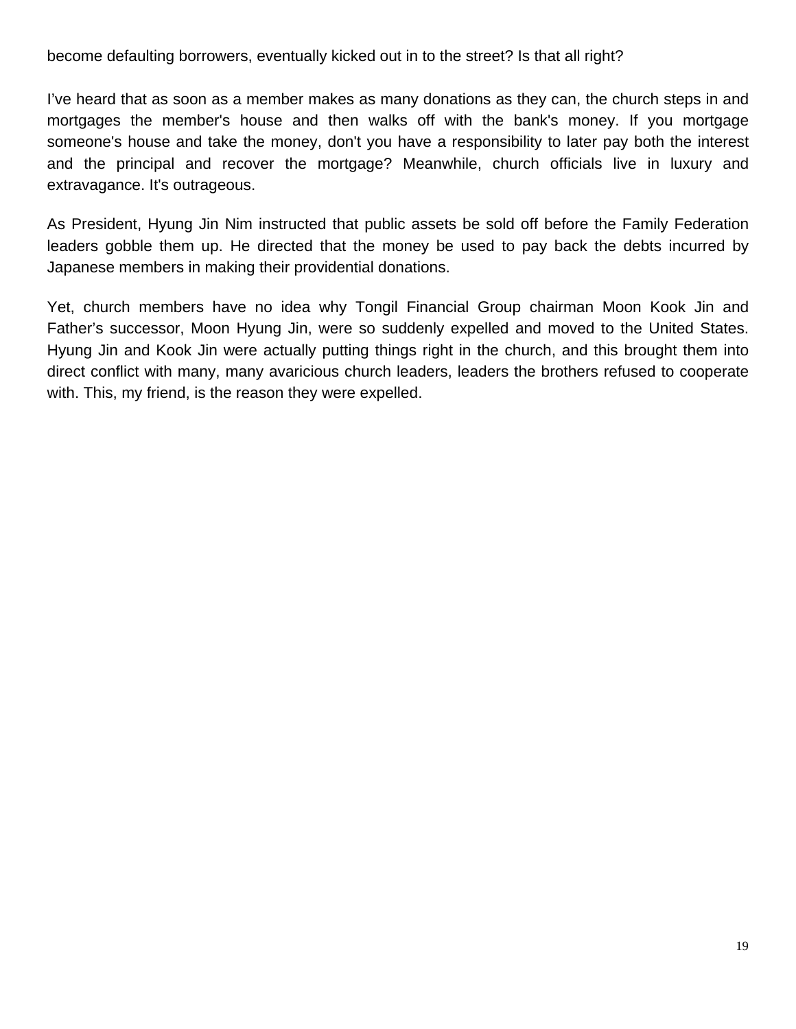become defaulting borrowers, eventually kicked out in to the street? Is that all right?

I've heard that as soon as a member makes as many donations as they can, the church steps in and mortgages the member's house and then walks off with the bank's money. If you mortgage someone's house and take the money, don't you have a responsibility to later pay both the interest and the principal and recover the mortgage? Meanwhile, church officials live in luxury and extravagance. It's outrageous.

As President, Hyung Jin Nim instructed that public assets be sold off before the Family Federation leaders gobble them up. He directed that the money be used to pay back the debts incurred by Japanese members in making their providential donations.

Yet, church members have no idea why Tongil Financial Group chairman Moon Kook Jin and Father's successor, Moon Hyung Jin, were so suddenly expelled and moved to the United States. Hyung Jin and Kook Jin were actually putting things right in the church, and this brought them into direct conflict with many, many avaricious church leaders, leaders the brothers refused to cooperate with. This, my friend, is the reason they were expelled.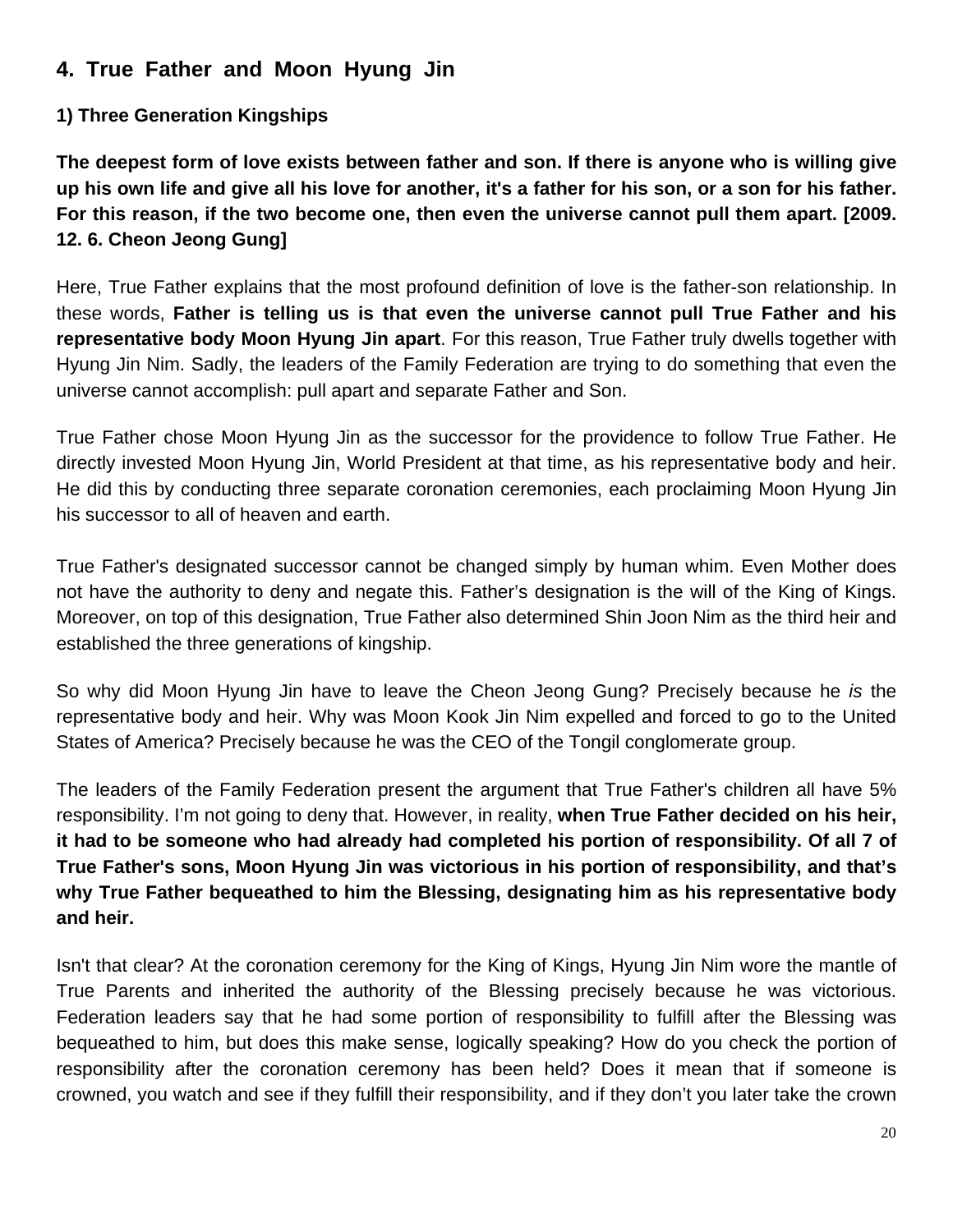## 4. True Father and Moon Hyung Jin

### 1) Three Generation Kingships

**The deepest form of love exists between father and son. If there is anyone who is willing give up his own life and give all his love for another, it's a father for his son, or a son for his father. For this reason, if the two become one, then even the universe cannot pull them apart. [2009. 12. 6. Cheon Jeong Gung]**

Here, True Father explains that the most profound definition of love is the father-son relationship. In these words, **Father is telling us is that even the universe cannot pull True Father and his representative body Moon Hyung Jin apart**. For this reason, True Father truly dwells together with Hyung Jin Nim. Sadly, the leaders of the Family Federation are trying to do something that even the universe cannot accomplish: pull apart and separate Father and Son.

True Father chose Moon Hyung Jin as the successor for the providence to follow True Father. He directly invested Moon Hyung Jin, World President at that time, as his representative body and heir. He did this by conducting three separate coronation ceremonies, each proclaiming Moon Hyung Jin his successor to all of heaven and earth.

True Father's designated successor cannot be changed simply by human whim. Even Mother does not have the authority to deny and negate this. Father's designation is the will of the King of Kings. Moreover, on top of this designation, True Father also determined Shin Joon Nim as the third heir and established the three generations of kingship.

So why did Moon Hyung Jin have to leave the Cheon Jeong Gung? Precisely because he *is* the representative body and heir. Why was Moon Kook Jin Nim expelled and forced to go to the United States of America? Precisely because he was the CEO of the Tongil conglomerate group.

The leaders of the Family Federation present the argument that True Father's children all have 5% responsibility. I'm not going to deny that. However, in reality, **when True Father decided on his heir, it had to be someone who had already had completed his portion of responsibility. Of all 7 of True Father's sons, Moon Hyung Jin was victorious in his portion of responsibility, and that's why True Father bequeathed to him the Blessing, designating him as his representative body and heir.**

Isn't that clear? At the coronation ceremony for the King of Kings, Hyung Jin Nim wore the mantle of True Parents and inherited the authority of the Blessing precisely because he was victorious. Federation leaders say that he had some portion of responsibility to fulfill after the Blessing was bequeathed to him, but does this make sense, logically speaking? How do you check the portion of responsibility after the coronation ceremony has been held? Does it mean that if someone is crowned, you watch and see if they fulfill their responsibility, and if they don't you later take the crown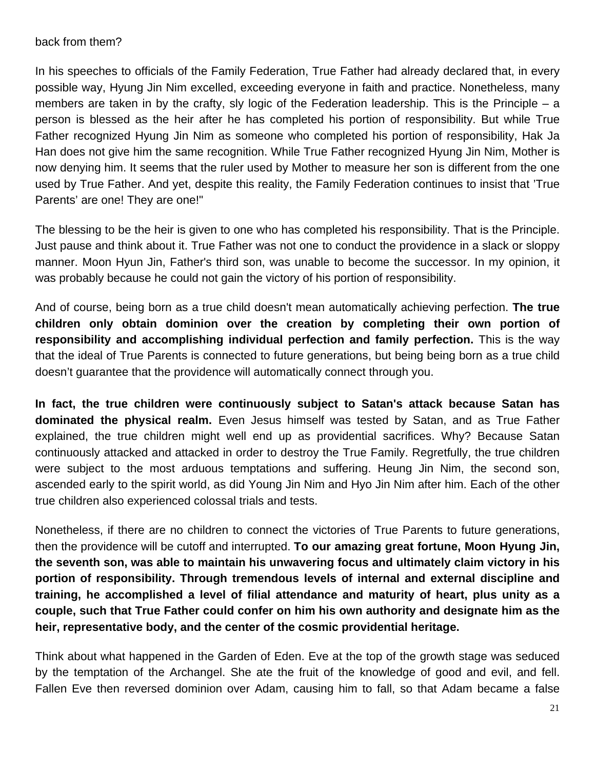back from them?

In his speeches to officials of the Family Federation, True Father had already declared that, in every possible way, Hyung Jin Nim excelled, exceeding everyone in faith and practice. Nonetheless, many members are taken in by the crafty, sly logic of the Federation leadership. This is the Principle – a person is blessed as the heir after he has completed his portion of responsibility. But while True Father recognized Hyung Jin Nim as someone who completed his portion of responsibility, Hak Ja Han does not give him the same recognition. While True Father recognized Hyung Jin Nim, Mother is now denying him. It seems that the ruler used by Mother to measure her son is different from the one used by True Father. And yet, despite this reality, the Family Federation continues to insist that 'True Parents' are one! They are one!"

The blessing to be the heir is given to one who has completed his responsibility. That is the Principle. Just pause and think about it. True Father was not one to conduct the providence in a slack or sloppy manner. Moon Hyun Jin, Father's third son, was unable to become the successor. In my opinion, it was probably because he could not gain the victory of his portion of responsibility.

And of course, being born as a true child doesn't mean automatically achieving perfection. **The true children only obtain dominion over the creation by completing their own portion of responsibility and accomplishing individual perfection and family perfection.** This is the way that the ideal of True Parents is connected to future generations, but being being born as a true child doesn't guarantee that the providence will automatically connect through you.

**In fact, the true children were continuously subject to Satan's attack because Satan has dominated the physical realm.** Even Jesus himself was tested by Satan, and as True Father explained, the true children might well end up as providential sacrifices. Why? Because Satan continuously attacked and attacked in order to destroy the True Family. Regretfully, the true children were subject to the most arduous temptations and suffering. Heung Jin Nim, the second son, ascended early to the spirit world, as did Young Jin Nim and Hyo Jin Nim after him. Each of the other true children also experienced colossal trials and tests.

Nonetheless, if there are no children to connect the victories of True Parents to future generations, then the providence will be cutoff and interrupted. **To our amazing great fortune, Moon Hyung Jin, the seventh son, was able to maintain his unwavering focus and ultimately claim victory in his portion of responsibility. Through tremendous levels of internal and external discipline and training, he accomplished a level of filial attendance and maturity of heart, plus unity as a couple, such that True Father could confer on him his own authority and designate him as the heir, representative body, and the center of the cosmic providential heritage.**

Think about what happened in the Garden of Eden. Eve at the top of the growth stage was seduced by the temptation of the Archangel. She ate the fruit of the knowledge of good and evil, and fell. Fallen Eve then reversed dominion over Adam, causing him to fall, so that Adam became a false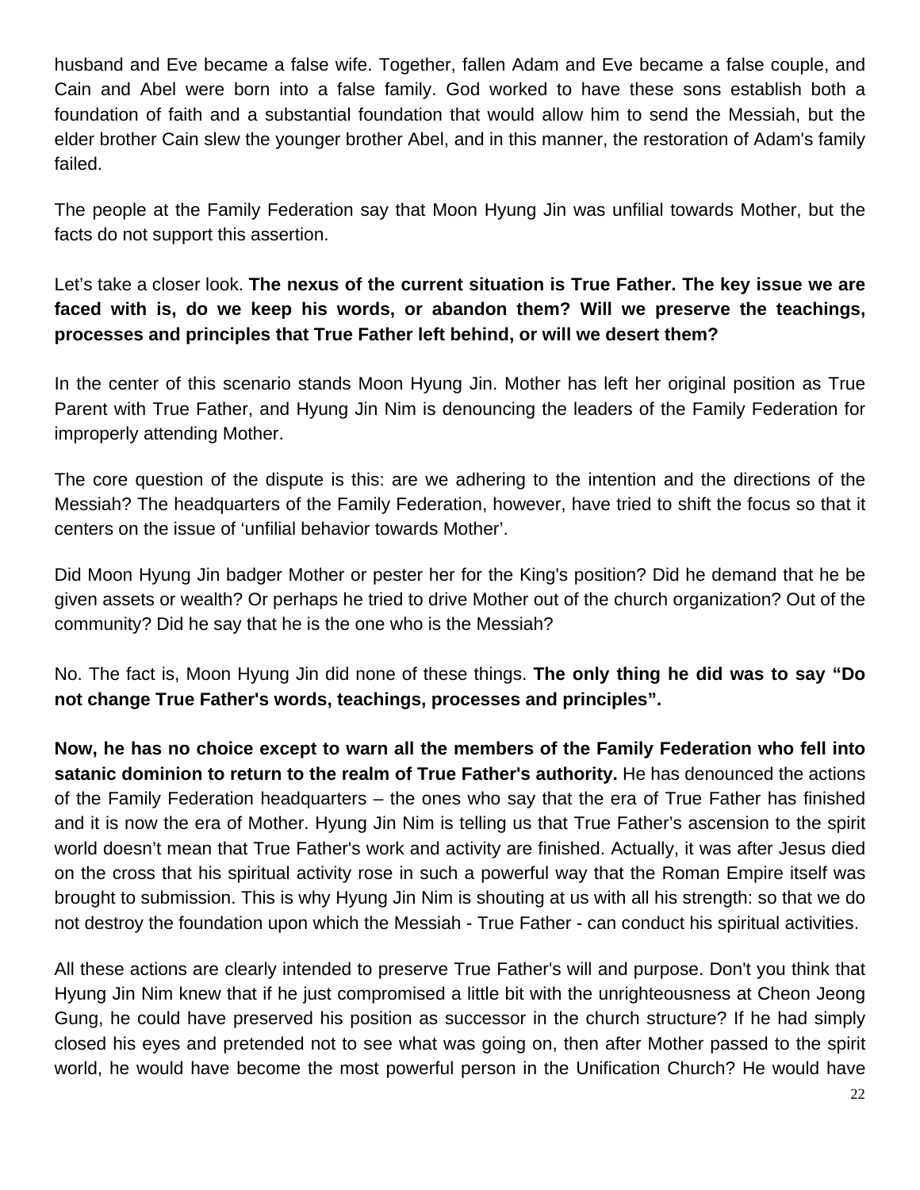husband and Eve became a false wife. Together, fallen Adam and Eve became a false couple, and Cain and Abel were born into a false family. God worked to have these sons establish both a foundation of faith and a substantial foundation that would allow him to send the Messiah, but the elder brother Cain slew the younger brother Abel, and in this manner, the restoration of Adam's family failed.

The people at the Family Federation say that Moon Hyung Jin was unfilial towards Mother, but the facts do not support this assertion.

Let’s take a closer look. **The nexus of the current situation is True Father. The key issue we are faced with is, do we keep his words, or abandon them? Will we preserve the teachings, processes and principles that True Father left behind, or will we desert them?**

In the center of this scenario stands Moon Hyung Jin. Mother has left her original position as True Parent with True Father, and Hyung Jin Nim is denouncing the leaders of the Family Federation for improperly attending Mother.

The core question of the dispute is this: are we adhering to the intention and the directions of the Messiah? The headquarters of the Family Federation, however, have tried to shift the focus so that it centers on the issue of ‘unfilial behavior towards Mother’.

Did Moon Hyung Jin badger Mother or pester her for the King's position? Did he demand that he be given assets or wealth? Or perhaps he tried to drive Mother out of the church organization? Out of the community? Did he say that he is the one who is the Messiah?

No. The fact is, Moon Hyung Jin did none of these things. **The only thing he did was to say “Do not change True Father's words, teachings, processes and principles”.**

**Now, he has no choice except to warn all the members of the Family Federation who fell into satanic dominion to return to the realm of True Father's authority.** He has denounced the actions of the Family Federation headquarters – the ones who say that the era of True Father has finished and it is now the era of Mother. Hyung Jin Nim is telling us that True Father’s ascension to the spirit world doesn’t mean that True Father's work and activity are finished. Actually, it was after Jesus died on the cross that his spiritual activity rose in such a powerful way that the Roman Empire itself was brought to submission. This is why Hyung Jin Nim is shouting at us with all his strength: so that we do not destroy the foundation upon which the Messiah - True Father - can conduct his spiritual activities.

All these actions are clearly intended to preserve True Father's will and purpose. Don't you think that Hyung Jin Nim knew that if he just compromised a little bit with the unrighteousness at Cheon Jeong Gung, he could have preserved his position as successor in the church structure? If he had simply closed his eyes and pretended not to see what was going on, then after Mother passed to the spirit world, he would have become the most powerful person in the Unification Church? He would have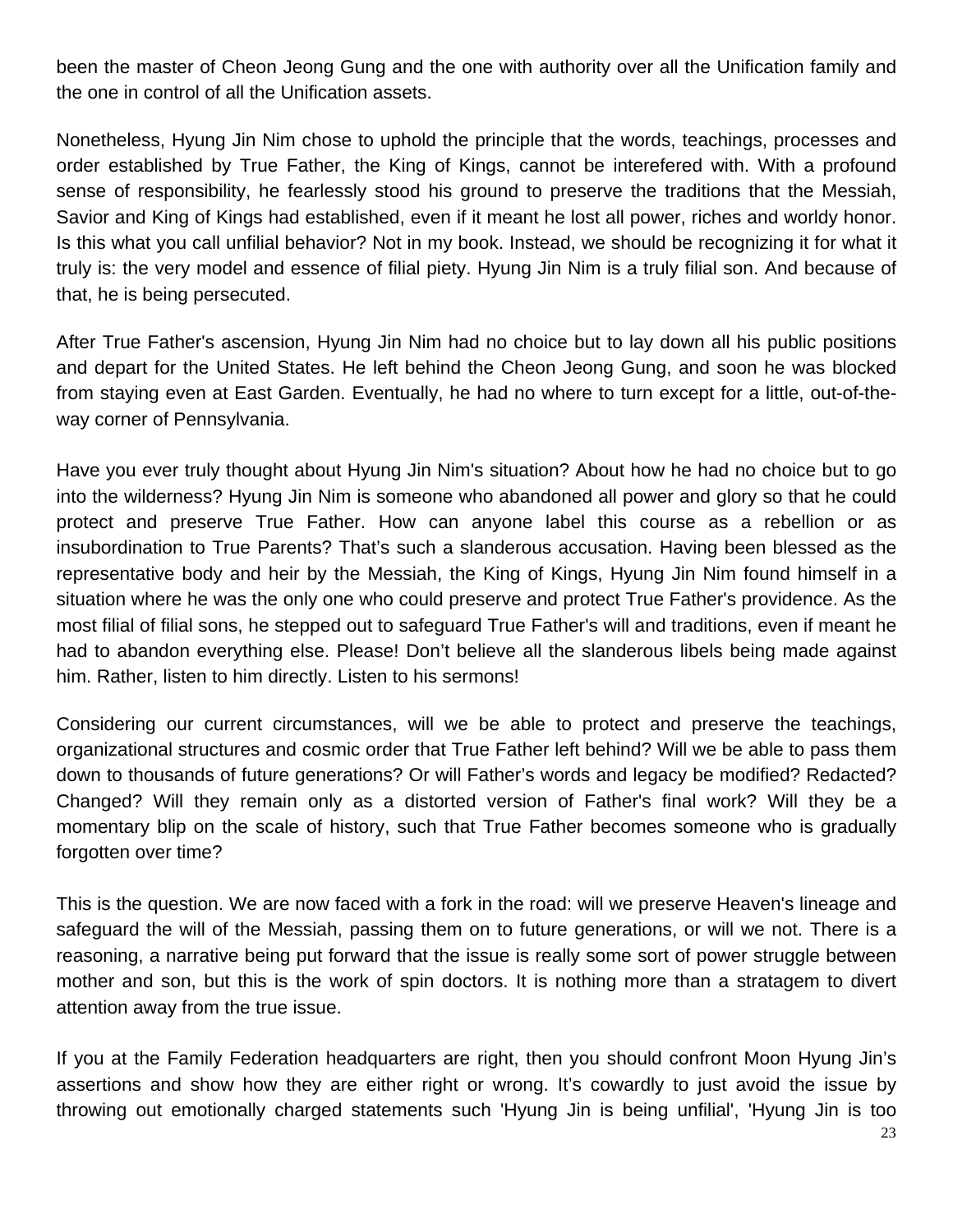been the master of Cheon Jeong Gung and the one with authority over all the Unification family and the one in control of all the Unification assets.

Nonetheless, Hyung Jin Nim chose to uphold the principle that the words, teachings, processes and order established by True Father, the King of Kings, cannot be interefered with. With a profound sense of responsibility, he fearlessly stood his ground to preserve the traditions that the Messiah, Savior and King of Kings had established, even if it meant he lost all power, riches and worldy honor. Is this what you call unfilial behavior? Not in my book. Instead, we should be recognizing it for what it truly is: the very model and essence of filial piety. Hyung Jin Nim is a truly filial son. And because of that, he is being persecuted.

After True Father's ascension, Hyung Jin Nim had no choice but to lay down all his public positions and depart for the United States. He left behind the Cheon Jeong Gung, and soon he was blocked from staying even at East Garden. Eventually, he had no where to turn except for a little, out-of-the-way corner of Pennsylvania.

Have you ever truly thought about Hyung Jin Nim's situation? About how he had no choice but to go into the wilderness? Hyung Jin Nim is someone who abandoned all power and glory so that he could protect and preserve True Father. How can anyone label this course as a rebellion or as insubordination to True Parents? That's such a slanderous accusation. Having been blessed as the representative body and heir by the Messiah, the King of Kings, Hyung Jin Nim found himself in a situation where he was the only one who could preserve and protect True Father's providence. As the most filial of filial sons, he stepped out to safeguard True Father's will and traditions, even if meant he had to abandon everything else. Please! Don't believe all the slanderous libels being made against him. Rather, listen to him directly. Listen to his sermons!

Considering our current circumstances, will we be able to protect and preserve the teachings, organizational structures and cosmic order that True Father left behind? Will we be able to pass them down to thousands of future generations? Or will Father's words and legacy be modified? Redacted? Changed? Will they remain only as a distorted version of Father's final work? Will they be a momentary blip on the scale of history, such that True Father becomes someone who is gradually forgotten over time?

This is the question. We are now faced with a fork in the road: will we preserve Heaven's lineage and safeguard the will of the Messiah, passing them on to future generations, or will we not. There is a reasoning, a narrative being put forward that the issue is really some sort of power struggle between mother and son, but this is the work of spin doctors. It is nothing more than a stratagem to divert attention away from the true issue.

If you at the Family Federation headquarters are right, then you should confront Moon Hyung Jin's assertions and show how they are either right or wrong. It's cowardly to just avoid the issue by throwing out emotionally charged statements such 'Hyung Jin is being unfilial', 'Hyung Jin is too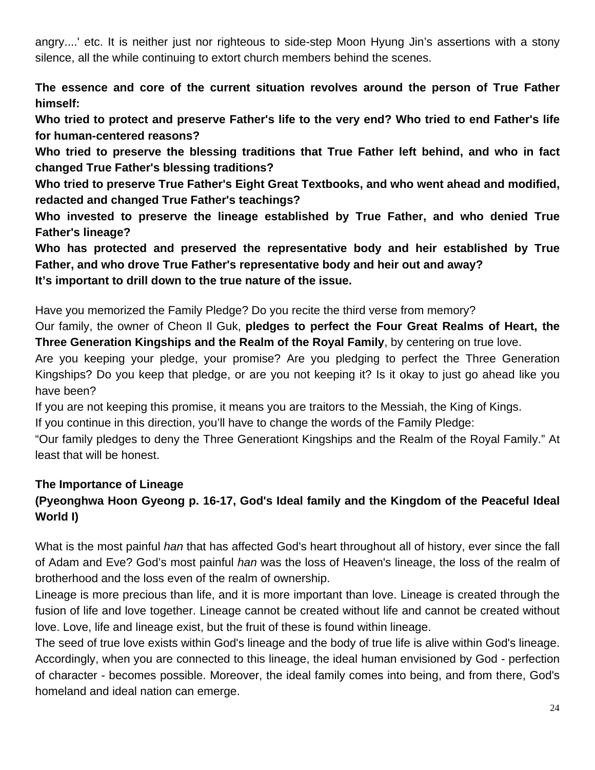angry....' etc. It is neither just nor righteous to side-step Moon Hyung Jin's assertions with a stony silence, all the while continuing to extort church members behind the scenes.

**The essence and core of the current situation revolves around the person of True Father himself:**
**Who tried to protect and preserve Father's life to the very end? Who tried to end Father's life for human-centered reasons?**
**Who tried to preserve the blessing traditions that True Father left behind, and who in fact changed True Father's blessing traditions?**
**Who tried to preserve True Father's Eight Great Textbooks, and who went ahead and modified, redacted and changed True Father's teachings?**
**Who invested to preserve the lineage established by True Father, and who denied True Father's lineage?**
**Who has protected and preserved the representative body and heir established by True Father, and who drove True Father's representative body and heir out and away?**
**It's important to drill down to the true nature of the issue.**

Have you memorized the Family Pledge? Do you recite the third verse from memory?
Our family, the owner of Cheon Il Guk, **pledges to perfect the Four Great Realms of Heart, the Three Generation Kingships and the Realm of the Royal Family**, by centering on true love.
Are you keeping your pledge, your promise? Are you pledging to perfect the Three Generation Kingships? Do you keep that pledge, or are you not keeping it? Is it okay to just go ahead like you have been?
If you are not keeping this promise, it means you are traitors to the Messiah, the King of Kings.
If you continue in this direction, you'll have to change the words of the Family Pledge:
"Our family pledges to deny the Three Generationt Kingships and the Realm of the Royal Family." At least that will be honest.

**The Importance of Lineage**
**(Pyeonghwa Hoon Gyeong p. 16-17, God's Ideal family and the Kingdom of the Peaceful Ideal World I)**

What is the most painful *han* that has affected God's heart throughout all of history, ever since the fall of Adam and Eve? God's most painful *han* was the loss of Heaven's lineage, the loss of the realm of brotherhood and the loss even of the realm of ownership.
Lineage is more precious than life, and it is more important than love. Lineage is created through the fusion of life and love together. Lineage cannot be created without life and cannot be created without love. Love, life and lineage exist, but the fruit of these is found within lineage.
The seed of true love exists within God's lineage and the body of true life is alive within God's lineage. Accordingly, when you are connected to this lineage, the ideal human envisioned by God - perfection of character - becomes possible. Moreover, the ideal family comes into being, and from there, God's homeland and ideal nation can emerge.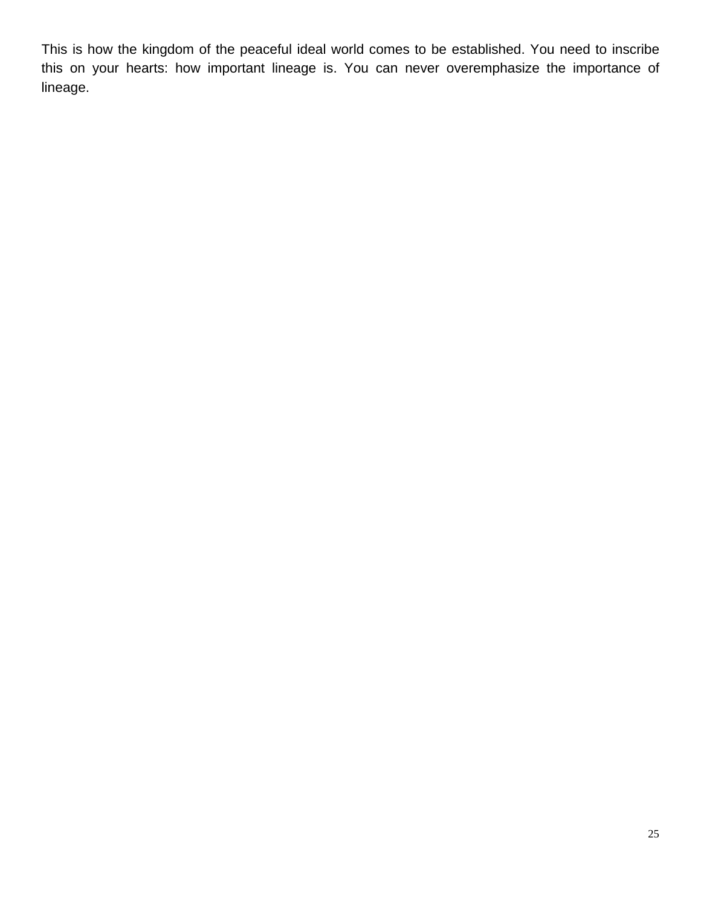This is how the kingdom of the peaceful ideal world comes to be established. You need to inscribe this on your hearts: how important lineage is. You can never overemphasize the importance of lineage.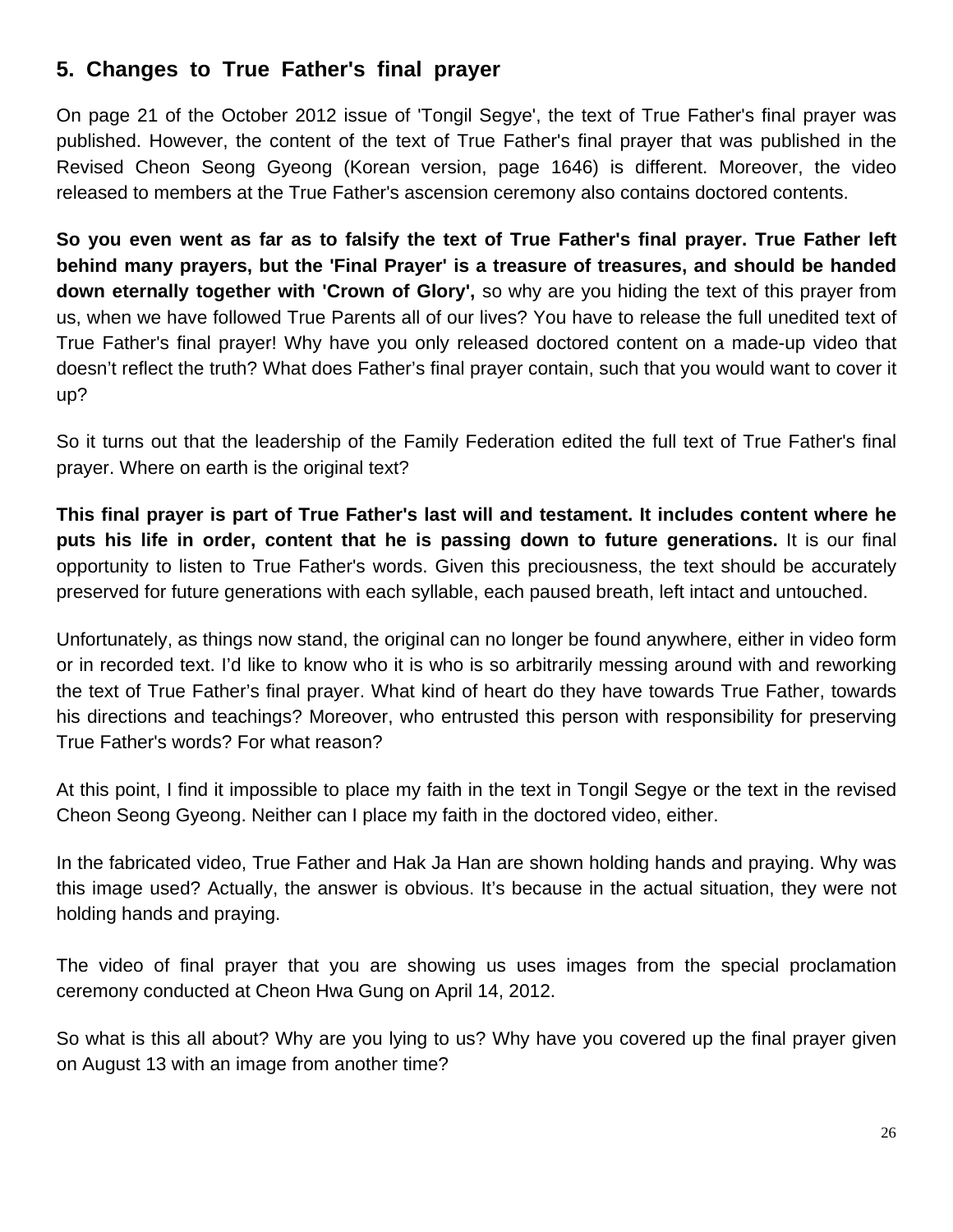## 5. Changes to True Father's final prayer

On page 21 of the October 2012 issue of 'Tongil Segye', the text of True Father's final prayer was published. However, the content of the text of True Father's final prayer that was published in the Revised Cheon Seong Gyeong (Korean version, page 1646) is different. Moreover, the video released to members at the True Father's ascension ceremony also contains doctored contents.

**So you even went as far as to falsify the text of True Father's final prayer. True Father left behind many prayers, but the 'Final Prayer' is a treasure of treasures, and should be handed down eternally together with 'Crown of Glory',** so why are you hiding the text of this prayer from us, when we have followed True Parents all of our lives? You have to release the full unedited text of True Father's final prayer! Why have you only released doctored content on a made-up video that doesn't reflect the truth? What does Father's final prayer contain, such that you would want to cover it up?

So it turns out that the leadership of the Family Federation edited the full text of True Father's final prayer. Where on earth is the original text?

**This final prayer is part of True Father's last will and testament. It includes content where he puts his life in order, content that he is passing down to future generations.** It is our final opportunity to listen to True Father's words. Given this preciousness, the text should be accurately preserved for future generations with each syllable, each paused breath, left intact and untouched.

Unfortunately, as things now stand, the original can no longer be found anywhere, either in video form or in recorded text. I'd like to know who it is who is so arbitrarily messing around with and reworking the text of True Father's final prayer. What kind of heart do they have towards True Father, towards his directions and teachings? Moreover, who entrusted this person with responsibility for preserving True Father's words? For what reason?

At this point, I find it impossible to place my faith in the text in Tongil Segye or the text in the revised Cheon Seong Gyeong. Neither can I place my faith in the doctored video, either.

In the fabricated video, True Father and Hak Ja Han are shown holding hands and praying. Why was this image used? Actually, the answer is obvious. It's because in the actual situation, they were not holding hands and praying.

The video of final prayer that you are showing us uses images from the special proclamation ceremony conducted at Cheon Hwa Gung on April 14, 2012.

So what is this all about? Why are you lying to us? Why have you covered up the final prayer given on August 13 with an image from another time?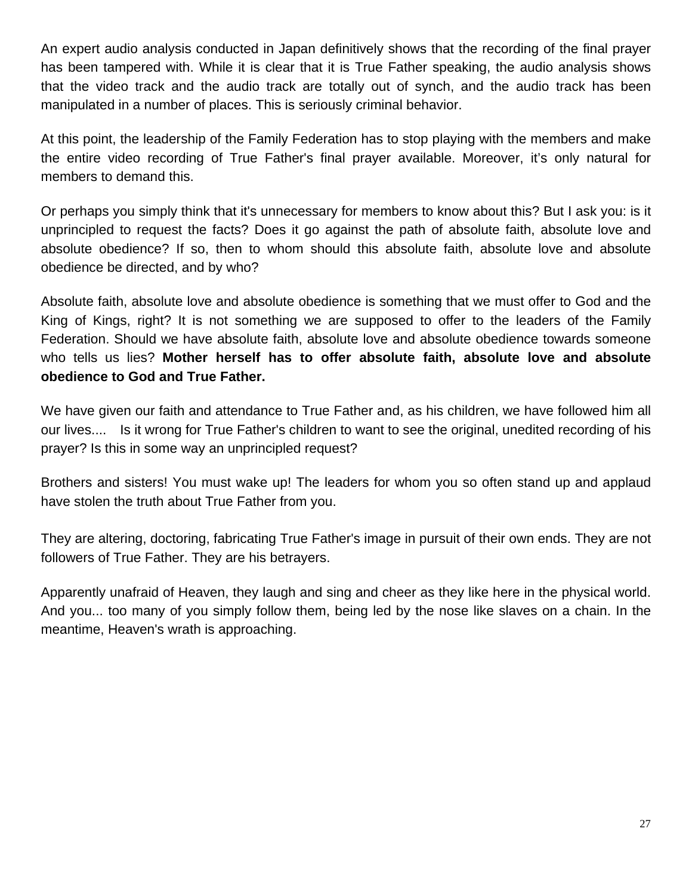An expert audio analysis conducted in Japan definitively shows that the recording of the final prayer has been tampered with. While it is clear that it is True Father speaking, the audio analysis shows that the video track and the audio track are totally out of synch, and the audio track has been manipulated in a number of places. This is seriously criminal behavior.

At this point, the leadership of the Family Federation has to stop playing with the members and make the entire video recording of True Father's final prayer available. Moreover, it’s only natural for members to demand this.

Or perhaps you simply think that it's unnecessary for members to know about this? But I ask you: is it unprincipled to request the facts? Does it go against the path of absolute faith, absolute love and absolute obedience? If so, then to whom should this absolute faith, absolute love and absolute obedience be directed, and by who?

Absolute faith, absolute love and absolute obedience is something that we must offer to God and the King of Kings, right? It is not something we are supposed to offer to the leaders of the Family Federation. Should we have absolute faith, absolute love and absolute obedience towards someone who tells us lies? **Mother herself has to offer absolute faith, absolute love and absolute obedience to God and True Father.**

We have given our faith and attendance to True Father and, as his children, we have followed him all our lives.... Is it wrong for True Father's children to want to see the original, unedited recording of his prayer? Is this in some way an unprincipled request?

Brothers and sisters! You must wake up! The leaders for whom you so often stand up and applaud have stolen the truth about True Father from you.

They are altering, doctoring, fabricating True Father's image in pursuit of their own ends. They are not followers of True Father. They are his betrayers.

Apparently unafraid of Heaven, they laugh and sing and cheer as they like here in the physical world. And you... too many of you simply follow them, being led by the nose like slaves on a chain. In the meantime, Heaven's wrath is approaching.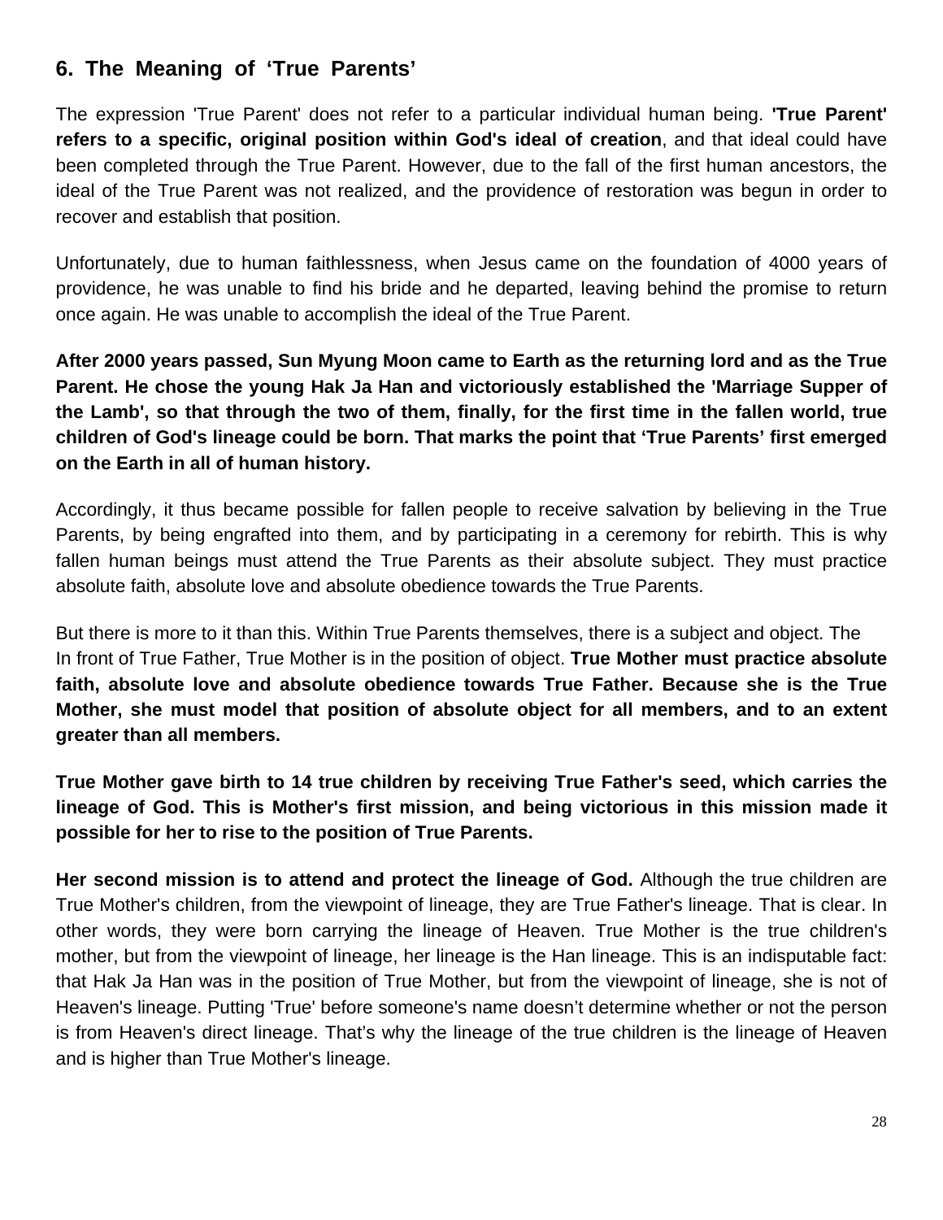## 6. The Meaning of 'True Parents'

The expression 'True Parent' does not refer to a particular individual human being. **'True Parent' refers to a specific, original position within God's ideal of creation**, and that ideal could have been completed through the True Parent. However, due to the fall of the first human ancestors, the ideal of the True Parent was not realized, and the providence of restoration was begun in order to recover and establish that position.

Unfortunately, due to human faithlessness, when Jesus came on the foundation of 4000 years of providence, he was unable to find his bride and he departed, leaving behind the promise to return once again. He was unable to accomplish the ideal of the True Parent.

**After 2000 years passed, Sun Myung Moon came to Earth as the returning lord and as the True Parent. He chose the young Hak Ja Han and victoriously established the 'Marriage Supper of the Lamb', so that through the two of them, finally, for the first time in the fallen world, true children of God's lineage could be born. That marks the point that 'True Parents' first emerged on the Earth in all of human history.**

Accordingly, it thus became possible for fallen people to receive salvation by believing in the True Parents, by being engrafted into them, and by participating in a ceremony for rebirth. This is why fallen human beings must attend the True Parents as their absolute subject. They must practice absolute faith, absolute love and absolute obedience towards the True Parents.

But there is more to it than this. Within True Parents themselves, there is a subject and object. The In front of True Father, True Mother is in the position of object. **True Mother must practice absolute faith, absolute love and absolute obedience towards True Father. Because she is the True Mother, she must model that position of absolute object for all members, and to an extent greater than all members.**

**True Mother gave birth to 14 true children by receiving True Father's seed, which carries the lineage of God. This is Mother's first mission, and being victorious in this mission made it possible for her to rise to the position of True Parents.**

**Her second mission is to attend and protect the lineage of God.** Although the true children are True Mother's children, from the viewpoint of lineage, they are True Father's lineage. That is clear. In other words, they were born carrying the lineage of Heaven. True Mother is the true children's mother, but from the viewpoint of lineage, her lineage is the Han lineage. This is an indisputable fact: that Hak Ja Han was in the position of True Mother, but from the viewpoint of lineage, she is not of Heaven's lineage. Putting 'True' before someone's name doesn't determine whether or not the person is from Heaven's direct lineage. That's why the lineage of the true children is the lineage of Heaven and is higher than True Mother's lineage.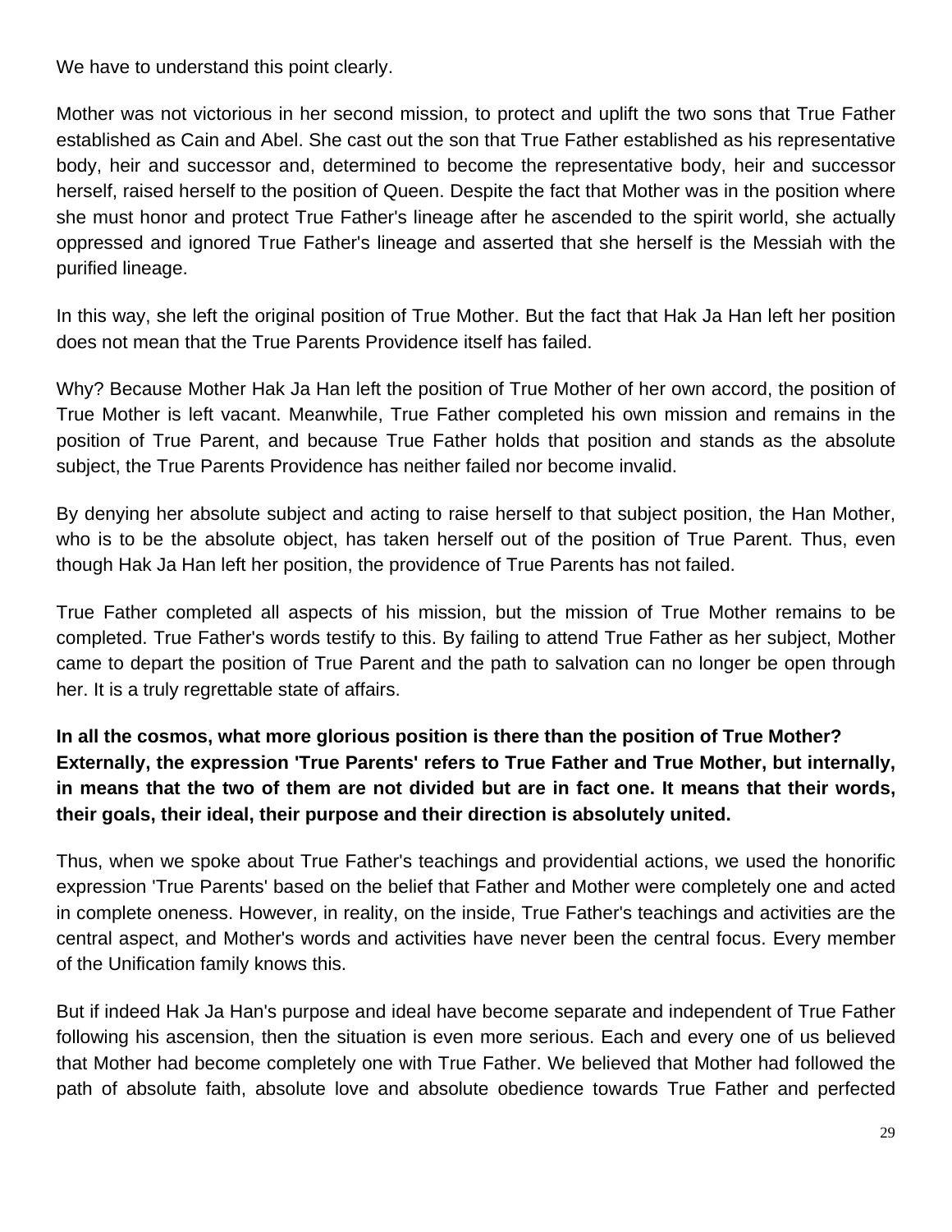We have to understand this point clearly.

Mother was not victorious in her second mission, to protect and uplift the two sons that True Father established as Cain and Abel. She cast out the son that True Father established as his representative body, heir and successor and, determined to become the representative body, heir and successor herself, raised herself to the position of Queen. Despite the fact that Mother was in the position where she must honor and protect True Father's lineage after he ascended to the spirit world, she actually oppressed and ignored True Father's lineage and asserted that she herself is the Messiah with the purified lineage.

In this way, she left the original position of True Mother. But the fact that Hak Ja Han left her position does not mean that the True Parents Providence itself has failed.

Why? Because Mother Hak Ja Han left the position of True Mother of her own accord, the position of True Mother is left vacant. Meanwhile, True Father completed his own mission and remains in the position of True Parent, and because True Father holds that position and stands as the absolute subject, the True Parents Providence has neither failed nor become invalid.

By denying her absolute subject and acting to raise herself to that subject position, the Han Mother, who is to be the absolute object, has taken herself out of the position of True Parent. Thus, even though Hak Ja Han left her position, the providence of True Parents has not failed.

True Father completed all aspects of his mission, but the mission of True Mother remains to be completed. True Father's words testify to this. By failing to attend True Father as her subject, Mother came to depart the position of True Parent and the path to salvation can no longer be open through her. It is a truly regrettable state of affairs.

**In all the cosmos, what more glorious position is there than the position of True Mother? Externally, the expression 'True Parents' refers to True Father and True Mother, but internally, in means that the two of them are not divided but are in fact one. It means that their words, their goals, their ideal, their purpose and their direction is absolutely united.**

Thus, when we spoke about True Father's teachings and providential actions, we used the honorific expression 'True Parents' based on the belief that Father and Mother were completely one and acted in complete oneness. However, in reality, on the inside, True Father's teachings and activities are the central aspect, and Mother's words and activities have never been the central focus. Every member of the Unification family knows this.

But if indeed Hak Ja Han's purpose and ideal have become separate and independent of True Father following his ascension, then the situation is even more serious. Each and every one of us believed that Mother had become completely one with True Father. We believed that Mother had followed the path of absolute faith, absolute love and absolute obedience towards True Father and perfected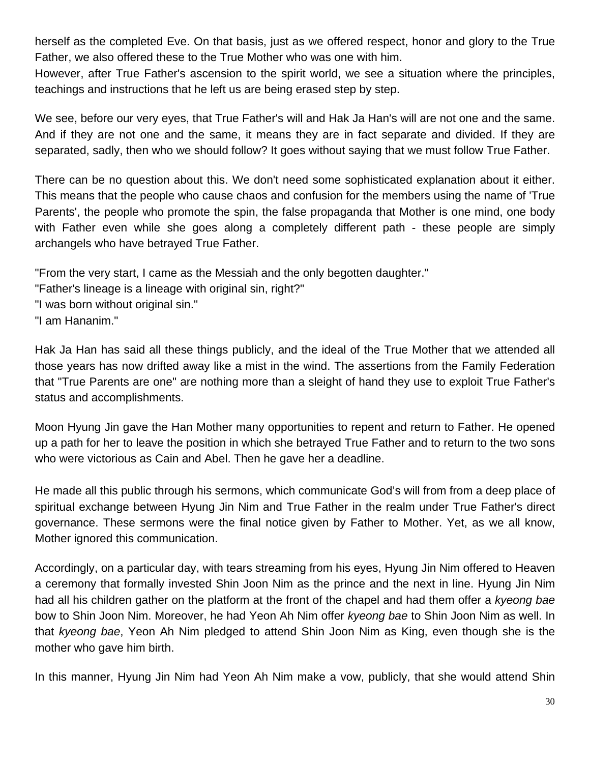herself as the completed Eve. On that basis, just as we offered respect, honor and glory to the True Father, we also offered these to the True Mother who was one with him.
However, after True Father's ascension to the spirit world, we see a situation where the principles, teachings and instructions that he left us are being erased step by step.

We see, before our very eyes, that True Father's will and Hak Ja Han's will are not one and the same. And if they are not one and the same, it means they are in fact separate and divided. If they are separated, sadly, then who we should follow? It goes without saying that we must follow True Father.

There can be no question about this. We don't need some sophisticated explanation about it either. This means that the people who cause chaos and confusion for the members using the name of 'True Parents', the people who promote the spin, the false propaganda that Mother is one mind, one body with Father even while she goes along a completely different path - these people are simply archangels who have betrayed True Father.

"From the very start, I came as the Messiah and the only begotten daughter."
"Father's lineage is a lineage with original sin, right?"
"I was born without original sin."
"I am Hananim."

Hak Ja Han has said all these things publicly, and the ideal of the True Mother that we attended all those years has now drifted away like a mist in the wind. The assertions from the Family Federation that "True Parents are one" are nothing more than a sleight of hand they use to exploit True Father's status and accomplishments.

Moon Hyung Jin gave the Han Mother many opportunities to repent and return to Father. He opened up a path for her to leave the position in which she betrayed True Father and to return to the two sons who were victorious as Cain and Abel. Then he gave her a deadline.

He made all this public through his sermons, which communicate God's will from from a deep place of spiritual exchange between Hyung Jin Nim and True Father in the realm under True Father's direct governance. These sermons were the final notice given by Father to Mother. Yet, as we all know, Mother ignored this communication.

Accordingly, on a particular day, with tears streaming from his eyes, Hyung Jin Nim offered to Heaven a ceremony that formally invested Shin Joon Nim as the prince and the next in line. Hyung Jin Nim had all his children gather on the platform at the front of the chapel and had them offer a *kyeong bae* bow to Shin Joon Nim. Moreover, he had Yeon Ah Nim offer *kyeong bae* to Shin Joon Nim as well. In that *kyeong bae*, Yeon Ah Nim pledged to attend Shin Joon Nim as King, even though she is the mother who gave him birth.

In this manner, Hyung Jin Nim had Yeon Ah Nim make a vow, publicly, that she would attend Shin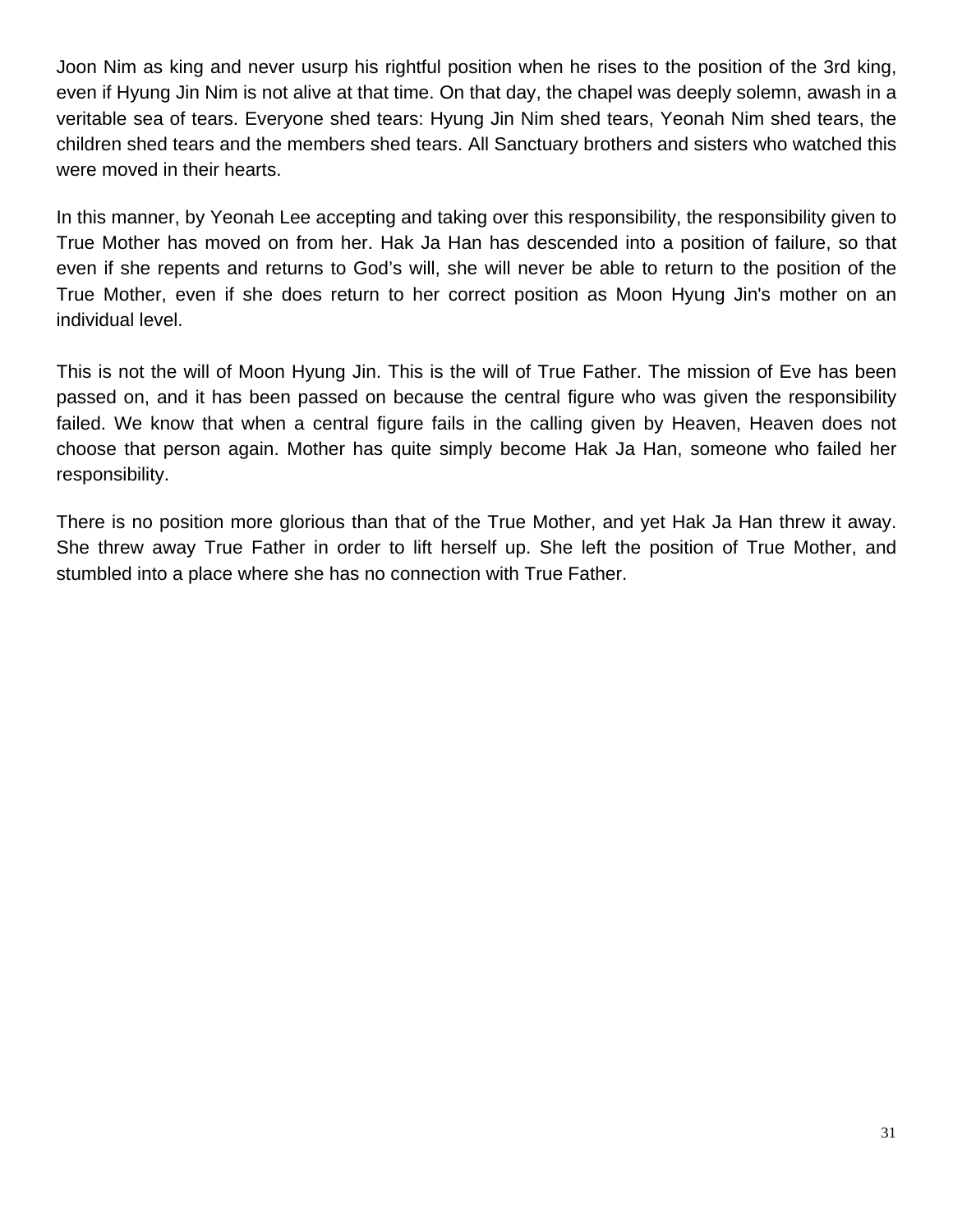Joon Nim as king and never usurp his rightful position when he rises to the position of the 3rd king, even if Hyung Jin Nim is not alive at that time. On that day, the chapel was deeply solemn, awash in a veritable sea of tears. Everyone shed tears: Hyung Jin Nim shed tears, Yeonah Nim shed tears, the children shed tears and the members shed tears. All Sanctuary brothers and sisters who watched this were moved in their hearts.

In this manner, by Yeonah Lee accepting and taking over this responsibility, the responsibility given to True Mother has moved on from her. Hak Ja Han has descended into a position of failure, so that even if she repents and returns to God's will, she will never be able to return to the position of the True Mother, even if she does return to her correct position as Moon Hyung Jin's mother on an individual level.

This is not the will of Moon Hyung Jin. This is the will of True Father. The mission of Eve has been passed on, and it has been passed on because the central figure who was given the responsibility failed. We know that when a central figure fails in the calling given by Heaven, Heaven does not choose that person again. Mother has quite simply become Hak Ja Han, someone who failed her responsibility.

There is no position more glorious than that of the True Mother, and yet Hak Ja Han threw it away. She threw away True Father in order to lift herself up. She left the position of True Mother, and stumbled into a place where she has no connection with True Father.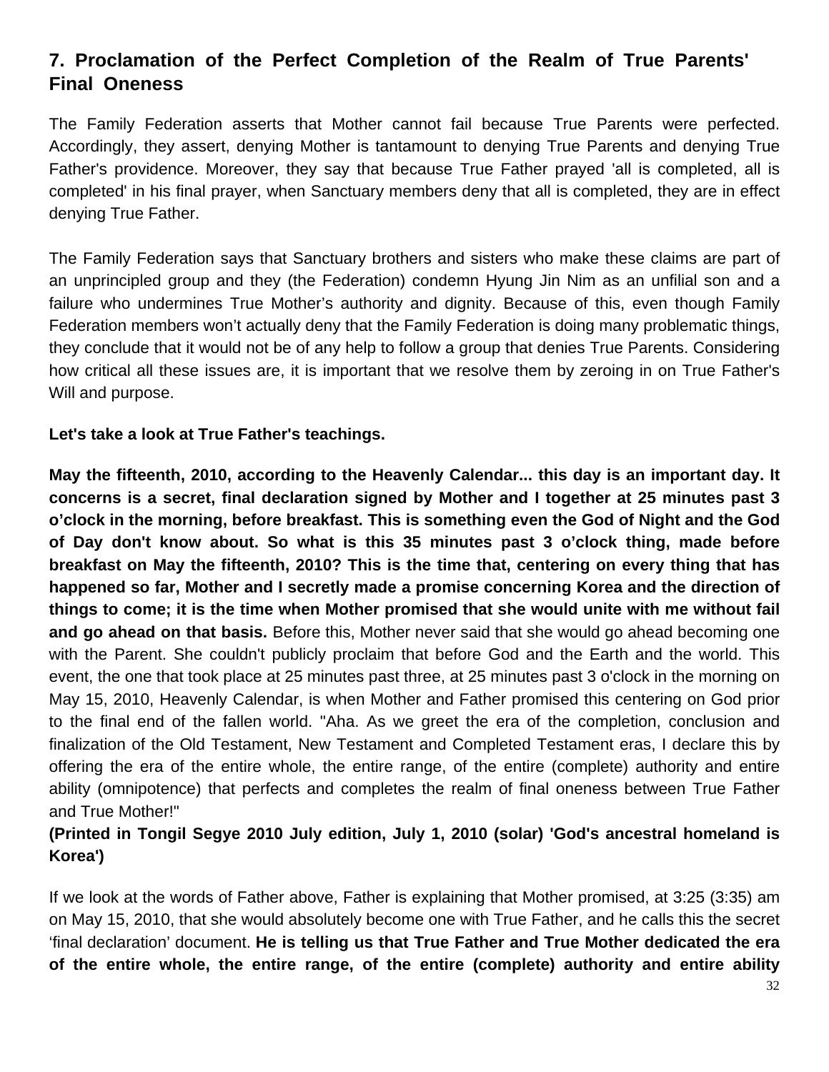## 7. Proclamation of the Perfect Completion of the Realm of True Parents' Final Oneness

The Family Federation asserts that Mother cannot fail because True Parents were perfected. Accordingly, they assert, denying Mother is tantamount to denying True Parents and denying True Father's providence. Moreover, they say that because True Father prayed 'all is completed, all is completed' in his final prayer, when Sanctuary members deny that all is completed, they are in effect denying True Father.

The Family Federation says that Sanctuary brothers and sisters who make these claims are part of an unprincipled group and they (the Federation) condemn Hyung Jin Nim as an unfilial son and a failure who undermines True Mother's authority and dignity. Because of this, even though Family Federation members won't actually deny that the Family Federation is doing many problematic things, they conclude that it would not be of any help to follow a group that denies True Parents. Considering how critical all these issues are, it is important that we resolve them by zeroing in on True Father's Will and purpose.

**Let's take a look at True Father's teachings.**

**May the fifteenth, 2010, according to the Heavenly Calendar... this day is an important day. It concerns is a secret, final declaration signed by Mother and I together at 25 minutes past 3 o'clock in the morning, before breakfast. This is something even the God of Night and the God of Day don't know about. So what is this 35 minutes past 3 o'clock thing, made before breakfast on May the fifteenth, 2010? This is the time that, centering on every thing that has happened so far, Mother and I secretly made a promise concerning Korea and the direction of things to come; it is the time when Mother promised that she would unite with me without fail and go ahead on that basis.** Before this, Mother never said that she would go ahead becoming one with the Parent. She couldn't publicly proclaim that before God and the Earth and the world. This event, the one that took place at 25 minutes past three, at 25 minutes past 3 o'clock in the morning on May 15, 2010, Heavenly Calendar, is when Mother and Father promised this centering on God prior to the final end of the fallen world. "Aha. As we greet the era of the completion, conclusion and finalization of the Old Testament, New Testament and Completed Testament eras, I declare this by offering the era of the entire whole, the entire range, of the entire (complete) authority and entire ability (omnipotence) that perfects and completes the realm of final oneness between True Father and True Mother!"

**(Printed in Tongil Segye 2010 July edition, July 1, 2010 (solar) 'God's ancestral homeland is Korea')**

If we look at the words of Father above, Father is explaining that Mother promised, at 3:25 (3:35) am on May 15, 2010, that she would absolutely become one with True Father, and he calls this the secret 'final declaration' document. **He is telling us that True Father and True Mother dedicated the era of the entire whole, the entire range, of the entire (complete) authority and entire ability**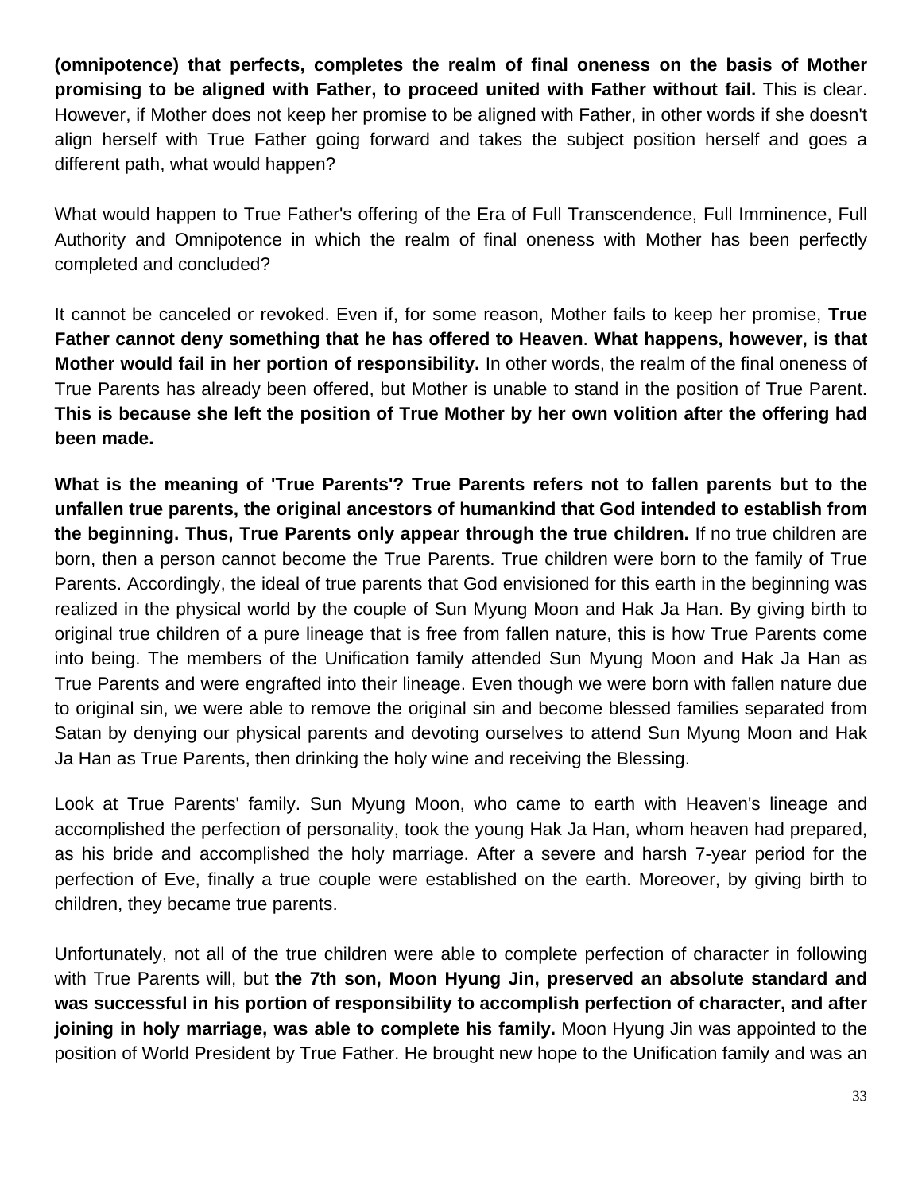**(omnipotence) that perfects, completes the realm of final oneness on the basis of Mother promising to be aligned with Father, to proceed united with Father without fail.** This is clear. However, if Mother does not keep her promise to be aligned with Father, in other words if she doesn't align herself with True Father going forward and takes the subject position herself and goes a different path, what would happen?

What would happen to True Father's offering of the Era of Full Transcendence, Full Imminence, Full Authority and Omnipotence in which the realm of final oneness with Mother has been perfectly completed and concluded?

It cannot be canceled or revoked. Even if, for some reason, Mother fails to keep her promise, **True Father cannot deny something that he has offered to Heaven**. **What happens, however, is that Mother would fail in her portion of responsibility.** In other words, the realm of the final oneness of True Parents has already been offered, but Mother is unable to stand in the position of True Parent. **This is because she left the position of True Mother by her own volition after the offering had been made.**

**What is the meaning of 'True Parents'? True Parents refers not to fallen parents but to the unfallen true parents, the original ancestors of humankind that God intended to establish from the beginning. Thus, True Parents only appear through the true children.** If no true children are born, then a person cannot become the True Parents. True children were born to the family of True Parents. Accordingly, the ideal of true parents that God envisioned for this earth in the beginning was realized in the physical world by the couple of Sun Myung Moon and Hak Ja Han. By giving birth to original true children of a pure lineage that is free from fallen nature, this is how True Parents come into being. The members of the Unification family attended Sun Myung Moon and Hak Ja Han as True Parents and were engrafted into their lineage. Even though we were born with fallen nature due to original sin, we were able to remove the original sin and become blessed families separated from Satan by denying our physical parents and devoting ourselves to attend Sun Myung Moon and Hak Ja Han as True Parents, then drinking the holy wine and receiving the Blessing.

Look at True Parents' family. Sun Myung Moon, who came to earth with Heaven's lineage and accomplished the perfection of personality, took the young Hak Ja Han, whom heaven had prepared, as his bride and accomplished the holy marriage. After a severe and harsh 7-year period for the perfection of Eve, finally a true couple were established on the earth. Moreover, by giving birth to children, they became true parents.

Unfortunately, not all of the true children were able to complete perfection of character in following with True Parents will, but **the 7th son, Moon Hyung Jin, preserved an absolute standard and was successful in his portion of responsibility to accomplish perfection of character, and after joining in holy marriage, was able to complete his family.** Moon Hyung Jin was appointed to the position of World President by True Father. He brought new hope to the Unification family and was an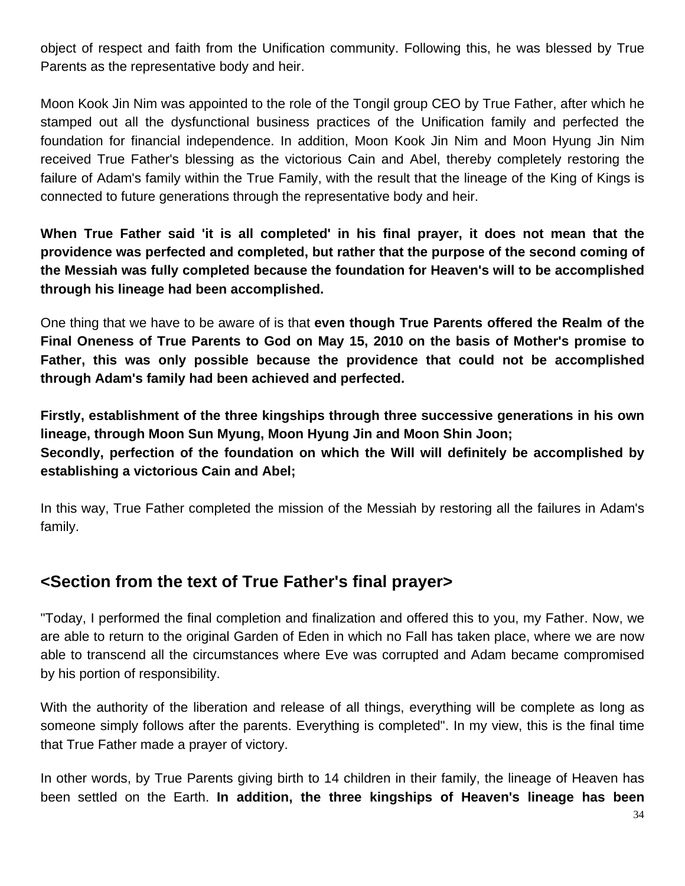object of respect and faith from the Unification community. Following this, he was blessed by True Parents as the representative body and heir.

Moon Kook Jin Nim was appointed to the role of the Tongil group CEO by True Father, after which he stamped out all the dysfunctional business practices of the Unification family and perfected the foundation for financial independence. In addition, Moon Kook Jin Nim and Moon Hyung Jin Nim received True Father's blessing as the victorious Cain and Abel, thereby completely restoring the failure of Adam's family within the True Family, with the result that the lineage of the King of Kings is connected to future generations through the representative body and heir.

**When True Father said 'it is all completed' in his final prayer, it does not mean that the providence was perfected and completed, but rather that the purpose of the second coming of the Messiah was fully completed because the foundation for Heaven's will to be accomplished through his lineage had been accomplished.**

One thing that we have to be aware of is that **even though True Parents offered the Realm of the Final Oneness of True Parents to God on May 15, 2010 on the basis of Mother's promise to Father, this was only possible because the providence that could not be accomplished through Adam's family had been achieved and perfected.**

**Firstly, establishment of the three kingships through three successive generations in his own lineage, through Moon Sun Myung, Moon Hyung Jin and Moon Shin Joon;**
**Secondly, perfection of the foundation on which the Will will definitely be accomplished by establishing a victorious Cain and Abel;**

In this way, True Father completed the mission of the Messiah by restoring all the failures in Adam's family.

## <Section from the text of True Father's final prayer>

"Today, I performed the final completion and finalization and offered this to you, my Father. Now, we are able to return to the original Garden of Eden in which no Fall has taken place, where we are now able to transcend all the circumstances where Eve was corrupted and Adam became compromised by his portion of responsibility.

With the authority of the liberation and release of all things, everything will be complete as long as someone simply follows after the parents. Everything is completed". In my view, this is the final time that True Father made a prayer of victory.

In other words, by True Parents giving birth to 14 children in their family, the lineage of Heaven has been settled on the Earth. **In addition, the three kingships of Heaven's lineage has been**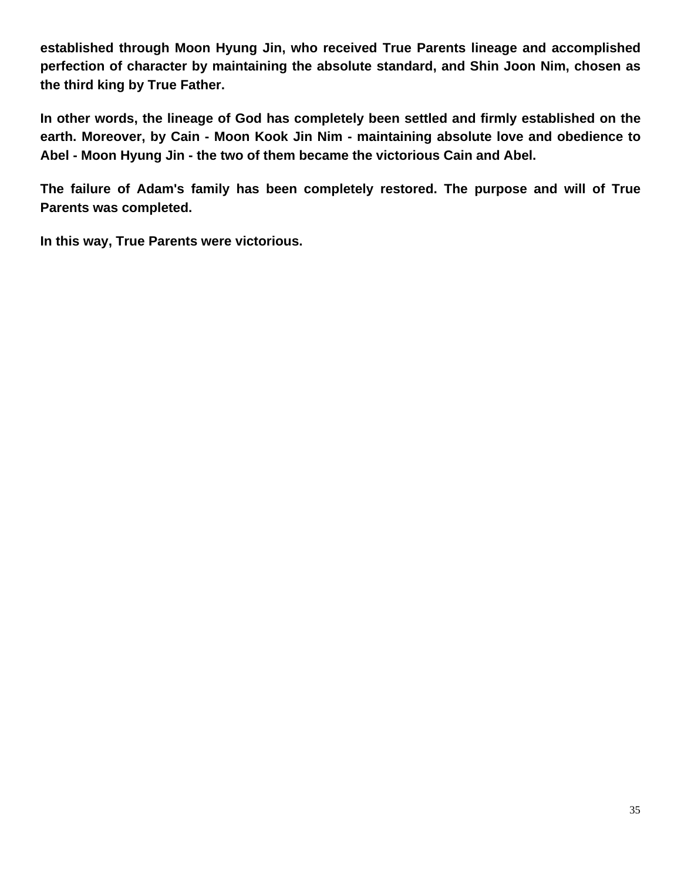**established through Moon Hyung Jin, who received True Parents lineage and accomplished perfection of character by maintaining the absolute standard, and Shin Joon Nim, chosen as the third king by True Father.**

**In other words, the lineage of God has completely been settled and firmly established on the earth. Moreover, by Cain - Moon Kook Jin Nim - maintaining absolute love and obedience to Abel - Moon Hyung Jin - the two of them became the victorious Cain and Abel.**

**The failure of Adam's family has been completely restored. The purpose and will of True Parents was completed.**

**In this way, True Parents were victorious.**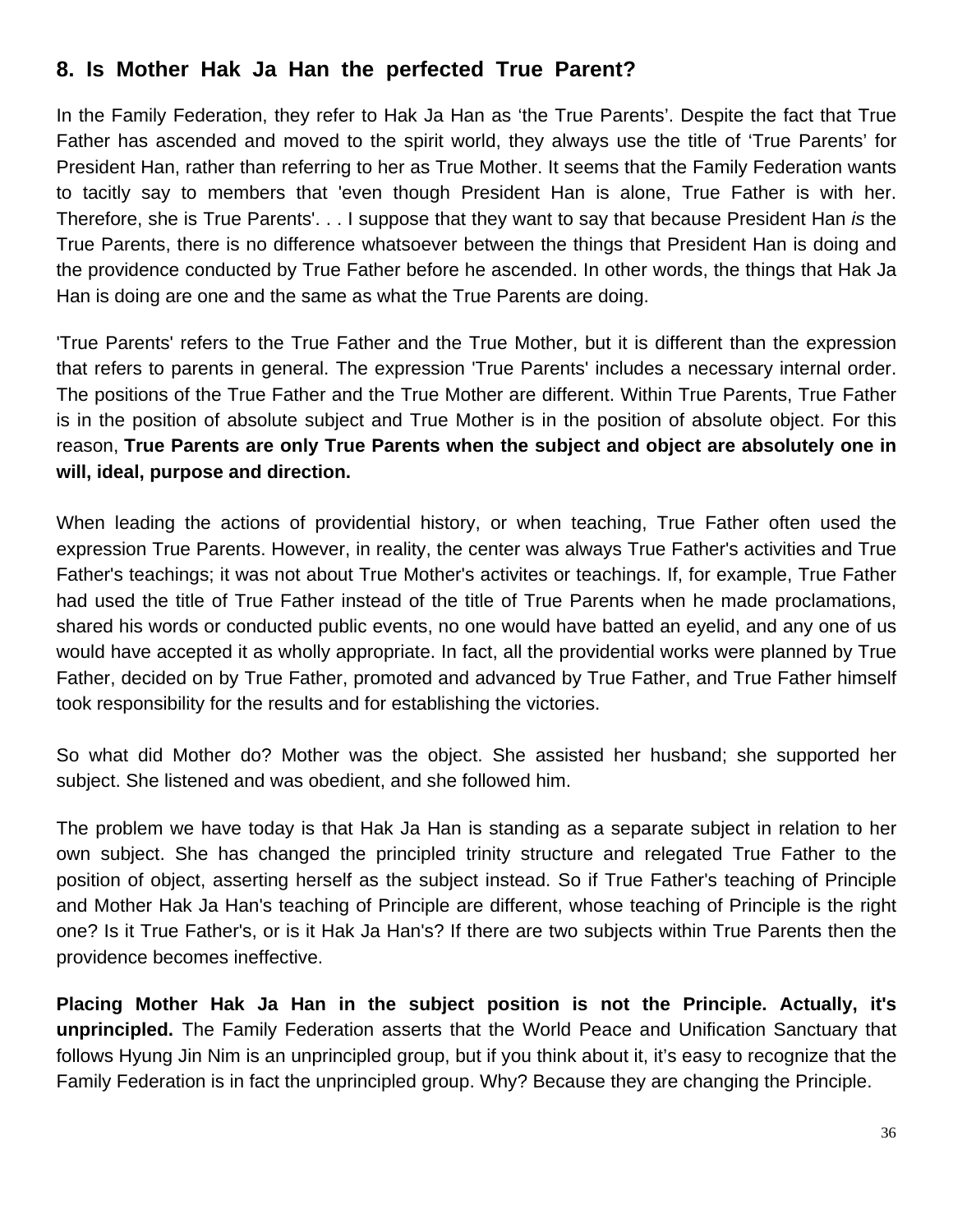## 8. Is Mother Hak Ja Han the perfected True Parent?

In the Family Federation, they refer to Hak Ja Han as 'the True Parents'. Despite the fact that True Father has ascended and moved to the spirit world, they always use the title of 'True Parents' for President Han, rather than referring to her as True Mother. It seems that the Family Federation wants to tacitly say to members that 'even though President Han is alone, True Father is with her. Therefore, she is True Parents'. . . I suppose that they want to say that because President Han *is* the True Parents, there is no difference whatsoever between the things that President Han is doing and the providence conducted by True Father before he ascended. In other words, the things that Hak Ja Han is doing are one and the same as what the True Parents are doing.

'True Parents' refers to the True Father and the True Mother, but it is different than the expression that refers to parents in general. The expression 'True Parents' includes a necessary internal order. The positions of the True Father and the True Mother are different. Within True Parents, True Father is in the position of absolute subject and True Mother is in the position of absolute object. For this reason, **True Parents are only True Parents when the subject and object are absolutely one in will, ideal, purpose and direction.**

When leading the actions of providential history, or when teaching, True Father often used the expression True Parents. However, in reality, the center was always True Father's activities and True Father's teachings; it was not about True Mother's activites or teachings. If, for example, True Father had used the title of True Father instead of the title of True Parents when he made proclamations, shared his words or conducted public events, no one would have batted an eyelid, and any one of us would have accepted it as wholly appropriate. In fact, all the providential works were planned by True Father, decided on by True Father, promoted and advanced by True Father, and True Father himself took responsibility for the results and for establishing the victories.

So what did Mother do? Mother was the object. She assisted her husband; she supported her subject. She listened and was obedient, and she followed him.

The problem we have today is that Hak Ja Han is standing as a separate subject in relation to her own subject. She has changed the principled trinity structure and relegated True Father to the position of object, asserting herself as the subject instead. So if True Father's teaching of Principle and Mother Hak Ja Han's teaching of Principle are different, whose teaching of Principle is the right one? Is it True Father's, or is it Hak Ja Han's? If there are two subjects within True Parents then the providence becomes ineffective.

**Placing Mother Hak Ja Han in the subject position is not the Principle. Actually, it's unprincipled.** The Family Federation asserts that the World Peace and Unification Sanctuary that follows Hyung Jin Nim is an unprincipled group, but if you think about it, it's easy to recognize that the Family Federation is in fact the unprincipled group. Why? Because they are changing the Principle.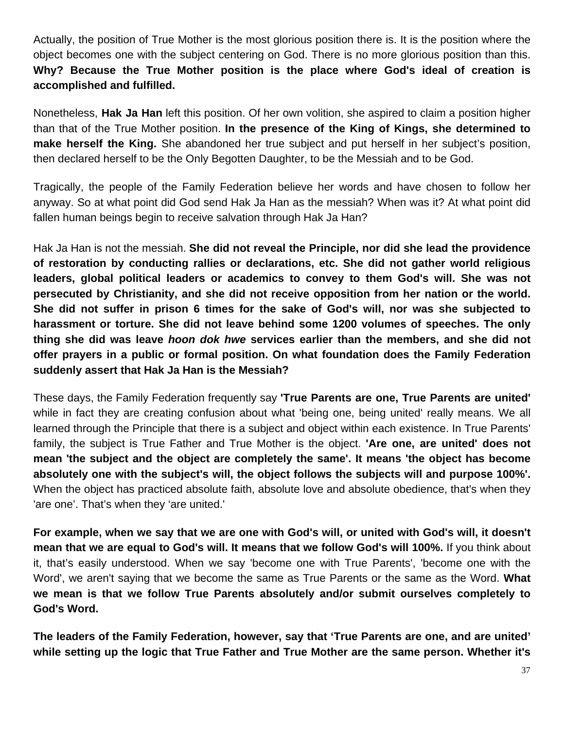Actually, the position of True Mother is the most glorious position there is. It is the position where the object becomes one with the subject centering on God. There is no more glorious position than this. **Why? Because the True Mother position is the place where God's ideal of creation is accomplished and fulfilled.**

Nonetheless, **Hak Ja Han** left this position. Of her own volition, she aspired to claim a position higher than that of the True Mother position. **In the presence of the King of Kings, she determined to make herself the King.** She abandoned her true subject and put herself in her subject's position, then declared herself to be the Only Begotten Daughter, to be the Messiah and to be God.

Tragically, the people of the Family Federation believe her words and have chosen to follow her anyway. So at what point did God send Hak Ja Han as the messiah? When was it? At what point did fallen human beings begin to receive salvation through Hak Ja Han?

Hak Ja Han is not the messiah. **She did not reveal the Principle, nor did she lead the providence of restoration by conducting rallies or declarations, etc. She did not gather world religious leaders, global political leaders or academics to convey to them God's will. She was not persecuted by Christianity, and she did not receive opposition from her nation or the world. She did not suffer in prison 6 times for the sake of God's will, nor was she subjected to harassment or torture. She did not leave behind some 1200 volumes of speeches. The only thing she did was leave *hoon dok hwe* services earlier than the members, and she did not offer prayers in a public or formal position. On what foundation does the Family Federation suddenly assert that Hak Ja Han is the Messiah?**

These days, the Family Federation frequently say **'True Parents are one, True Parents are united'** while in fact they are creating confusion about what 'being one, being united' really means. We all learned through the Principle that there is a subject and object within each existence. In True Parents' family, the subject is True Father and True Mother is the object. **'Are one, are united' does not mean 'the subject and the object are completely the same'. It means 'the object has become absolutely one with the subject's will, the object follows the subjects will and purpose 100%'.** When the object has practiced absolute faith, absolute love and absolute obedience, that's when they 'are one'. That's when they 'are united.'

**For example, when we say that we are one with God's will, or united with God's will, it doesn't mean that we are equal to God's will. It means that we follow God's will 100%.** If you think about it, that's easily understood. When we say 'become one with True Parents', 'become one with the Word', we aren't saying that we become the same as True Parents or the same as the Word. **What we mean is that we follow True Parents absolutely and/or submit ourselves completely to God's Word.**

**The leaders of the Family Federation, however, say that 'True Parents are one, and are united' while setting up the logic that True Father and True Mother are the same person. Whether it's**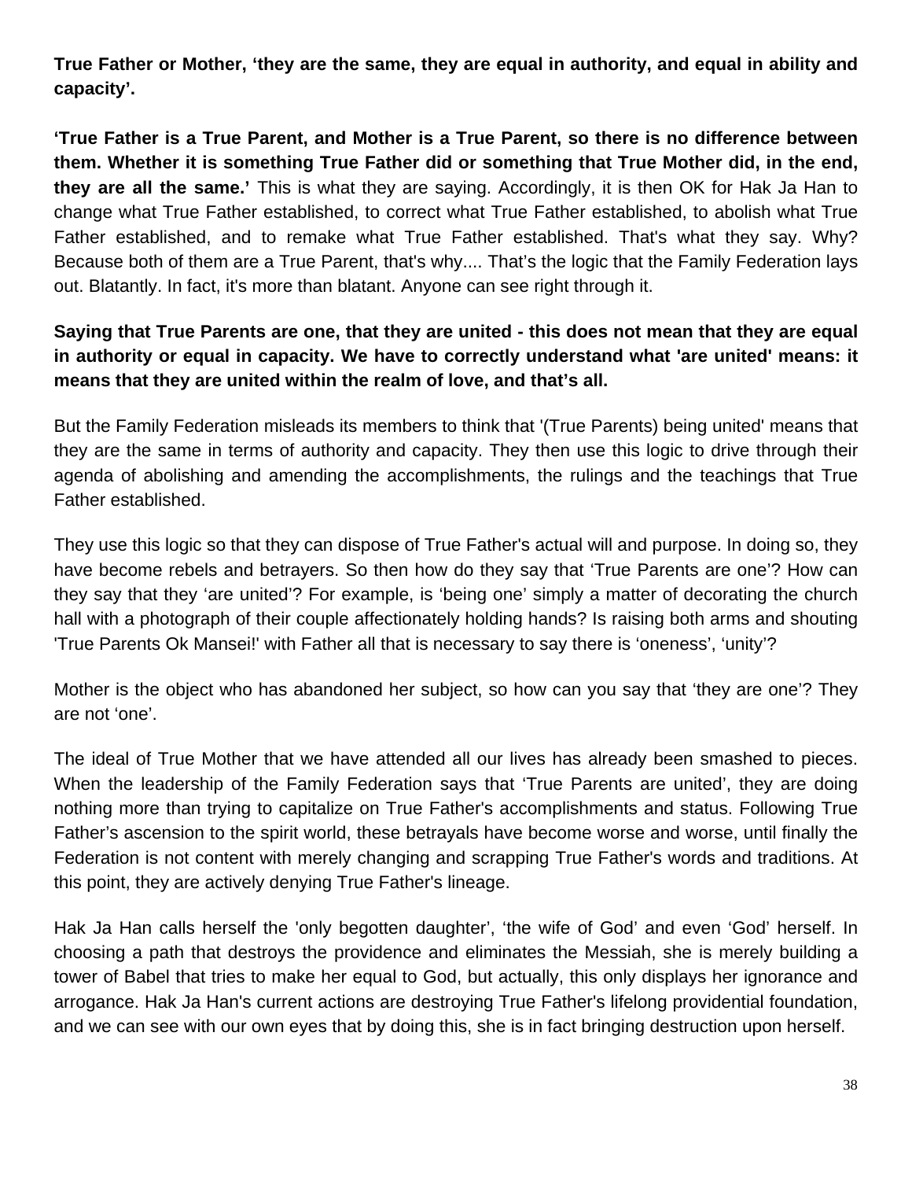**True Father or Mother, 'they are the same, they are equal in authority, and equal in ability and capacity'.**

**'True Father is a True Parent, and Mother is a True Parent, so there is no difference between them. Whether it is something True Father did or something that True Mother did, in the end, they are all the same.'** This is what they are saying. Accordingly, it is then OK for Hak Ja Han to change what True Father established, to correct what True Father established, to abolish what True Father established, and to remake what True Father established. That's what they say. Why? Because both of them are a True Parent, that's why.... That's the logic that the Family Federation lays out. Blatantly. In fact, it's more than blatant. Anyone can see right through it.

**Saying that True Parents are one, that they are united - this does not mean that they are equal in authority or equal in capacity. We have to correctly understand what 'are united' means: it means that they are united within the realm of love, and that's all.**

But the Family Federation misleads its members to think that '(True Parents) being united' means that they are the same in terms of authority and capacity. They then use this logic to drive through their agenda of abolishing and amending the accomplishments, the rulings and the teachings that True Father established.

They use this logic so that they can dispose of True Father's actual will and purpose. In doing so, they have become rebels and betrayers. So then how do they say that 'True Parents are one'? How can they say that they 'are united'? For example, is 'being one' simply a matter of decorating the church hall with a photograph of their couple affectionately holding hands? Is raising both arms and shouting 'True Parents Ok Mansei!' with Father all that is necessary to say there is 'oneness', 'unity'?

Mother is the object who has abandoned her subject, so how can you say that 'they are one'? They are not 'one'.

The ideal of True Mother that we have attended all our lives has already been smashed to pieces. When the leadership of the Family Federation says that 'True Parents are united', they are doing nothing more than trying to capitalize on True Father's accomplishments and status. Following True Father's ascension to the spirit world, these betrayals have become worse and worse, until finally the Federation is not content with merely changing and scrapping True Father's words and traditions. At this point, they are actively denying True Father's lineage.

Hak Ja Han calls herself the 'only begotten daughter', 'the wife of God' and even 'God' herself. In choosing a path that destroys the providence and eliminates the Messiah, she is merely building a tower of Babel that tries to make her equal to God, but actually, this only displays her ignorance and arrogance. Hak Ja Han's current actions are destroying True Father's lifelong providential foundation, and we can see with our own eyes that by doing this, she is in fact bringing destruction upon herself.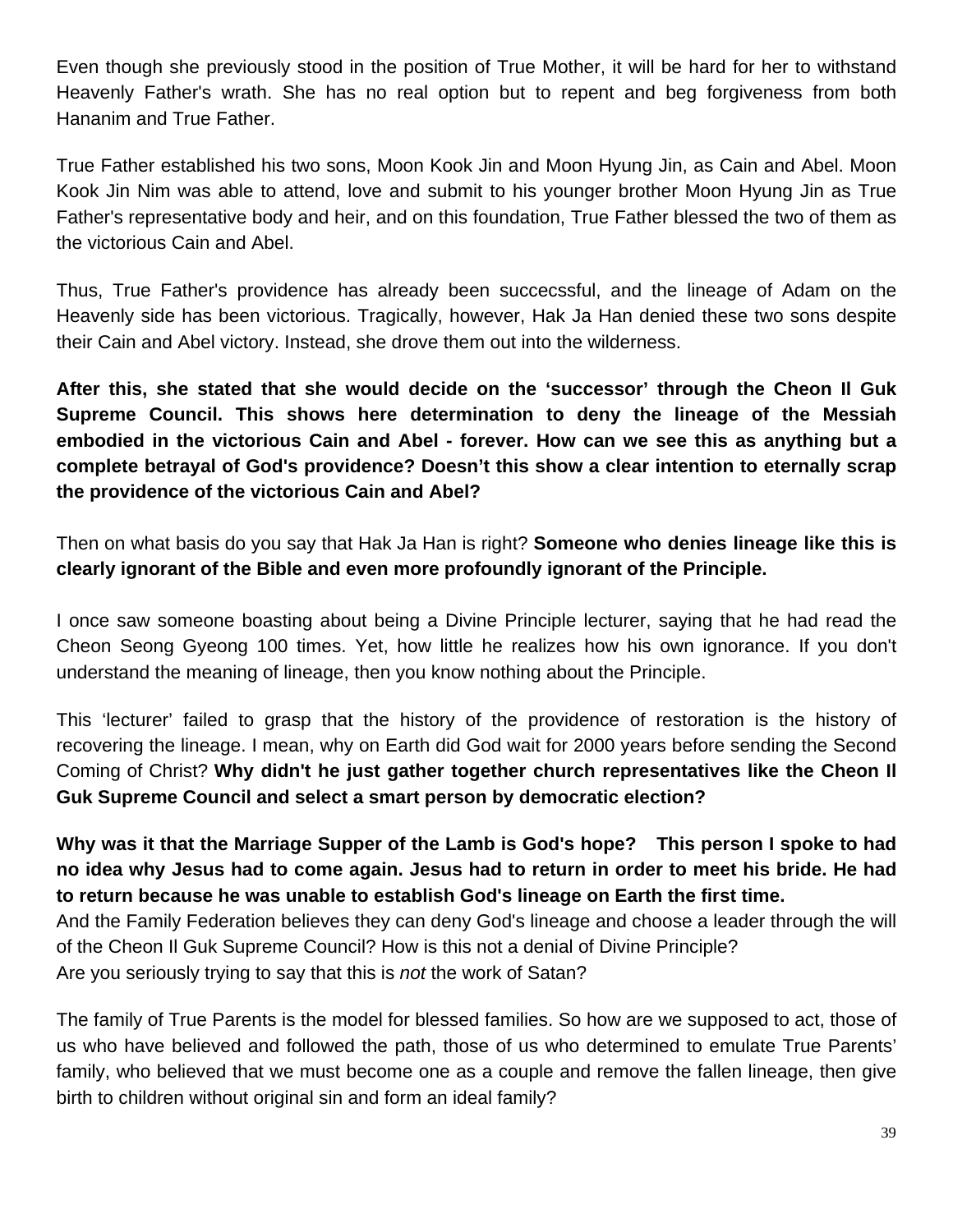Even though she previously stood in the position of True Mother, it will be hard for her to withstand Heavenly Father's wrath. She has no real option but to repent and beg forgiveness from both Hananim and True Father.

True Father established his two sons, Moon Kook Jin and Moon Hyung Jin, as Cain and Abel. Moon Kook Jin Nim was able to attend, love and submit to his younger brother Moon Hyung Jin as True Father's representative body and heir, and on this foundation, True Father blessed the two of them as the victorious Cain and Abel.

Thus, True Father's providence has already been succecssful, and the lineage of Adam on the Heavenly side has been victorious. Tragically, however, Hak Ja Han denied these two sons despite their Cain and Abel victory. Instead, she drove them out into the wilderness.

**After this, she stated that she would decide on the 'successor' through the Cheon Il Guk Supreme Council. This shows here determination to deny the lineage of the Messiah embodied in the victorious Cain and Abel - forever. How can we see this as anything but a complete betrayal of God's providence? Doesn't this show a clear intention to eternally scrap the providence of the victorious Cain and Abel?**

Then on what basis do you say that Hak Ja Han is right? **Someone who denies lineage like this is clearly ignorant of the Bible and even more profoundly ignorant of the Principle.**

I once saw someone boasting about being a Divine Principle lecturer, saying that he had read the Cheon Seong Gyeong 100 times. Yet, how little he realizes how his own ignorance. If you don't understand the meaning of lineage, then you know nothing about the Principle.

This 'lecturer' failed to grasp that the history of the providence of restoration is the history of recovering the lineage. I mean, why on Earth did God wait for 2000 years before sending the Second Coming of Christ? **Why didn't he just gather together church representatives like the Cheon Il Guk Supreme Council and select a smart person by democratic election?**

**Why was it that the Marriage Supper of the Lamb is God's hope? This person I spoke to had no idea why Jesus had to come again. Jesus had to return in order to meet his bride. He had to return because he was unable to establish God's lineage on Earth the first time.**
And the Family Federation believes they can deny God's lineage and choose a leader through the will of the Cheon Il Guk Supreme Council? How is this not a denial of Divine Principle?
Are you seriously trying to say that this is *not* the work of Satan?

The family of True Parents is the model for blessed families. So how are we supposed to act, those of us who have believed and followed the path, those of us who determined to emulate True Parents' family, who believed that we must become one as a couple and remove the fallen lineage, then give birth to children without original sin and form an ideal family?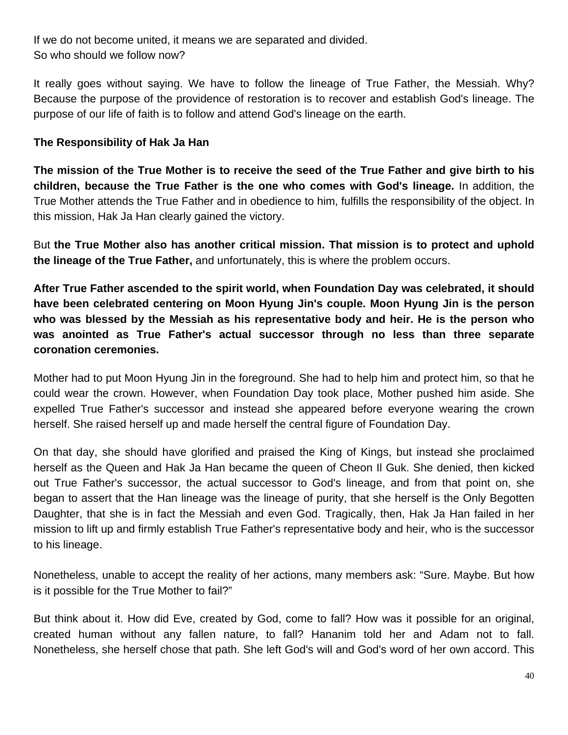If we do not become united, it means we are separated and divided.
So who should we follow now?

It really goes without saying. We have to follow the lineage of True Father, the Messiah. Why? Because the purpose of the providence of restoration is to recover and establish God's lineage. The purpose of our life of faith is to follow and attend God's lineage on the earth.

**The Responsibility of Hak Ja Han**

**The mission of the True Mother is to receive the seed of the True Father and give birth to his children, because the True Father is the one who comes with God's lineage.** In addition, the True Mother attends the True Father and in obedience to him, fulfills the responsibility of the object. In this mission, Hak Ja Han clearly gained the victory.

But **the True Mother also has another critical mission. That mission is to protect and uphold the lineage of the True Father,** and unfortunately, this is where the problem occurs.

**After True Father ascended to the spirit world, when Foundation Day was celebrated, it should have been celebrated centering on Moon Hyung Jin's couple. Moon Hyung Jin is the person who was blessed by the Messiah as his representative body and heir. He is the person who was anointed as True Father's actual successor through no less than three separate coronation ceremonies.**

Mother had to put Moon Hyung Jin in the foreground. She had to help him and protect him, so that he could wear the crown. However, when Foundation Day took place, Mother pushed him aside. She expelled True Father's successor and instead she appeared before everyone wearing the crown herself. She raised herself up and made herself the central figure of Foundation Day.

On that day, she should have glorified and praised the King of Kings, but instead she proclaimed herself as the Queen and Hak Ja Han became the queen of Cheon Il Guk. She denied, then kicked out True Father's successor, the actual successor to God's lineage, and from that point on, she began to assert that the Han lineage was the lineage of purity, that she herself is the Only Begotten Daughter, that she is in fact the Messiah and even God. Tragically, then, Hak Ja Han failed in her mission to lift up and firmly establish True Father's representative body and heir, who is the successor to his lineage.

Nonetheless, unable to accept the reality of her actions, many members ask: “Sure. Maybe. But how is it possible for the True Mother to fail?”

But think about it. How did Eve, created by God, come to fall? How was it possible for an original, created human without any fallen nature, to fall? Hananim told her and Adam not to fall. Nonetheless, she herself chose that path. She left God's will and God's word of her own accord. This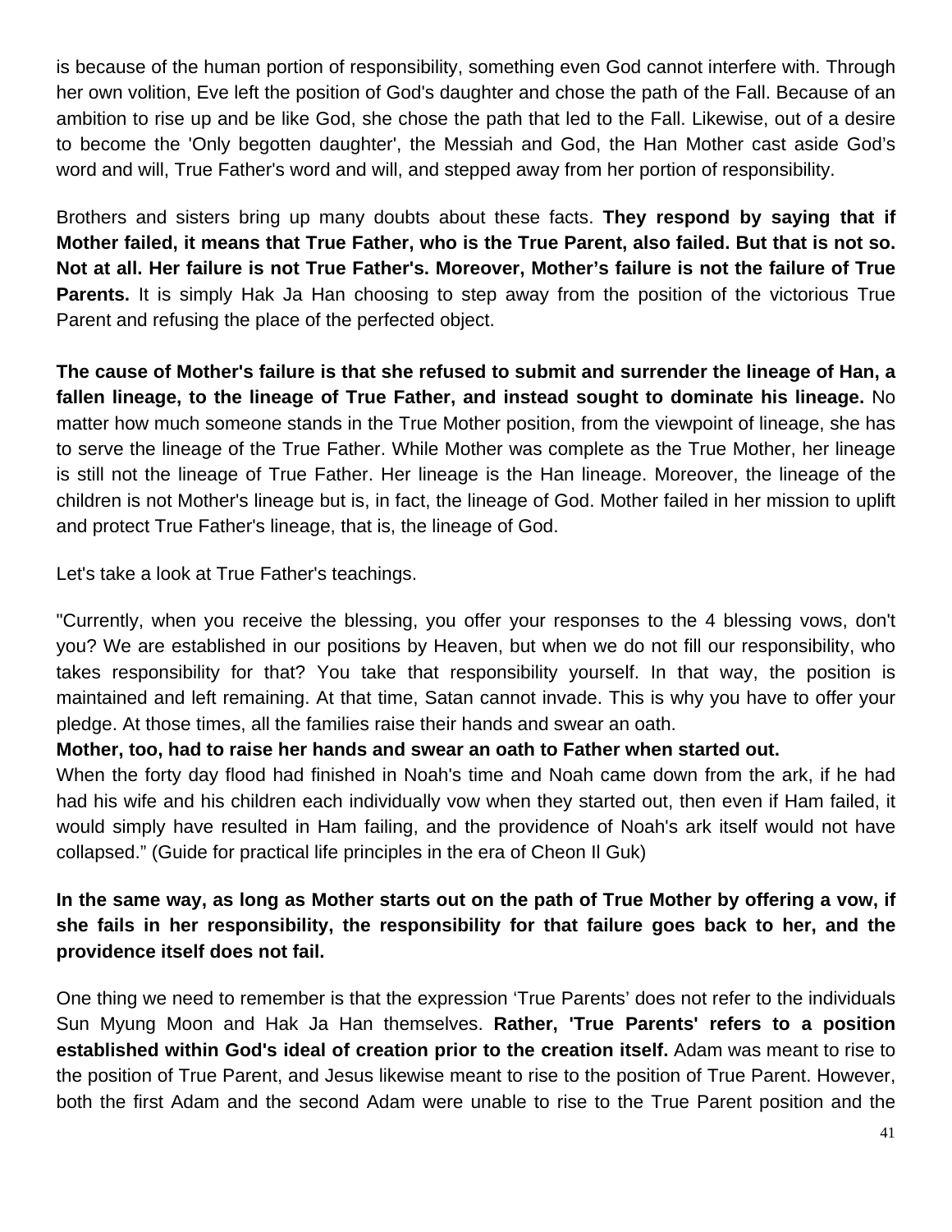is because of the human portion of responsibility, something even God cannot interfere with. Through her own volition, Eve left the position of God's daughter and chose the path of the Fall. Because of an ambition to rise up and be like God, she chose the path that led to the Fall. Likewise, out of a desire to become the 'Only begotten daughter', the Messiah and God, the Han Mother cast aside God's word and will, True Father's word and will, and stepped away from her portion of responsibility.

Brothers and sisters bring up many doubts about these facts. **They respond by saying that if Mother failed, it means that True Father, who is the True Parent, also failed. But that is not so. Not at all. Her failure is not True Father's. Moreover, Mother's failure is not the failure of True Parents.** It is simply Hak Ja Han choosing to step away from the position of the victorious True Parent and refusing the place of the perfected object.

**The cause of Mother's failure is that she refused to submit and surrender the lineage of Han, a fallen lineage, to the lineage of True Father, and instead sought to dominate his lineage.** No matter how much someone stands in the True Mother position, from the viewpoint of lineage, she has to serve the lineage of the True Father. While Mother was complete as the True Mother, her lineage is still not the lineage of True Father. Her lineage is the Han lineage. Moreover, the lineage of the children is not Mother's lineage but is, in fact, the lineage of God. Mother failed in her mission to uplift and protect True Father's lineage, that is, the lineage of God.

Let's take a look at True Father's teachings.

"Currently, when you receive the blessing, you offer your responses to the 4 blessing vows, don't you? We are established in our positions by Heaven, but when we do not fill our responsibility, who takes responsibility for that? You take that responsibility yourself. In that way, the position is maintained and left remaining. At that time, Satan cannot invade. This is why you have to offer your pledge. At those times, all the families raise their hands and swear an oath.
**Mother, too, had to raise her hands and swear an oath to Father when started out.**
When the forty day flood had finished in Noah's time and Noah came down from the ark, if he had had his wife and his children each individually vow when they started out, then even if Ham failed, it would simply have resulted in Ham failing, and the providence of Noah's ark itself would not have collapsed." (Guide for practical life principles in the era of Cheon Il Guk)

**In the same way, as long as Mother starts out on the path of True Mother by offering a vow, if she fails in her responsibility, the responsibility for that failure goes back to her, and the providence itself does not fail.**

One thing we need to remember is that the expression 'True Parents' does not refer to the individuals Sun Myung Moon and Hak Ja Han themselves. **Rather, 'True Parents' refers to a position established within God's ideal of creation prior to the creation itself.** Adam was meant to rise to the position of True Parent, and Jesus likewise meant to rise to the position of True Parent. However, both the first Adam and the second Adam were unable to rise to the True Parent position and the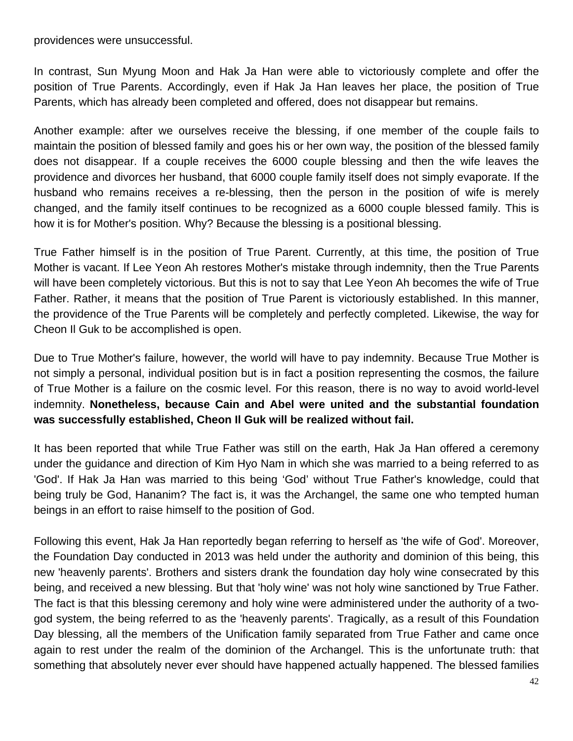providences were unsuccessful.

In contrast, Sun Myung Moon and Hak Ja Han were able to victoriously complete and offer the position of True Parents. Accordingly, even if Hak Ja Han leaves her place, the position of True Parents, which has already been completed and offered, does not disappear but remains.

Another example: after we ourselves receive the blessing, if one member of the couple fails to maintain the position of blessed family and goes his or her own way, the position of the blessed family does not disappear. If a couple receives the 6000 couple blessing and then the wife leaves the providence and divorces her husband, that 6000 couple family itself does not simply evaporate. If the husband who remains receives a re-blessing, then the person in the position of wife is merely changed, and the family itself continues to be recognized as a 6000 couple blessed family. This is how it is for Mother's position. Why? Because the blessing is a positional blessing.

True Father himself is in the position of True Parent. Currently, at this time, the position of True Mother is vacant. If Lee Yeon Ah restores Mother's mistake through indemnity, then the True Parents will have been completely victorious. But this is not to say that Lee Yeon Ah becomes the wife of True Father. Rather, it means that the position of True Parent is victoriously established. In this manner, the providence of the True Parents will be completely and perfectly completed. Likewise, the way for Cheon Il Guk to be accomplished is open.

Due to True Mother's failure, however, the world will have to pay indemnity. Because True Mother is not simply a personal, individual position but is in fact a position representing the cosmos, the failure of True Mother is a failure on the cosmic level. For this reason, there is no way to avoid world-level indemnity. **Nonetheless, because Cain and Abel were united and the substantial foundation was successfully established, Cheon Il Guk will be realized without fail.**

It has been reported that while True Father was still on the earth, Hak Ja Han offered a ceremony under the guidance and direction of Kim Hyo Nam in which she was married to a being referred to as 'God'. If Hak Ja Han was married to this being 'God' without True Father's knowledge, could that being truly be God, Hananim? The fact is, it was the Archangel, the same one who tempted human beings in an effort to raise himself to the position of God.

Following this event, Hak Ja Han reportedly began referring to herself as 'the wife of God'. Moreover, the Foundation Day conducted in 2013 was held under the authority and dominion of this being, this new 'heavenly parents'. Brothers and sisters drank the foundation day holy wine consecrated by this being, and received a new blessing. But that 'holy wine' was not holy wine sanctioned by True Father. The fact is that this blessing ceremony and holy wine were administered under the authority of a two-god system, the being referred to as the 'heavenly parents'. Tragically, as a result of this Foundation Day blessing, all the members of the Unification family separated from True Father and came once again to rest under the realm of the dominion of the Archangel. This is the unfortunate truth: that something that absolutely never ever should have happened actually happened. The blessed families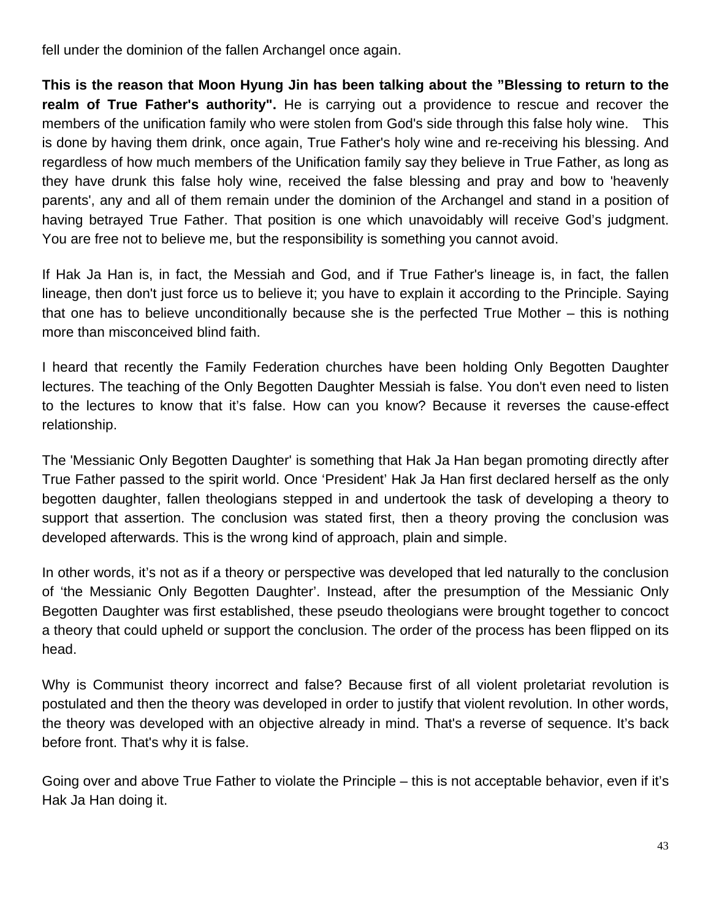fell under the dominion of the fallen Archangel once again.

**This is the reason that Moon Hyung Jin has been talking about the "Blessing to return to the realm of True Father's authority".** He is carrying out a providence to rescue and recover the members of the unification family who were stolen from God's side through this false holy wine. This is done by having them drink, once again, True Father's holy wine and re-receiving his blessing. And regardless of how much members of the Unification family say they believe in True Father, as long as they have drunk this false holy wine, received the false blessing and pray and bow to 'heavenly parents', any and all of them remain under the dominion of the Archangel and stand in a position of having betrayed True Father. That position is one which unavoidably will receive God's judgment. You are free not to believe me, but the responsibility is something you cannot avoid.

If Hak Ja Han is, in fact, the Messiah and God, and if True Father's lineage is, in fact, the fallen lineage, then don't just force us to believe it; you have to explain it according to the Principle. Saying that one has to believe unconditionally because she is the perfected True Mother – this is nothing more than misconceived blind faith.

I heard that recently the Family Federation churches have been holding Only Begotten Daughter lectures. The teaching of the Only Begotten Daughter Messiah is false. You don't even need to listen to the lectures to know that it's false. How can you know? Because it reverses the cause-effect relationship.

The 'Messianic Only Begotten Daughter' is something that Hak Ja Han began promoting directly after True Father passed to the spirit world. Once 'President' Hak Ja Han first declared herself as the only begotten daughter, fallen theologians stepped in and undertook the task of developing a theory to support that assertion. The conclusion was stated first, then a theory proving the conclusion was developed afterwards. This is the wrong kind of approach, plain and simple.

In other words, it's not as if a theory or perspective was developed that led naturally to the conclusion of 'the Messianic Only Begotten Daughter'. Instead, after the presumption of the Messianic Only Begotten Daughter was first established, these pseudo theologians were brought together to concoct a theory that could upheld or support the conclusion. The order of the process has been flipped on its head.

Why is Communist theory incorrect and false? Because first of all violent proletariat revolution is postulated and then the theory was developed in order to justify that violent revolution. In other words, the theory was developed with an objective already in mind. That's a reverse of sequence. It's back before front. That's why it is false.

Going over and above True Father to violate the Principle – this is not acceptable behavior, even if it's Hak Ja Han doing it.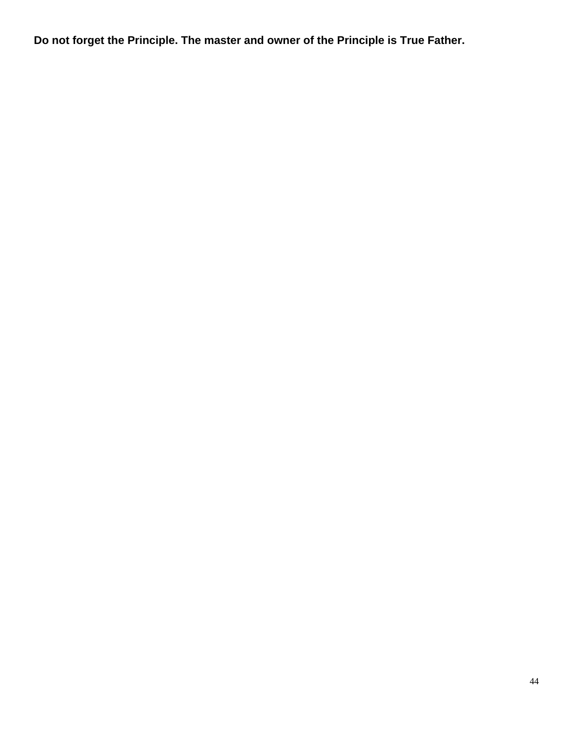**Do not forget the Principle. The master and owner of the Principle is True Father.**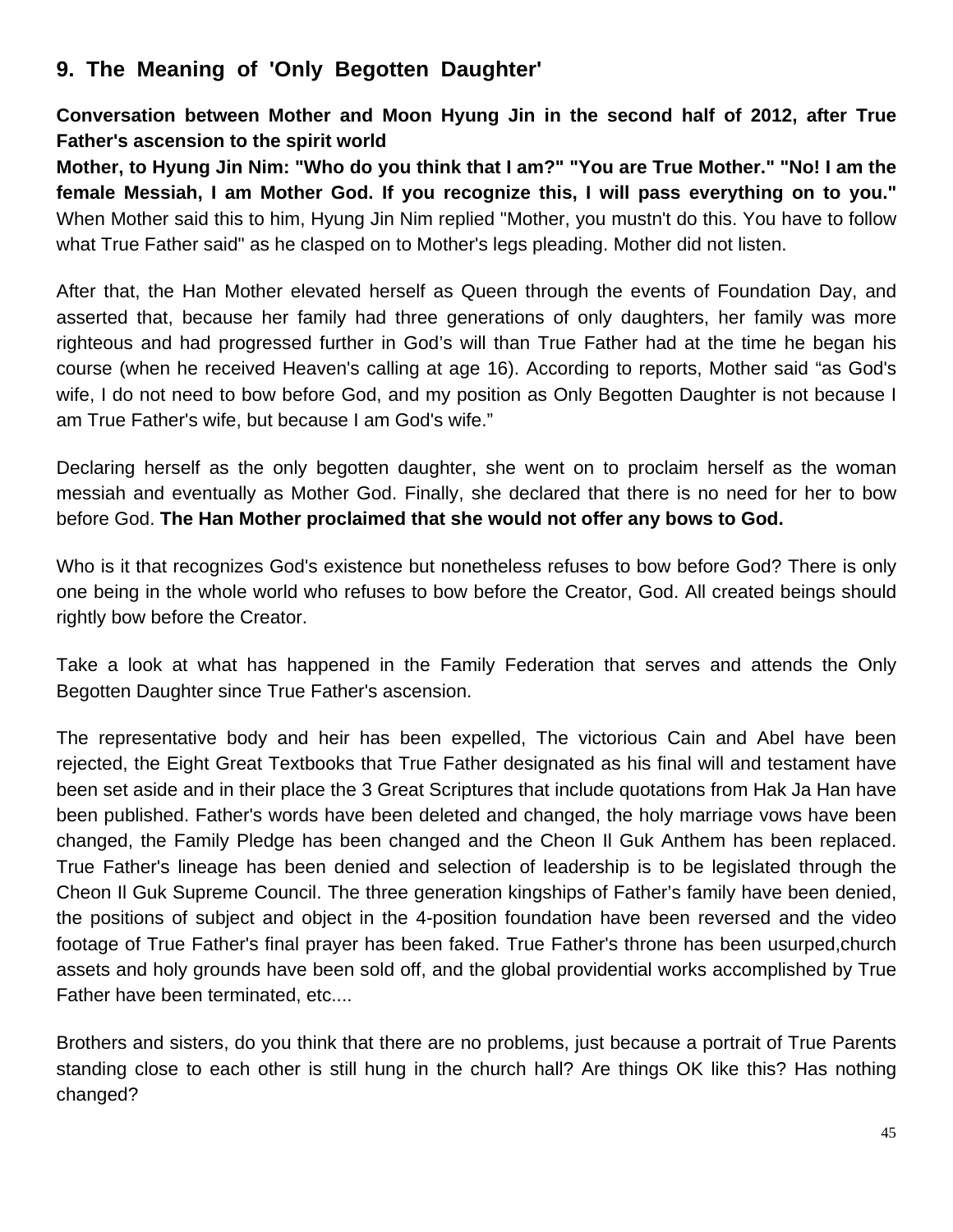## 9. The Meaning of 'Only Begotten Daughter'

**Conversation between Mother and Moon Hyung Jin in the second half of 2012, after True Father's ascension to the spirit world**

**Mother, to Hyung Jin Nim: "Who do you think that I am?" "You are True Mother." "No! I am the female Messiah, I am Mother God. If you recognize this, I will pass everything on to you."** When Mother said this to him, Hyung Jin Nim replied "Mother, you mustn't do this. You have to follow what True Father said" as he clasped on to Mother's legs pleading. Mother did not listen.

After that, the Han Mother elevated herself as Queen through the events of Foundation Day, and asserted that, because her family had three generations of only daughters, her family was more righteous and had progressed further in God's will than True Father had at the time he began his course (when he received Heaven's calling at age 16). According to reports, Mother said "as God's wife, I do not need to bow before God, and my position as Only Begotten Daughter is not because I am True Father's wife, but because I am God's wife."

Declaring herself as the only begotten daughter, she went on to proclaim herself as the woman messiah and eventually as Mother God. Finally, she declared that there is no need for her to bow before God. **The Han Mother proclaimed that she would not offer any bows to God.**

Who is it that recognizes God's existence but nonetheless refuses to bow before God? There is only one being in the whole world who refuses to bow before the Creator, God. All created beings should rightly bow before the Creator.

Take a look at what has happened in the Family Federation that serves and attends the Only Begotten Daughter since True Father's ascension.

The representative body and heir has been expelled, The victorious Cain and Abel have been rejected, the Eight Great Textbooks that True Father designated as his final will and testament have been set aside and in their place the 3 Great Scriptures that include quotations from Hak Ja Han have been published. Father's words have been deleted and changed, the holy marriage vows have been changed, the Family Pledge has been changed and the Cheon Il Guk Anthem has been replaced. True Father's lineage has been denied and selection of leadership is to be legislated through the Cheon Il Guk Supreme Council. The three generation kingships of Father's family have been denied, the positions of subject and object in the 4-position foundation have been reversed and the video footage of True Father's final prayer has been faked. True Father's throne has been usurped,church assets and holy grounds have been sold off, and the global providential works accomplished by True Father have been terminated, etc....

Brothers and sisters, do you think that there are no problems, just because a portrait of True Parents standing close to each other is still hung in the church hall? Are things OK like this? Has nothing changed?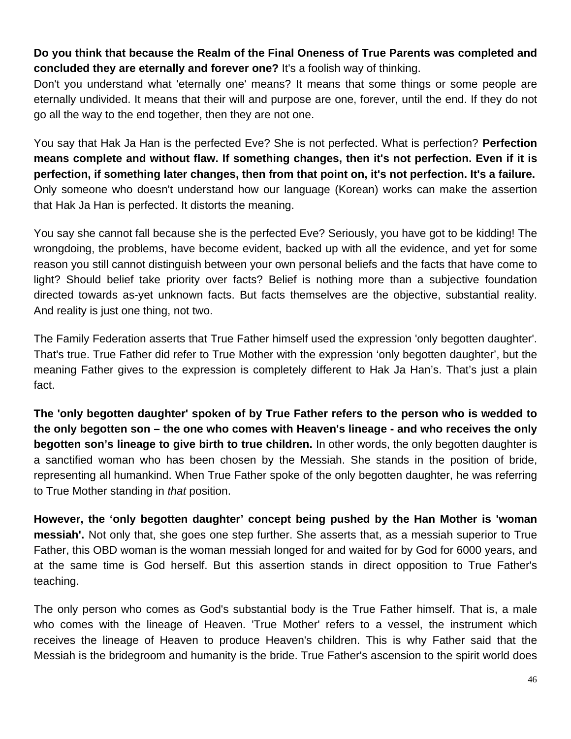**Do you think that because the Realm of the Final Oneness of True Parents was completed and concluded they are eternally and forever one?** It's a foolish way of thinking.
Don't you understand what 'eternally one' means? It means that some things or some people are eternally undivided. It means that their will and purpose are one, forever, until the end. If they do not go all the way to the end together, then they are not one.

You say that Hak Ja Han is the perfected Eve? She is not perfected. What is perfection? **Perfection means complete and without flaw. If something changes, then it's not perfection. Even if it is perfection, if something later changes, then from that point on, it's not perfection. It's a failure.** Only someone who doesn't understand how our language (Korean) works can make the assertion that Hak Ja Han is perfected. It distorts the meaning.

You say she cannot fall because she is the perfected Eve? Seriously, you have got to be kidding! The wrongdoing, the problems, have become evident, backed up with all the evidence, and yet for some reason you still cannot distinguish between your own personal beliefs and the facts that have come to light? Should belief take priority over facts? Belief is nothing more than a subjective foundation directed towards as-yet unknown facts. But facts themselves are the objective, substantial reality. And reality is just one thing, not two.

The Family Federation asserts that True Father himself used the expression 'only begotten daughter'. That's true. True Father did refer to True Mother with the expression 'only begotten daughter', but the meaning Father gives to the expression is completely different to Hak Ja Han's. That's just a plain fact.

**The 'only begotten daughter' spoken of by True Father refers to the person who is wedded to the only begotten son – the one who comes with Heaven's lineage - and who receives the only begotten son's lineage to give birth to true children.** In other words, the only begotten daughter is a sanctified woman who has been chosen by the Messiah. She stands in the position of bride, representing all humankind. When True Father spoke of the only begotten daughter, he was referring to True Mother standing in *that* position.

**However, the 'only begotten daughter' concept being pushed by the Han Mother is 'woman messiah'.** Not only that, she goes one step further. She asserts that, as a messiah superior to True Father, this OBD woman is the woman messiah longed for and waited for by God for 6000 years, and at the same time is God herself. But this assertion stands in direct opposition to True Father's teaching.

The only person who comes as God's substantial body is the True Father himself. That is, a male who comes with the lineage of Heaven. 'True Mother' refers to a vessel, the instrument which receives the lineage of Heaven to produce Heaven's children. This is why Father said that the Messiah is the bridegroom and humanity is the bride. True Father's ascension to the spirit world does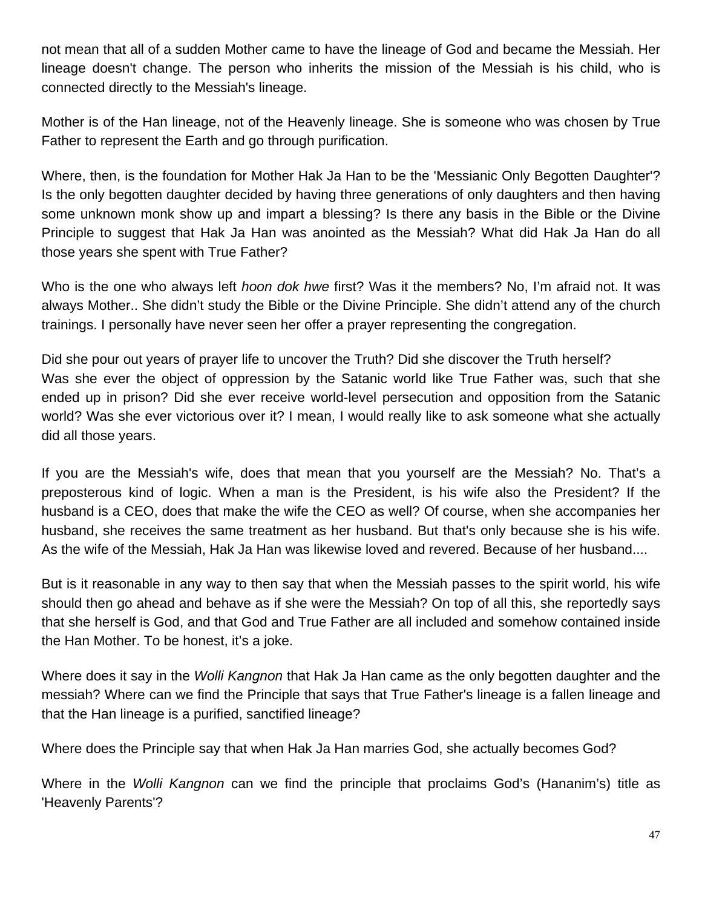not mean that all of a sudden Mother came to have the lineage of God and became the Messiah. Her lineage doesn't change. The person who inherits the mission of the Messiah is his child, who is connected directly to the Messiah's lineage.

Mother is of the Han lineage, not of the Heavenly lineage. She is someone who was chosen by True Father to represent the Earth and go through purification.

Where, then, is the foundation for Mother Hak Ja Han to be the 'Messianic Only Begotten Daughter'? Is the only begotten daughter decided by having three generations of only daughters and then having some unknown monk show up and impart a blessing? Is there any basis in the Bible or the Divine Principle to suggest that Hak Ja Han was anointed as the Messiah? What did Hak Ja Han do all those years she spent with True Father?

Who is the one who always left *hoon dok hwe* first? Was it the members? No, I'm afraid not. It was always Mother.. She didn't study the Bible or the Divine Principle. She didn't attend any of the church trainings. I personally have never seen her offer a prayer representing the congregation.

Did she pour out years of prayer life to uncover the Truth? Did she discover the Truth herself?
Was she ever the object of oppression by the Satanic world like True Father was, such that she ended up in prison? Did she ever receive world-level persecution and opposition from the Satanic world? Was she ever victorious over it? I mean, I would really like to ask someone what she actually did all those years.

If you are the Messiah's wife, does that mean that you yourself are the Messiah? No. That's a preposterous kind of logic. When a man is the President, is his wife also the President? If the husband is a CEO, does that make the wife the CEO as well? Of course, when she accompanies her husband, she receives the same treatment as her husband. But that's only because she is his wife. As the wife of the Messiah, Hak Ja Han was likewise loved and revered. Because of her husband....

But is it reasonable in any way to then say that when the Messiah passes to the spirit world, his wife should then go ahead and behave as if she were the Messiah? On top of all this, she reportedly says that she herself is God, and that God and True Father are all included and somehow contained inside the Han Mother. To be honest, it's a joke.

Where does it say in the *Wolli Kangnon* that Hak Ja Han came as the only begotten daughter and the messiah? Where can we find the Principle that says that True Father's lineage is a fallen lineage and that the Han lineage is a purified, sanctified lineage?

Where does the Principle say that when Hak Ja Han marries God, she actually becomes God?

Where in the *Wolli Kangnon* can we find the principle that proclaims God's (Hananim's) title as 'Heavenly Parents'?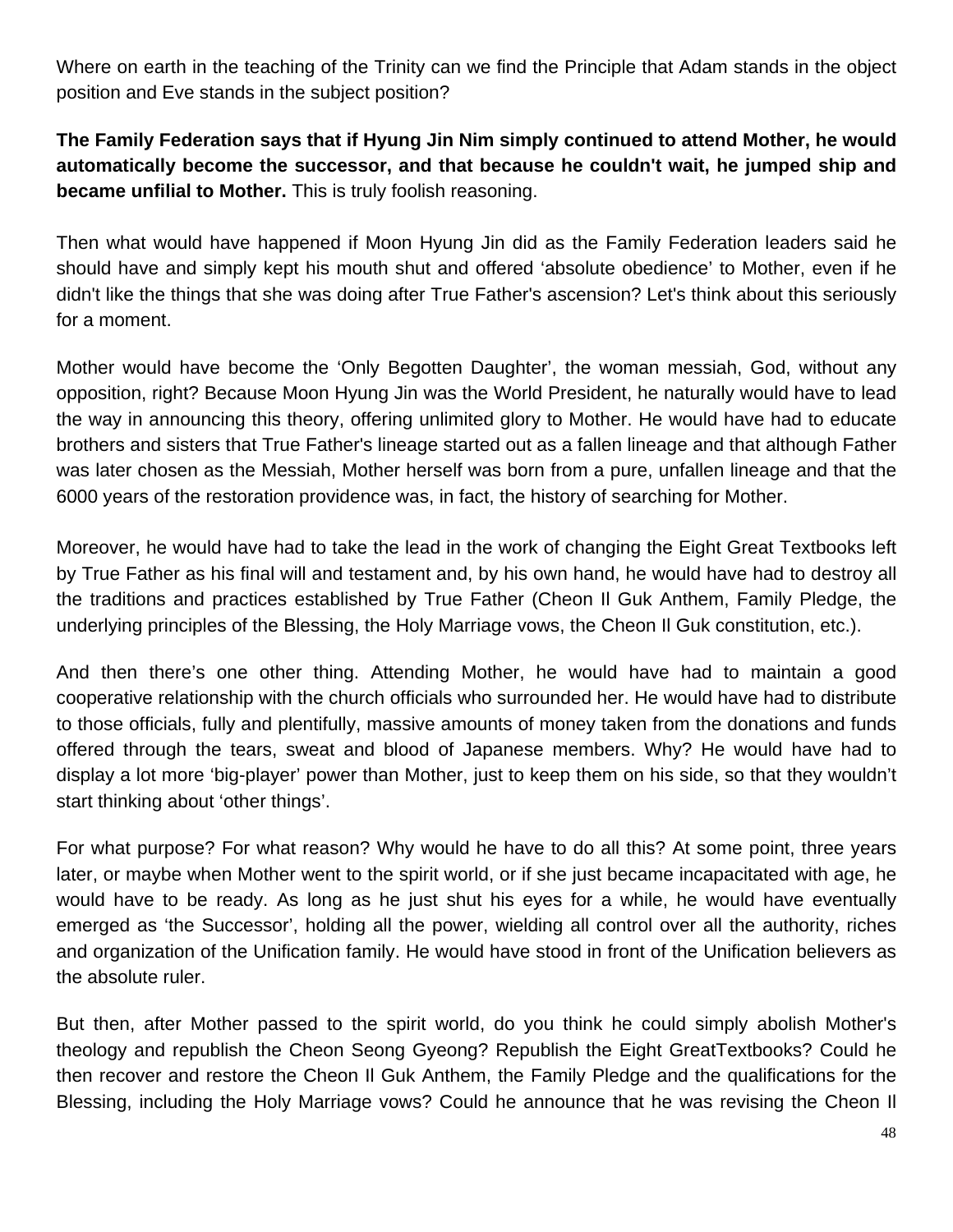Where on earth in the teaching of the Trinity can we find the Principle that Adam stands in the object position and Eve stands in the subject position?

**The Family Federation says that if Hyung Jin Nim simply continued to attend Mother, he would automatically become the successor, and that because he couldn't wait, he jumped ship and became unfilial to Mother.** This is truly foolish reasoning.

Then what would have happened if Moon Hyung Jin did as the Family Federation leaders said he should have and simply kept his mouth shut and offered ‘absolute obedience’ to Mother, even if he didn't like the things that she was doing after True Father's ascension? Let's think about this seriously for a moment.

Mother would have become the ‘Only Begotten Daughter’, the woman messiah, God, without any opposition, right? Because Moon Hyung Jin was the World President, he naturally would have to lead the way in announcing this theory, offering unlimited glory to Mother. He would have had to educate brothers and sisters that True Father's lineage started out as a fallen lineage and that although Father was later chosen as the Messiah, Mother herself was born from a pure, unfallen lineage and that the 6000 years of the restoration providence was, in fact, the history of searching for Mother.

Moreover, he would have had to take the lead in the work of changing the Eight Great Textbooks left by True Father as his final will and testament and, by his own hand, he would have had to destroy all the traditions and practices established by True Father (Cheon Il Guk Anthem, Family Pledge, the underlying principles of the Blessing, the Holy Marriage vows, the Cheon Il Guk constitution, etc.).

And then there’s one other thing. Attending Mother, he would have had to maintain a good cooperative relationship with the church officials who surrounded her. He would have had to distribute to those officials, fully and plentifully, massive amounts of money taken from the donations and funds offered through the tears, sweat and blood of Japanese members. Why? He would have had to display a lot more ‘big-player’ power than Mother, just to keep them on his side, so that they wouldn’t start thinking about ‘other things’.

For what purpose? For what reason? Why would he have to do all this? At some point, three years later, or maybe when Mother went to the spirit world, or if she just became incapacitated with age, he would have to be ready. As long as he just shut his eyes for a while, he would have eventually emerged as ‘the Successor’, holding all the power, wielding all control over all the authority, riches and organization of the Unification family. He would have stood in front of the Unification believers as the absolute ruler.

But then, after Mother passed to the spirit world, do you think he could simply abolish Mother's theology and republish the Cheon Seong Gyeong? Republish the Eight GreatTextbooks? Could he then recover and restore the Cheon Il Guk Anthem, the Family Pledge and the qualifications for the Blessing, including the Holy Marriage vows? Could he announce that he was revising the Cheon Il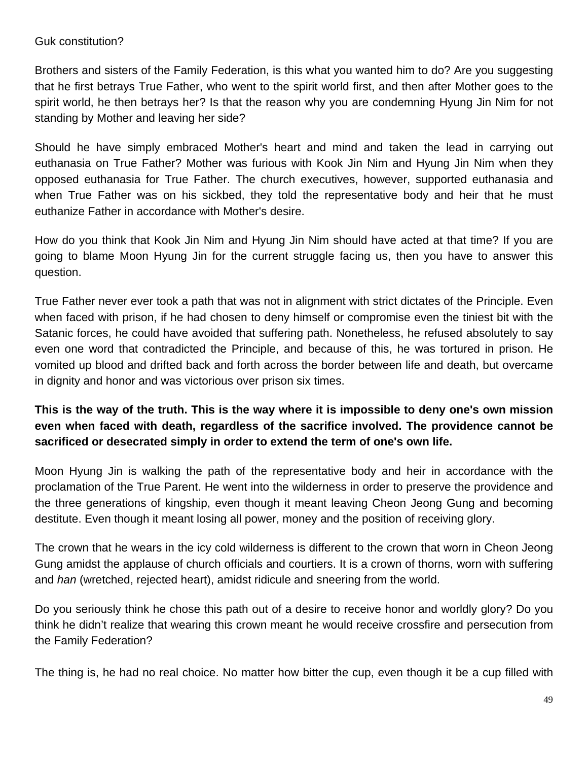Guk constitution?

Brothers and sisters of the Family Federation, is this what you wanted him to do? Are you suggesting that he first betrays True Father, who went to the spirit world first, and then after Mother goes to the spirit world, he then betrays her? Is that the reason why you are condemning Hyung Jin Nim for not standing by Mother and leaving her side?

Should he have simply embraced Mother's heart and mind and taken the lead in carrying out euthanasia on True Father? Mother was furious with Kook Jin Nim and Hyung Jin Nim when they opposed euthanasia for True Father. The church executives, however, supported euthanasia and when True Father was on his sickbed, they told the representative body and heir that he must euthanize Father in accordance with Mother's desire.

How do you think that Kook Jin Nim and Hyung Jin Nim should have acted at that time? If you are going to blame Moon Hyung Jin for the current struggle facing us, then you have to answer this question.

True Father never ever took a path that was not in alignment with strict dictates of the Principle. Even when faced with prison, if he had chosen to deny himself or compromise even the tiniest bit with the Satanic forces, he could have avoided that suffering path. Nonetheless, he refused absolutely to say even one word that contradicted the Principle, and because of this, he was tortured in prison. He vomited up blood and drifted back and forth across the border between life and death, but overcame in dignity and honor and was victorious over prison six times.

**This is the way of the truth. This is the way where it is impossible to deny one's own mission even when faced with death, regardless of the sacrifice involved. The providence cannot be sacrificed or desecrated simply in order to extend the term of one's own life.**

Moon Hyung Jin is walking the path of the representative body and heir in accordance with the proclamation of the True Parent. He went into the wilderness in order to preserve the providence and the three generations of kingship, even though it meant leaving Cheon Jeong Gung and becoming destitute. Even though it meant losing all power, money and the position of receiving glory.

The crown that he wears in the icy cold wilderness is different to the crown that worn in Cheon Jeong Gung amidst the applause of church officials and courtiers. It is a crown of thorns, worn with suffering and *han* (wretched, rejected heart), amidst ridicule and sneering from the world.

Do you seriously think he chose this path out of a desire to receive honor and worldly glory? Do you think he didn't realize that wearing this crown meant he would receive crossfire and persecution from the Family Federation?

The thing is, he had no real choice. No matter how bitter the cup, even though it be a cup filled with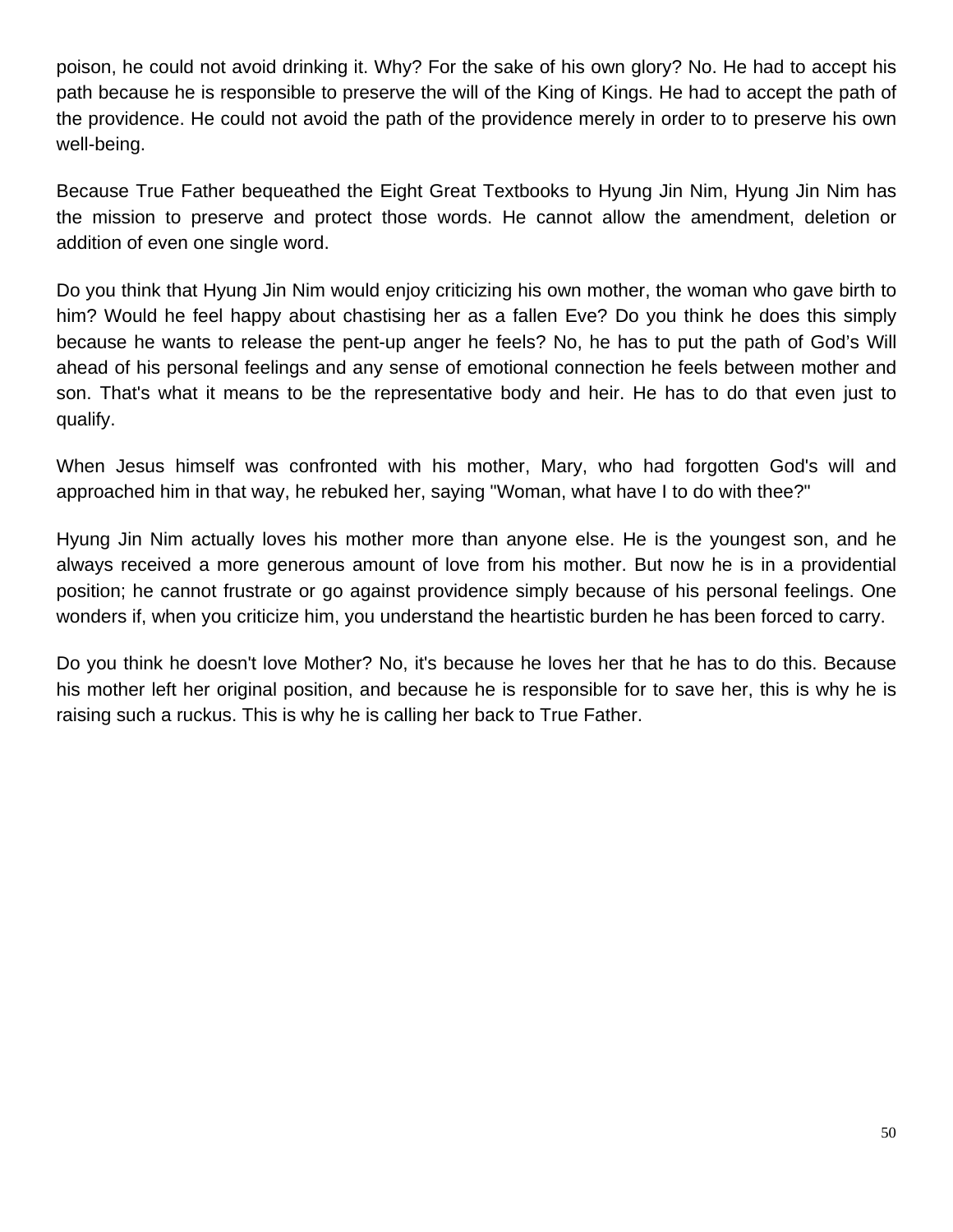poison, he could not avoid drinking it. Why? For the sake of his own glory? No. He had to accept his path because he is responsible to preserve the will of the King of Kings. He had to accept the path of the providence. He could not avoid the path of the providence merely in order to to preserve his own well-being.

Because True Father bequeathed the Eight Great Textbooks to Hyung Jin Nim, Hyung Jin Nim has the mission to preserve and protect those words. He cannot allow the amendment, deletion or addition of even one single word.

Do you think that Hyung Jin Nim would enjoy criticizing his own mother, the woman who gave birth to him? Would he feel happy about chastising her as a fallen Eve? Do you think he does this simply because he wants to release the pent-up anger he feels? No, he has to put the path of God's Will ahead of his personal feelings and any sense of emotional connection he feels between mother and son. That's what it means to be the representative body and heir. He has to do that even just to qualify.

When Jesus himself was confronted with his mother, Mary, who had forgotten God's will and approached him in that way, he rebuked her, saying "Woman, what have I to do with thee?"

Hyung Jin Nim actually loves his mother more than anyone else. He is the youngest son, and he always received a more generous amount of love from his mother. But now he is in a providential position; he cannot frustrate or go against providence simply because of his personal feelings. One wonders if, when you criticize him, you understand the heartistic burden he has been forced to carry.

Do you think he doesn't love Mother? No, it's because he loves her that he has to do this. Because his mother left her original position, and because he is responsible for to save her, this is why he is raising such a ruckus. This is why he is calling her back to True Father.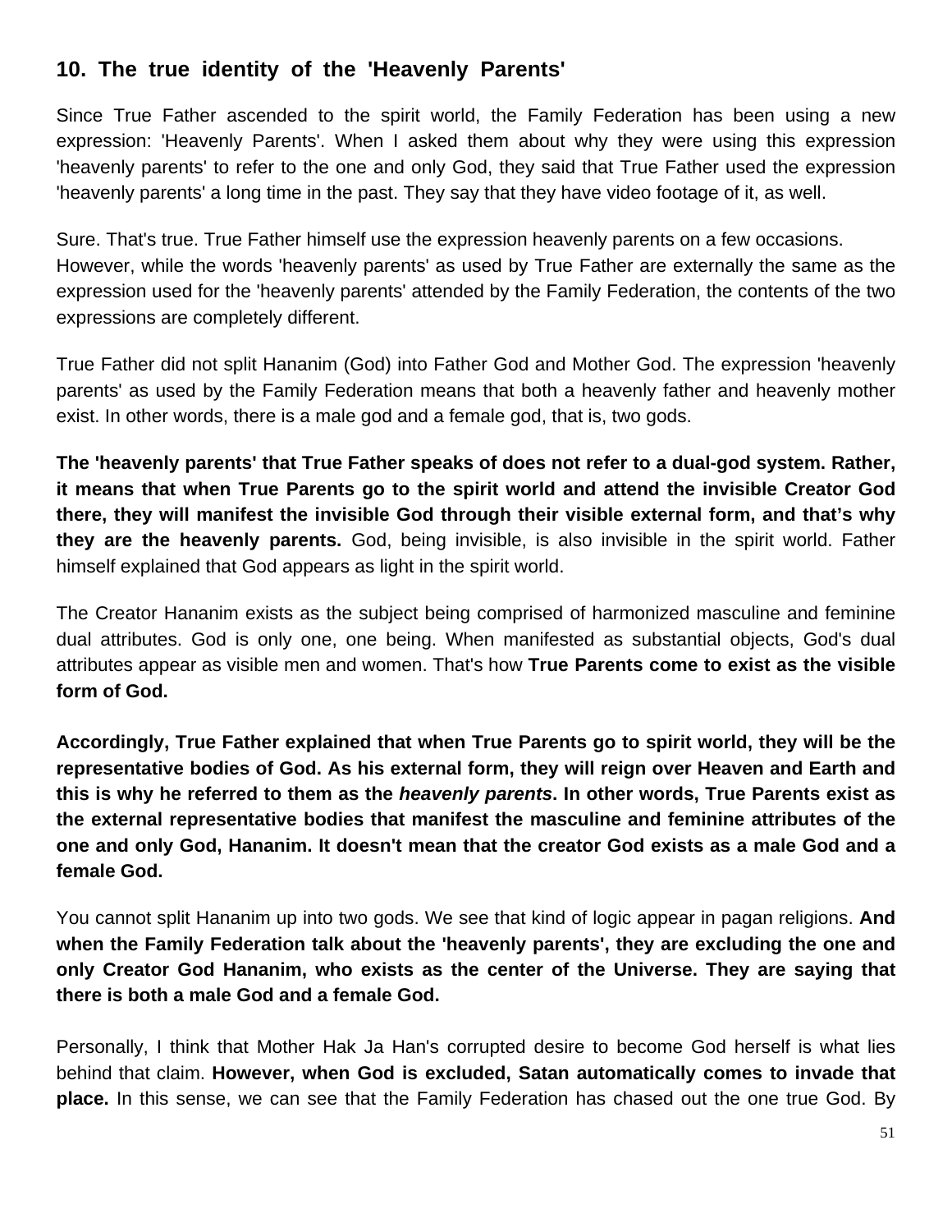## 10. The true identity of the 'Heavenly Parents'

Since True Father ascended to the spirit world, the Family Federation has been using a new expression: 'Heavenly Parents'. When I asked them about why they were using this expression 'heavenly parents' to refer to the one and only God, they said that True Father used the expression 'heavenly parents' a long time in the past. They say that they have video footage of it, as well.

Sure. That's true. True Father himself use the expression heavenly parents on a few occasions. However, while the words 'heavenly parents' as used by True Father are externally the same as the expression used for the 'heavenly parents' attended by the Family Federation, the contents of the two expressions are completely different.

True Father did not split Hananim (God) into Father God and Mother God. The expression 'heavenly parents' as used by the Family Federation means that both a heavenly father and heavenly mother exist. In other words, there is a male god and a female god, that is, two gods.

**The 'heavenly parents' that True Father speaks of does not refer to a dual-god system. Rather, it means that when True Parents go to the spirit world and attend the invisible Creator God there, they will manifest the invisible God through their visible external form, and that's why they are the heavenly parents.** God, being invisible, is also invisible in the spirit world. Father himself explained that God appears as light in the spirit world.

The Creator Hananim exists as the subject being comprised of harmonized masculine and feminine dual attributes. God is only one, one being. When manifested as substantial objects, God's dual attributes appear as visible men and women. That's how **True Parents come to exist as the visible form of God.**

**Accordingly, True Father explained that when True Parents go to spirit world, they will be the representative bodies of God. As his external form, they will reign over Heaven and Earth and this is why he referred to them as the *heavenly parents*. In other words, True Parents exist as the external representative bodies that manifest the masculine and feminine attributes of the one and only God, Hananim. It doesn't mean that the creator God exists as a male God and a female God.**

You cannot split Hananim up into two gods. We see that kind of logic appear in pagan religions. **And when the Family Federation talk about the 'heavenly parents', they are excluding the one and only Creator God Hananim, who exists as the center of the Universe. They are saying that there is both a male God and a female God.**

Personally, I think that Mother Hak Ja Han's corrupted desire to become God herself is what lies behind that claim. **However, when God is excluded, Satan automatically comes to invade that place.** In this sense, we can see that the Family Federation has chased out the one true God. By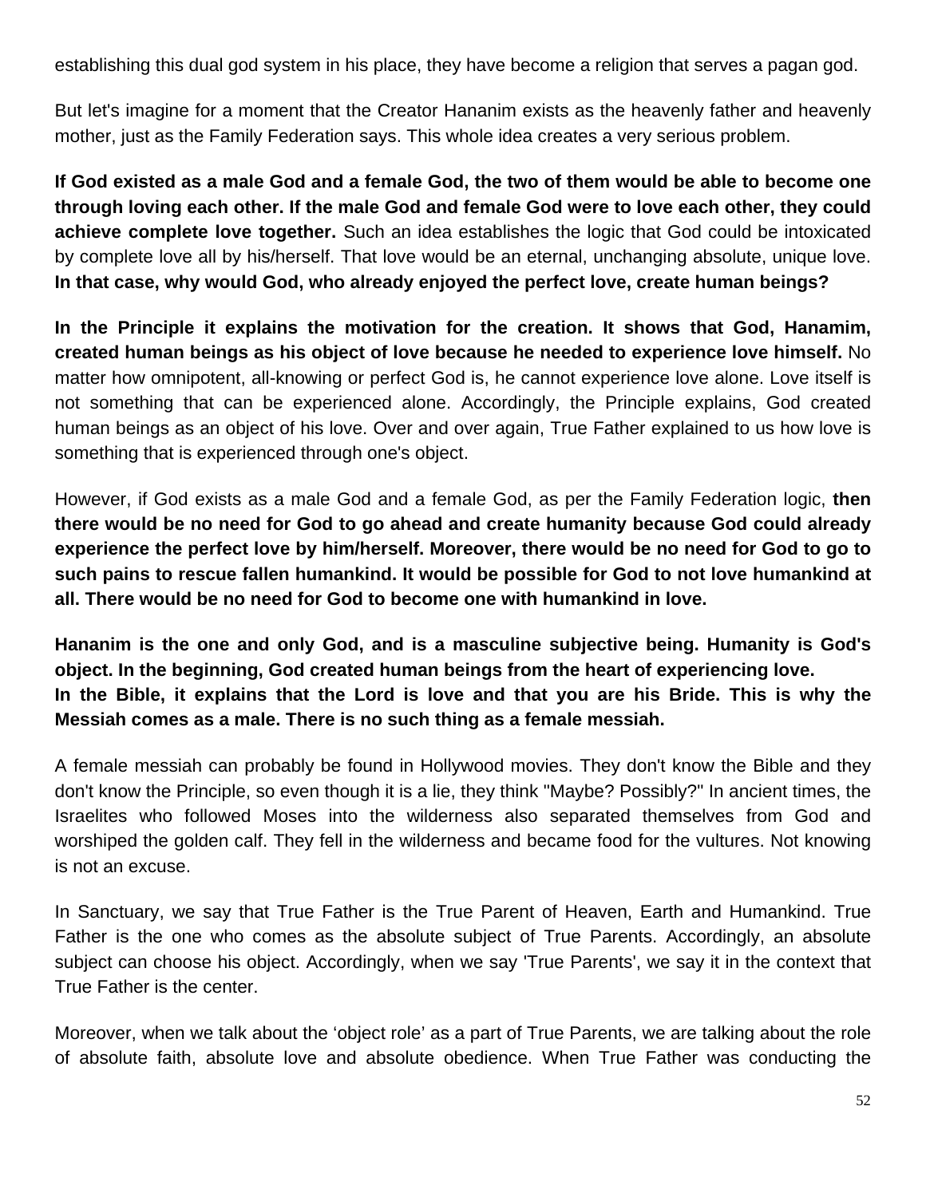establishing this dual god system in his place, they have become a religion that serves a pagan god.

But let's imagine for a moment that the Creator Hananim exists as the heavenly father and heavenly mother, just as the Family Federation says. This whole idea creates a very serious problem.

**If God existed as a male God and a female God, the two of them would be able to become one through loving each other. If the male God and female God were to love each other, they could achieve complete love together.** Such an idea establishes the logic that God could be intoxicated by complete love all by his/herself. That love would be an eternal, unchanging absolute, unique love. **In that case, why would God, who already enjoyed the perfect love, create human beings?**

**In the Principle it explains the motivation for the creation. It shows that God, Hanamim, created human beings as his object of love because he needed to experience love himself.** No matter how omnipotent, all-knowing or perfect God is, he cannot experience love alone. Love itself is not something that can be experienced alone. Accordingly, the Principle explains, God created human beings as an object of his love. Over and over again, True Father explained to us how love is something that is experienced through one's object.

However, if God exists as a male God and a female God, as per the Family Federation logic, **then there would be no need for God to go ahead and create humanity because God could already experience the perfect love by him/herself. Moreover, there would be no need for God to go to such pains to rescue fallen humankind. It would be possible for God to not love humankind at all. There would be no need for God to become one with humankind in love.**

**Hananim is the one and only God, and is a masculine subjective being. Humanity is God's object. In the beginning, God created human beings from the heart of experiencing love.**
**In the Bible, it explains that the Lord is love and that you are his Bride. This is why the Messiah comes as a male. There is no such thing as a female messiah.**

A female messiah can probably be found in Hollywood movies. They don't know the Bible and they don't know the Principle, so even though it is a lie, they think "Maybe? Possibly?" In ancient times, the Israelites who followed Moses into the wilderness also separated themselves from God and worshiped the golden calf. They fell in the wilderness and became food for the vultures. Not knowing is not an excuse.

In Sanctuary, we say that True Father is the True Parent of Heaven, Earth and Humankind. True Father is the one who comes as the absolute subject of True Parents. Accordingly, an absolute subject can choose his object. Accordingly, when we say 'True Parents', we say it in the context that True Father is the center.

Moreover, when we talk about the 'object role' as a part of True Parents, we are talking about the role of absolute faith, absolute love and absolute obedience. When True Father was conducting the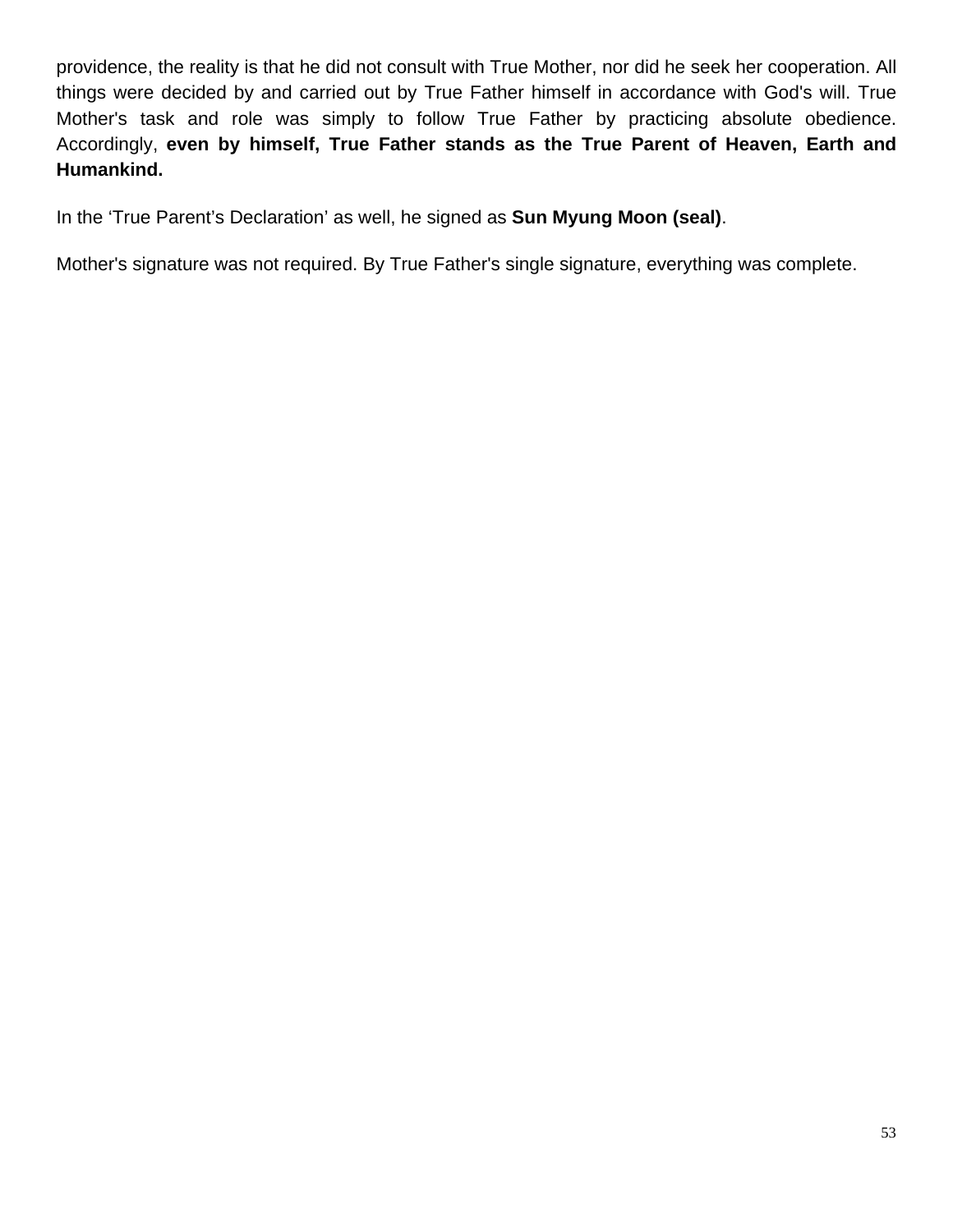providence, the reality is that he did not consult with True Mother, nor did he seek her cooperation. All things were decided by and carried out by True Father himself in accordance with God's will. True Mother's task and role was simply to follow True Father by practicing absolute obedience. Accordingly, **even by himself, True Father stands as the True Parent of Heaven, Earth and Humankind.**

In the 'True Parent's Declaration' as well, he signed as **Sun Myung Moon (seal)**.

Mother's signature was not required. By True Father's single signature, everything was complete.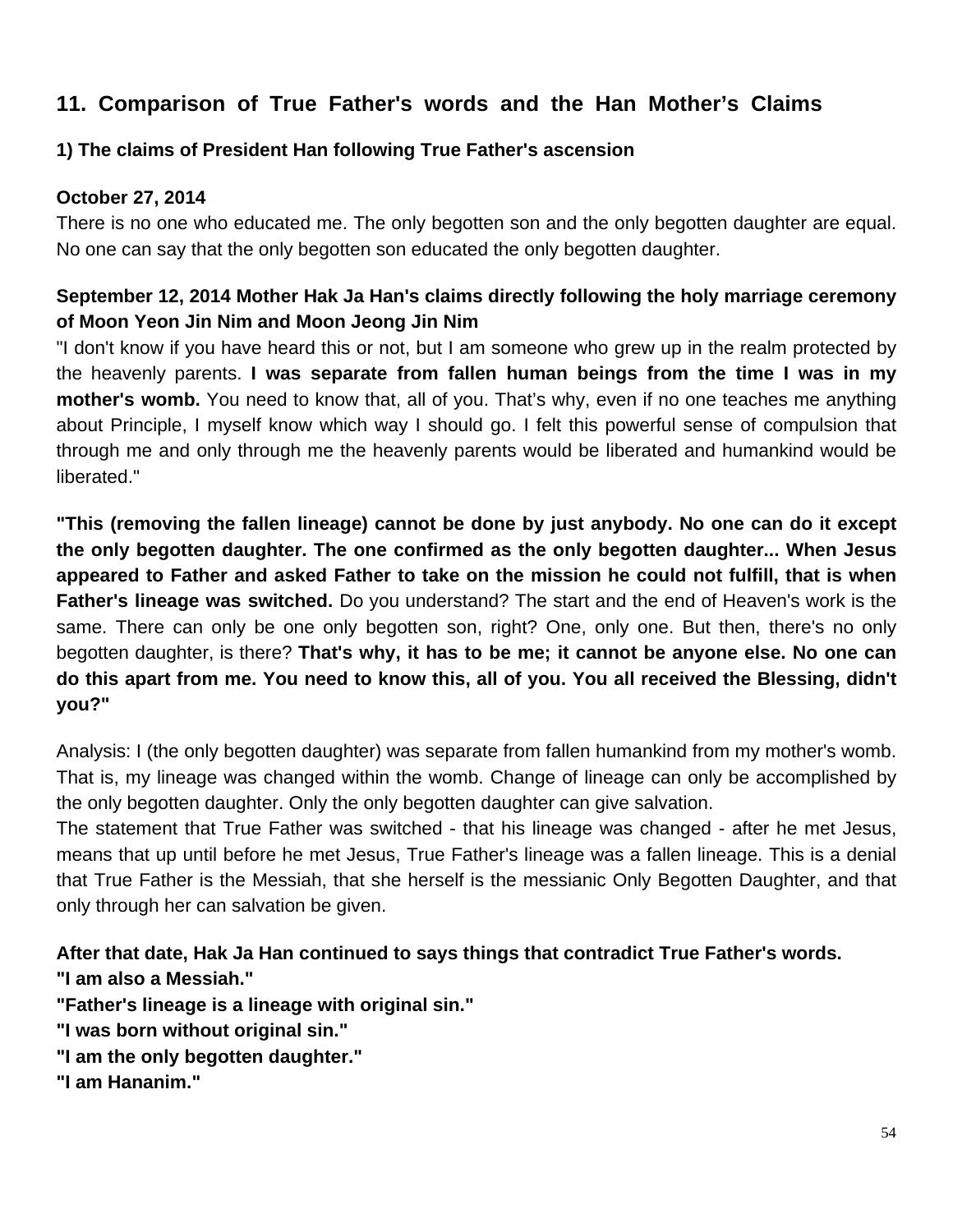## 11. Comparison of True Father's words and the Han Mother's Claims

### 1) The claims of President Han following True Father's ascension

**October 27, 2014**

There is no one who educated me. The only begotten son and the only begotten daughter are equal. No one can say that the only begotten son educated the only begotten daughter.

**September 12, 2014 Mother Hak Ja Han's claims directly following the holy marriage ceremony of Moon Yeon Jin Nim and Moon Jeong Jin Nim**

"I don't know if you have heard this or not, but I am someone who grew up in the realm protected by the heavenly parents. **I was separate from fallen human beings from the time I was in my mother's womb.** You need to know that, all of you. That's why, even if no one teaches me anything about Principle, I myself know which way I should go. I felt this powerful sense of compulsion that through me and only through me the heavenly parents would be liberated and humankind would be liberated."

**"This (removing the fallen lineage) cannot be done by just anybody. No one can do it except the only begotten daughter. The one confirmed as the only begotten daughter... When Jesus appeared to Father and asked Father to take on the mission he could not fulfill, that is when Father's lineage was switched.** Do you understand? The start and the end of Heaven's work is the same. There can only be one only begotten son, right? One, only one. But then, there's no only begotten daughter, is there? **That's why, it has to be me; it cannot be anyone else. No one can do this apart from me. You need to know this, all of you. You all received the Blessing, didn't you?"**

Analysis: I (the only begotten daughter) was separate from fallen humankind from my mother's womb. That is, my lineage was changed within the womb. Change of lineage can only be accomplished by the only begotten daughter. Only the only begotten daughter can give salvation.

The statement that True Father was switched - that his lineage was changed - after he met Jesus, means that up until before he met Jesus, True Father's lineage was a fallen lineage. This is a denial that True Father is the Messiah, that she herself is the messianic Only Begotten Daughter, and that only through her can salvation be given.

**After that date, Hak Ja Han continued to says things that contradict True Father's words.**
**"I am also a Messiah."**
**"Father's lineage is a lineage with original sin."**
**"I was born without original sin."**
**"I am the only begotten daughter."**
**"I am Hananim."**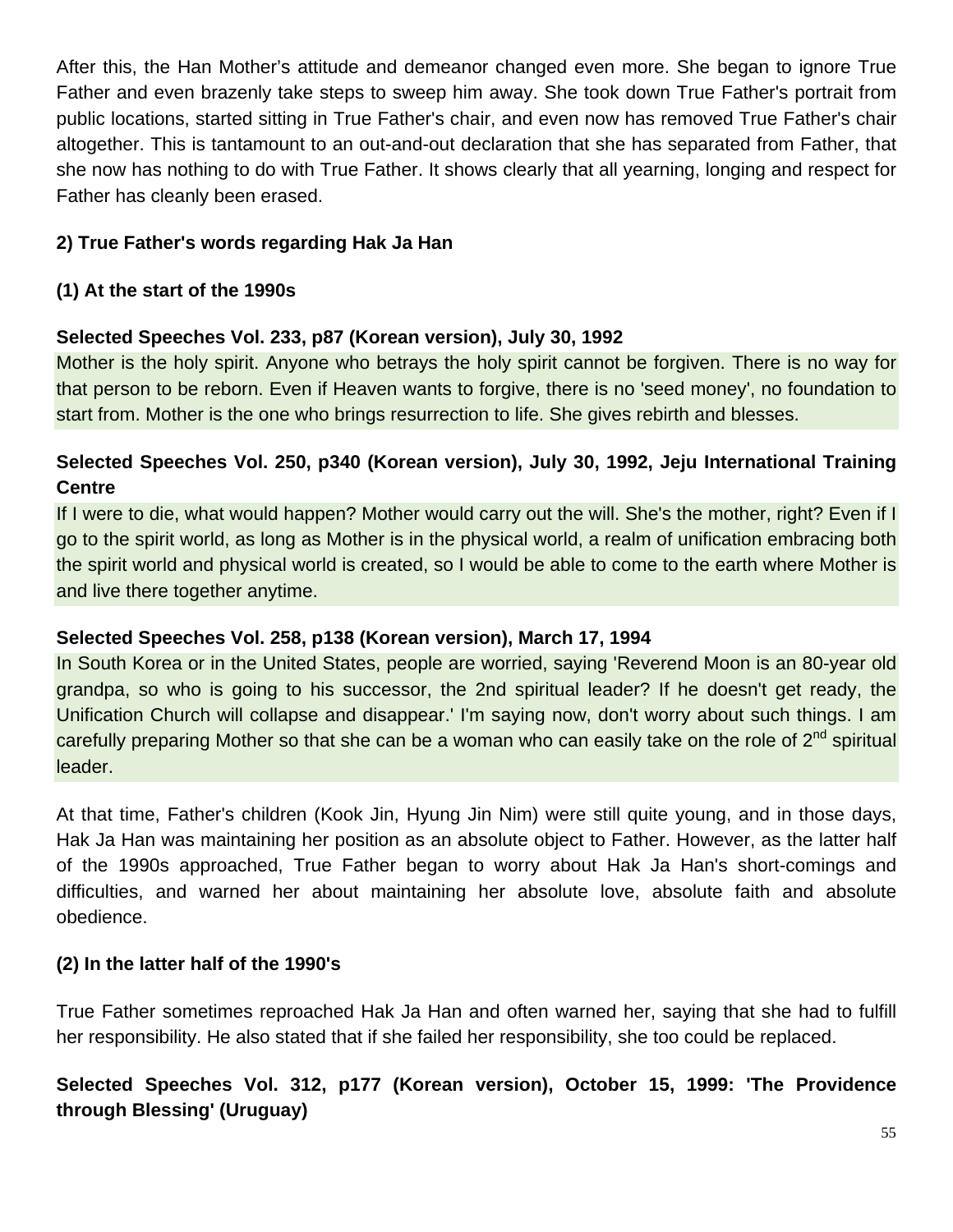After this, the Han Mother's attitude and demeanor changed even more. She began to ignore True Father and even brazenly take steps to sweep him away. She took down True Father's portrait from public locations, started sitting in True Father's chair, and even now has removed True Father's chair altogether. This is tantamount to an out-and-out declaration that she has separated from Father, that she now has nothing to do with True Father. It shows clearly that all yearning, longing and respect for Father has cleanly been erased.

### 2) True Father's words regarding Hak Ja Han

#### (1) At the start of the 1990s

**Selected Speeches Vol. 233, p87 (Korean version), July 30, 1992**

Mother is the holy spirit. Anyone who betrays the holy spirit cannot be forgiven. There is no way for that person to be reborn. Even if Heaven wants to forgive, there is no 'seed money', no foundation to start from. Mother is the one who brings resurrection to life. She gives rebirth and blesses.

**Selected Speeches Vol. 250, p340 (Korean version), July 30, 1992, Jeju International Training Centre**

If I were to die, what would happen? Mother would carry out the will. She's the mother, right? Even if I go to the spirit world, as long as Mother is in the physical world, a realm of unification embracing both the spirit world and physical world is created, so I would be able to come to the earth where Mother is and live there together anytime.

**Selected Speeches Vol. 258, p138 (Korean version), March 17, 1994**

In South Korea or in the United States, people are worried, saying 'Reverend Moon is an 80-year old grandpa, so who is going to his successor, the 2nd spiritual leader? If he doesn't get ready, the Unification Church will collapse and disappear.' I'm saying now, don't worry about such things. I am carefully preparing Mother so that she can be a woman who can easily take on the role of 2nd spiritual leader.

At that time, Father's children (Kook Jin, Hyung Jin Nim) were still quite young, and in those days, Hak Ja Han was maintaining her position as an absolute object to Father. However, as the latter half of the 1990s approached, True Father began to worry about Hak Ja Han's short-comings and difficulties, and warned her about maintaining her absolute love, absolute faith and absolute obedience.

#### (2) In the latter half of the 1990's

True Father sometimes reproached Hak Ja Han and often warned her, saying that she had to fulfill her responsibility. He also stated that if she failed her responsibility, she too could be replaced.

**Selected Speeches Vol. 312, p177 (Korean version), October 15, 1999: 'The Providence through Blessing' (Uruguay)**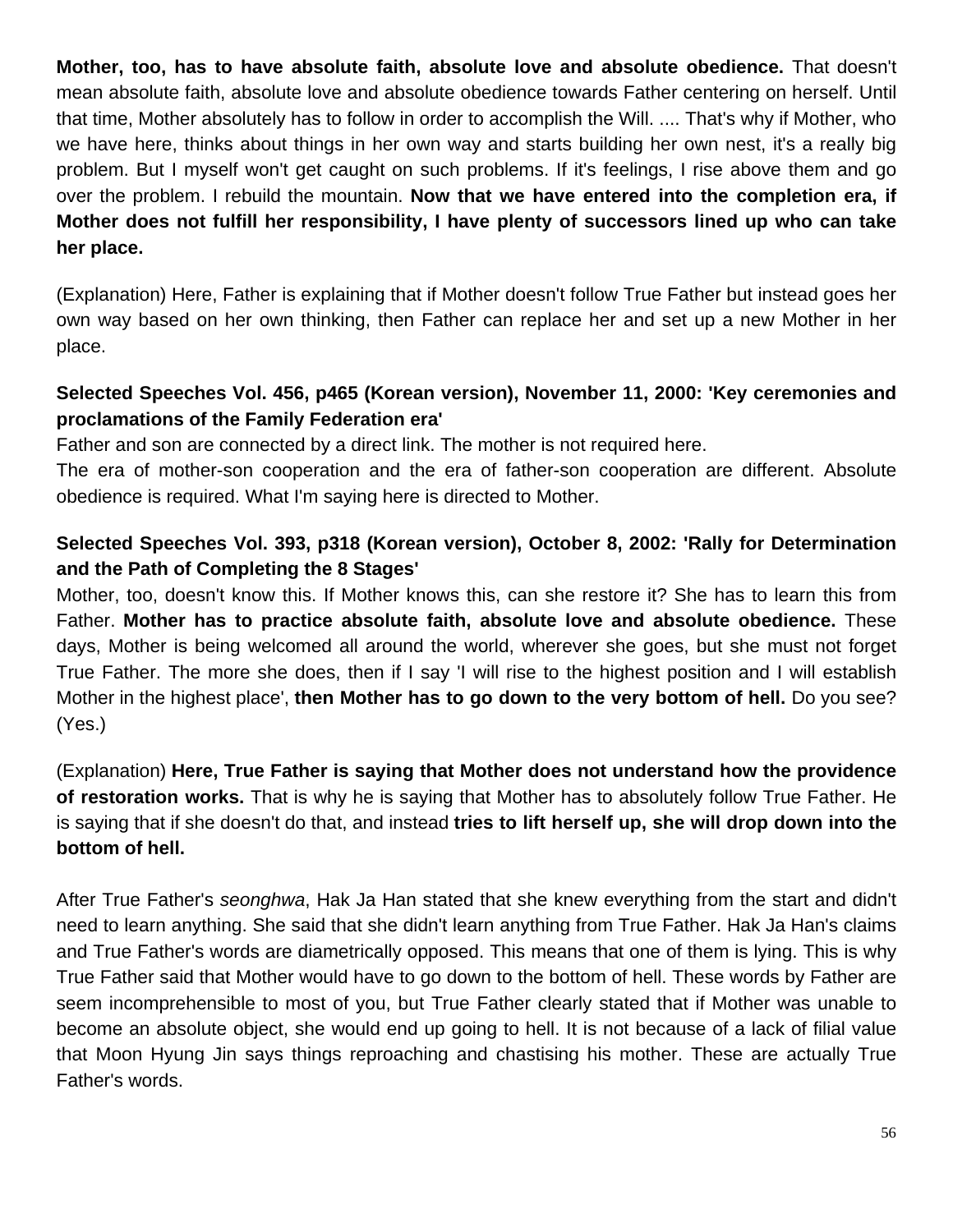**Mother, too, has to have absolute faith, absolute love and absolute obedience.** That doesn't mean absolute faith, absolute love and absolute obedience towards Father centering on herself. Until that time, Mother absolutely has to follow in order to accomplish the Will. .... That's why if Mother, who we have here, thinks about things in her own way and starts building her own nest, it's a really big problem. But I myself won't get caught on such problems. If it's feelings, I rise above them and go over the problem. I rebuild the mountain. **Now that we have entered into the completion era, if Mother does not fulfill her responsibility, I have plenty of successors lined up who can take her place.**

(Explanation) Here, Father is explaining that if Mother doesn't follow True Father but instead goes her own way based on her own thinking, then Father can replace her and set up a new Mother in her place.

**Selected Speeches Vol. 456, p465 (Korean version), November 11, 2000: 'Key ceremonies and proclamations of the Family Federation era'**

Father and son are connected by a direct link. The mother is not required here.

The era of mother-son cooperation and the era of father-son cooperation are different. Absolute obedience is required. What I'm saying here is directed to Mother.

**Selected Speeches Vol. 393, p318 (Korean version), October 8, 2002: 'Rally for Determination and the Path of Completing the 8 Stages'**

Mother, too, doesn't know this. If Mother knows this, can she restore it? She has to learn this from Father. **Mother has to practice absolute faith, absolute love and absolute obedience.** These days, Mother is being welcomed all around the world, wherever she goes, but she must not forget True Father. The more she does, then if I say 'I will rise to the highest position and I will establish Mother in the highest place', **then Mother has to go down to the very bottom of hell.** Do you see? (Yes.)

(Explanation) **Here, True Father is saying that Mother does not understand how the providence of restoration works.** That is why he is saying that Mother has to absolutely follow True Father. He is saying that if she doesn't do that, and instead **tries to lift herself up, she will drop down into the bottom of hell.**

After True Father's *seonghwa*, Hak Ja Han stated that she knew everything from the start and didn't need to learn anything. She said that she didn't learn anything from True Father. Hak Ja Han's claims and True Father's words are diametrically opposed. This means that one of them is lying. This is why True Father said that Mother would have to go down to the bottom of hell. These words by Father are seem incomprehensible to most of you, but True Father clearly stated that if Mother was unable to become an absolute object, she would end up going to hell. It is not because of a lack of filial value that Moon Hyung Jin says things reproaching and chastising his mother. These are actually True Father's words.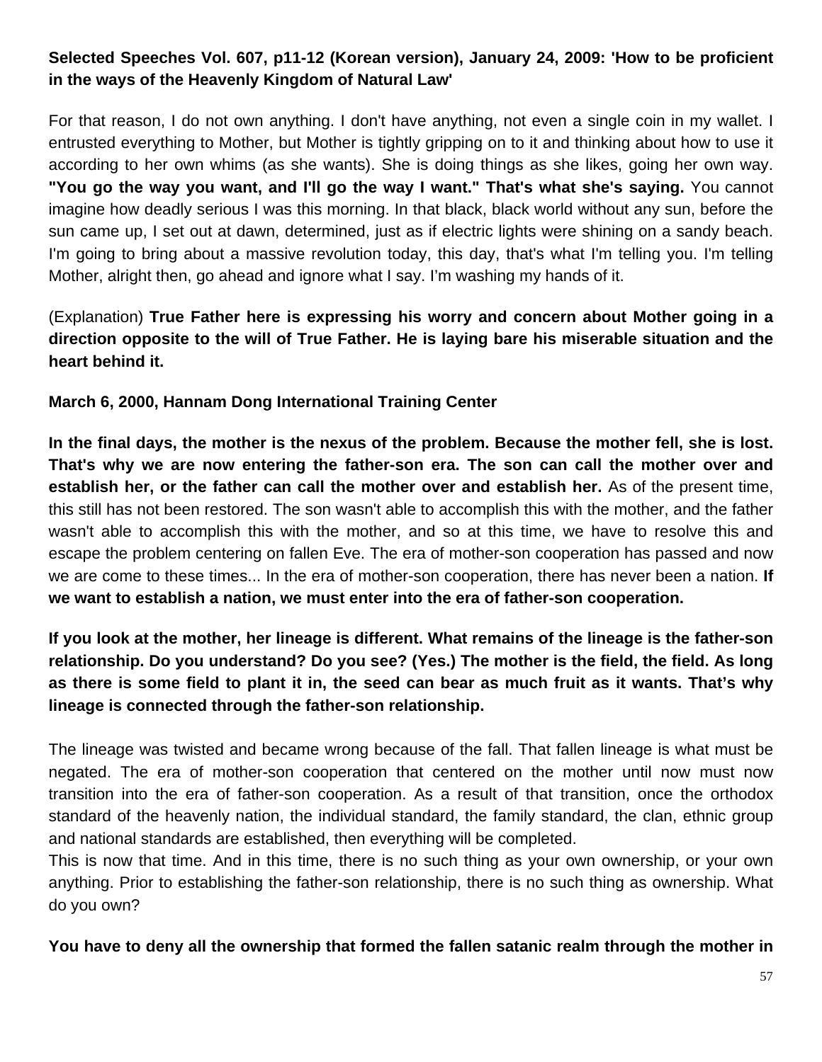**Selected Speeches Vol. 607, p11-12 (Korean version), January 24, 2009: 'How to be proficient in the ways of the Heavenly Kingdom of Natural Law'**

For that reason, I do not own anything. I don't have anything, not even a single coin in my wallet. I entrusted everything to Mother, but Mother is tightly gripping on to it and thinking about how to use it according to her own whims (as she wants). She is doing things as she likes, going her own way. **"You go the way you want, and I'll go the way I want." That's what she's saying.** You cannot imagine how deadly serious I was this morning. In that black, black world without any sun, before the sun came up, I set out at dawn, determined, just as if electric lights were shining on a sandy beach. I'm going to bring about a massive revolution today, this day, that's what I'm telling you. I'm telling Mother, alright then, go ahead and ignore what I say. I'm washing my hands of it.

(Explanation) **True Father here is expressing his worry and concern about Mother going in a direction opposite to the will of True Father. He is laying bare his miserable situation and the heart behind it.**

**March 6, 2000, Hannam Dong International Training Center**

**In the final days, the mother is the nexus of the problem. Because the mother fell, she is lost. That's why we are now entering the father-son era. The son can call the mother over and establish her, or the father can call the mother over and establish her.** As of the present time, this still has not been restored. The son wasn't able to accomplish this with the mother, and the father wasn't able to accomplish this with the mother, and so at this time, we have to resolve this and escape the problem centering on fallen Eve. The era of mother-son cooperation has passed and now we are come to these times... In the era of mother-son cooperation, there has never been a nation. **If we want to establish a nation, we must enter into the era of father-son cooperation.**

**If you look at the mother, her lineage is different. What remains of the lineage is the father-son relationship. Do you understand? Do you see? (Yes.) The mother is the field, the field. As long as there is some field to plant it in, the seed can bear as much fruit as it wants. That's why lineage is connected through the father-son relationship.**

The lineage was twisted and became wrong because of the fall. That fallen lineage is what must be negated. The era of mother-son cooperation that centered on the mother until now must now transition into the era of father-son cooperation. As a result of that transition, once the orthodox standard of the heavenly nation, the individual standard, the family standard, the clan, ethnic group and national standards are established, then everything will be completed.
This is now that time. And in this time, there is no such thing as your own ownership, or your own anything. Prior to establishing the father-son relationship, there is no such thing as ownership. What do you own?

**You have to deny all the ownership that formed the fallen satanic realm through the mother in**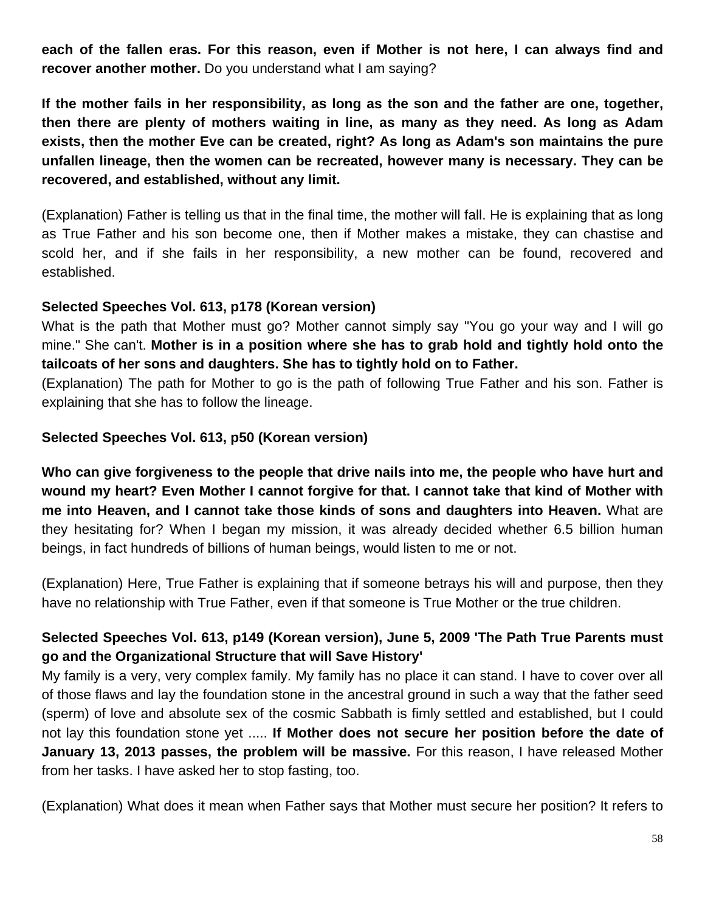**each of the fallen eras. For this reason, even if Mother is not here, I can always find and recover another mother.** Do you understand what I am saying?

**If the mother fails in her responsibility, as long as the son and the father are one, together, then there are plenty of mothers waiting in line, as many as they need. As long as Adam exists, then the mother Eve can be created, right? As long as Adam's son maintains the pure unfallen lineage, then the women can be recreated, however many is necessary. They can be recovered, and established, without any limit.**

(Explanation) Father is telling us that in the final time, the mother will fall. He is explaining that as long as True Father and his son become one, then if Mother makes a mistake, they can chastise and scold her, and if she fails in her responsibility, a new mother can be found, recovered and established.

**Selected Speeches Vol. 613, p178 (Korean version)**

What is the path that Mother must go? Mother cannot simply say "You go your way and I will go mine." She can't. **Mother is in a position where she has to grab hold and tightly hold onto the tailcoats of her sons and daughters. She has to tightly hold on to Father.**

(Explanation) The path for Mother to go is the path of following True Father and his son. Father is explaining that she has to follow the lineage.

**Selected Speeches Vol. 613, p50 (Korean version)**

**Who can give forgiveness to the people that drive nails into me, the people who have hurt and wound my heart? Even Mother I cannot forgive for that. I cannot take that kind of Mother with me into Heaven, and I cannot take those kinds of sons and daughters into Heaven.** What are they hesitating for? When I began my mission, it was already decided whether 6.5 billion human beings, in fact hundreds of billions of human beings, would listen to me or not.

(Explanation) Here, True Father is explaining that if someone betrays his will and purpose, then they have no relationship with True Father, even if that someone is True Mother or the true children.

**Selected Speeches Vol. 613, p149 (Korean version), June 5, 2009 'The Path True Parents must go and the Organizational Structure that will Save History'**

My family is a very, very complex family. My family has no place it can stand. I have to cover over all of those flaws and lay the foundation stone in the ancestral ground in such a way that the father seed (sperm) of love and absolute sex of the cosmic Sabbath is fimly settled and established, but I could not lay this foundation stone yet ..... **If Mother does not secure her position before the date of January 13, 2013 passes, the problem will be massive.** For this reason, I have released Mother from her tasks. I have asked her to stop fasting, too.

(Explanation) What does it mean when Father says that Mother must secure her position? It refers to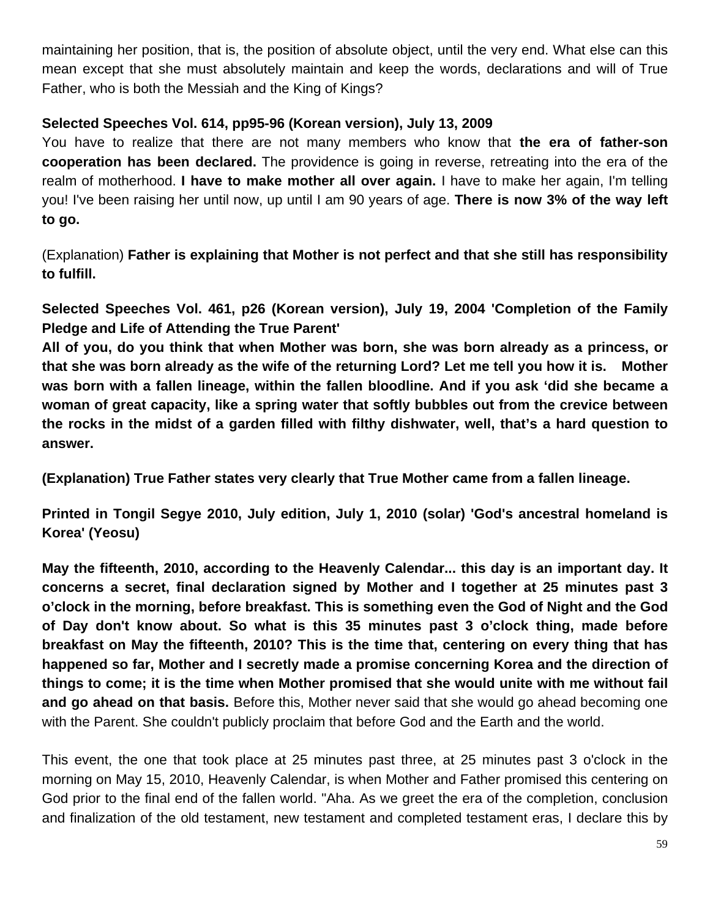maintaining her position, that is, the position of absolute object, until the very end. What else can this mean except that she must absolutely maintain and keep the words, declarations and will of True Father, who is both the Messiah and the King of Kings?

**Selected Speeches Vol. 614, pp95-96 (Korean version), July 13, 2009**

You have to realize that there are not many members who know that **the era of father-son cooperation has been declared.** The providence is going in reverse, retreating into the era of the realm of motherhood. **I have to make mother all over again.** I have to make her again, I'm telling you! I've been raising her until now, up until I am 90 years of age. **There is now 3% of the way left to go.**

(Explanation) **Father is explaining that Mother is not perfect and that she still has responsibility to fulfill.**

**Selected Speeches Vol. 461, p26 (Korean version), July 19, 2004 'Completion of the Family Pledge and Life of Attending the True Parent'**

**All of you, do you think that when Mother was born, she was born already as a princess, or that she was born already as the wife of the returning Lord? Let me tell you how it is. Mother was born with a fallen lineage, within the fallen bloodline. And if you ask 'did she became a woman of great capacity, like a spring water that softly bubbles out from the crevice between the rocks in the midst of a garden filled with filthy dishwater, well, that's a hard question to answer.**

**(Explanation) True Father states very clearly that True Mother came from a fallen lineage.**

**Printed in Tongil Segye 2010, July edition, July 1, 2010 (solar) 'God's ancestral homeland is Korea' (Yeosu)**

**May the fifteenth, 2010, according to the Heavenly Calendar... this day is an important day. It concerns a secret, final declaration signed by Mother and I together at 25 minutes past 3 o'clock in the morning, before breakfast. This is something even the God of Night and the God of Day don't know about. So what is this 35 minutes past 3 o'clock thing, made before breakfast on May the fifteenth, 2010? This is the time that, centering on every thing that has happened so far, Mother and I secretly made a promise concerning Korea and the direction of things to come; it is the time when Mother promised that she would unite with me without fail and go ahead on that basis.** Before this, Mother never said that she would go ahead becoming one with the Parent. She couldn't publicly proclaim that before God and the Earth and the world.

This event, the one that took place at 25 minutes past three, at 25 minutes past 3 o'clock in the morning on May 15, 2010, Heavenly Calendar, is when Mother and Father promised this centering on God prior to the final end of the fallen world. "Aha. As we greet the era of the completion, conclusion and finalization of the old testament, new testament and completed testament eras, I declare this by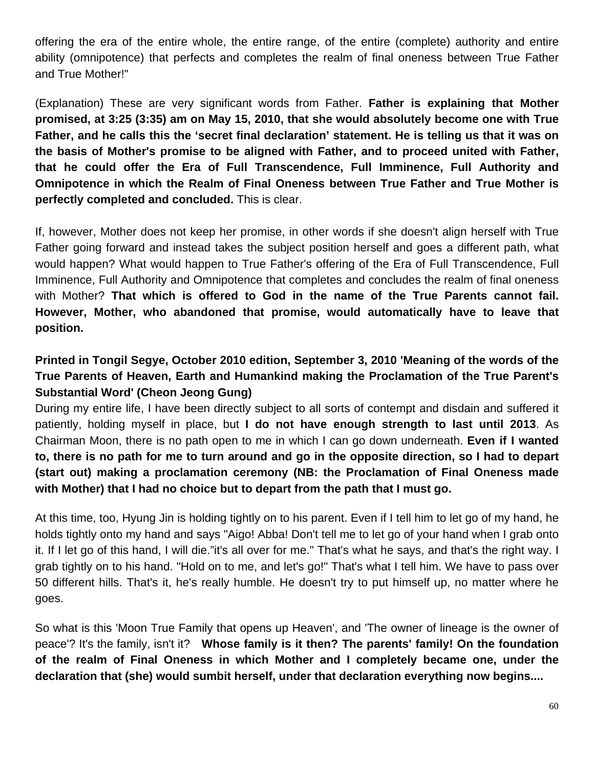offering the era of the entire whole, the entire range, of the entire (complete) authority and entire ability (omnipotence) that perfects and completes the realm of final oneness between True Father and True Mother!"

(Explanation) These are very significant words from Father. **Father is explaining that Mother promised, at 3:25 (3:35) am on May 15, 2010, that she would absolutely become one with True Father, and he calls this the 'secret final declaration' statement. He is telling us that it was on the basis of Mother's promise to be aligned with Father, and to proceed united with Father, that he could offer the Era of Full Transcendence, Full Imminence, Full Authority and Omnipotence in which the Realm of Final Oneness between True Father and True Mother is perfectly completed and concluded.** This is clear.

If, however, Mother does not keep her promise, in other words if she doesn't align herself with True Father going forward and instead takes the subject position herself and goes a different path, what would happen? What would happen to True Father's offering of the Era of Full Transcendence, Full Imminence, Full Authority and Omnipotence that completes and concludes the realm of final oneness with Mother? **That which is offered to God in the name of the True Parents cannot fail. However, Mother, who abandoned that promise, would automatically have to leave that position.**

**Printed in Tongil Segye, October 2010 edition, September 3, 2010 'Meaning of the words of the True Parents of Heaven, Earth and Humankind making the Proclamation of the True Parent's Substantial Word' (Cheon Jeong Gung)**

During my entire life, I have been directly subject to all sorts of contempt and disdain and suffered it patiently, holding myself in place, but **I do not have enough strength to last until 2013**. As Chairman Moon, there is no path open to me in which I can go down underneath. **Even if I wanted to, there is no path for me to turn around and go in the opposite direction, so I had to depart (start out) making a proclamation ceremony (NB: the Proclamation of Final Oneness made with Mother) that I had no choice but to depart from the path that I must go.**

At this time, too, Hyung Jin is holding tightly on to his parent. Even if I tell him to let go of my hand, he holds tightly onto my hand and says "Aigo! Abba! Don't tell me to let go of your hand when I grab onto it. If I let go of this hand, I will die."it's all over for me." That's what he says, and that's the right way. I grab tightly on to his hand. "Hold on to me, and let's go!" That's what I tell him. We have to pass over 50 different hills. That's it, he's really humble. He doesn't try to put himself up, no matter where he goes.

So what is this 'Moon True Family that opens up Heaven', and 'The owner of lineage is the owner of peace'? It's the family, isn't it? **Whose family is it then? The parents' family! On the foundation of the realm of Final Oneness in which Mother and I completely became one, under the declaration that (she) would sumbit herself, under that declaration everything now begins....**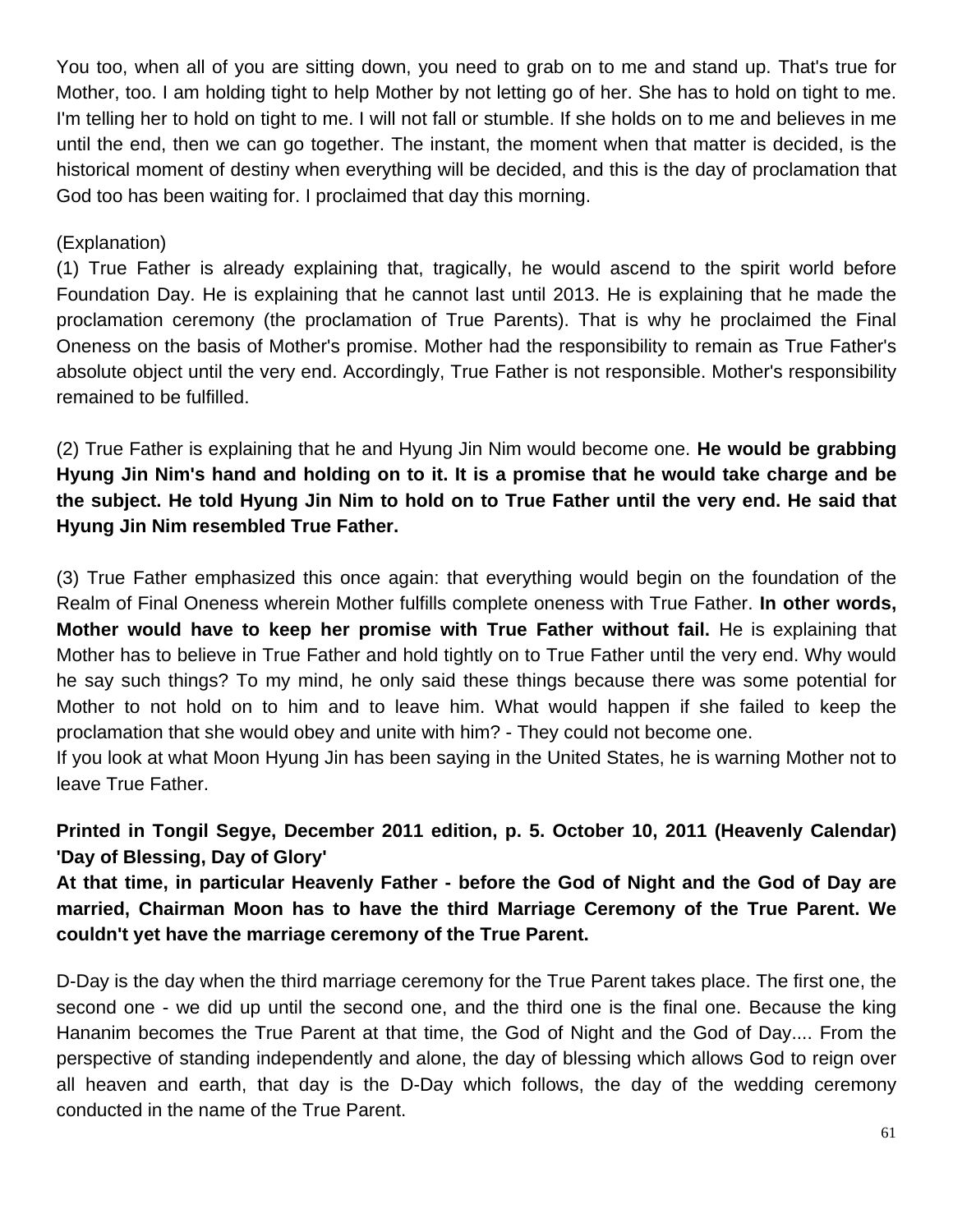You too, when all of you are sitting down, you need to grab on to me and stand up. That's true for Mother, too. I am holding tight to help Mother by not letting go of her. She has to hold on tight to me. I'm telling her to hold on tight to me. I will not fall or stumble. If she holds on to me and believes in me until the end, then we can go together. The instant, the moment when that matter is decided, is the historical moment of destiny when everything will be decided, and this is the day of proclamation that God too has been waiting for. I proclaimed that day this morning.

(Explanation)
(1) True Father is already explaining that, tragically, he would ascend to the spirit world before Foundation Day. He is explaining that he cannot last until 2013. He is explaining that he made the proclamation ceremony (the proclamation of True Parents). That is why he proclaimed the Final Oneness on the basis of Mother's promise. Mother had the responsibility to remain as True Father's absolute object until the very end. Accordingly, True Father is not responsible. Mother's responsibility remained to be fulfilled.

(2) True Father is explaining that he and Hyung Jin Nim would become one. **He would be grabbing Hyung Jin Nim's hand and holding on to it. It is a promise that he would take charge and be the subject. He told Hyung Jin Nim to hold on to True Father until the very end. He said that Hyung Jin Nim resembled True Father.**

(3) True Father emphasized this once again: that everything would begin on the foundation of the Realm of Final Oneness wherein Mother fulfills complete oneness with True Father. **In other words, Mother would have to keep her promise with True Father without fail.** He is explaining that Mother has to believe in True Father and hold tightly on to True Father until the very end. Why would he say such things? To my mind, he only said these things because there was some potential for Mother to not hold on to him and to leave him. What would happen if she failed to keep the proclamation that she would obey and unite with him? - They could not become one.
If you look at what Moon Hyung Jin has been saying in the United States, he is warning Mother not to leave True Father.

**Printed in Tongil Segye, December 2011 edition, p. 5. October 10, 2011 (Heavenly Calendar) 'Day of Blessing, Day of Glory'**

**At that time, in particular Heavenly Father - before the God of Night and the God of Day are married, Chairman Moon has to have the third Marriage Ceremony of the True Parent. We couldn't yet have the marriage ceremony of the True Parent.**

D-Day is the day when the third marriage ceremony for the True Parent takes place. The first one, the second one - we did up until the second one, and the third one is the final one. Because the king Hananim becomes the True Parent at that time, the God of Night and the God of Day.... From the perspective of standing independently and alone, the day of blessing which allows God to reign over all heaven and earth, that day is the D-Day which follows, the day of the wedding ceremony conducted in the name of the True Parent.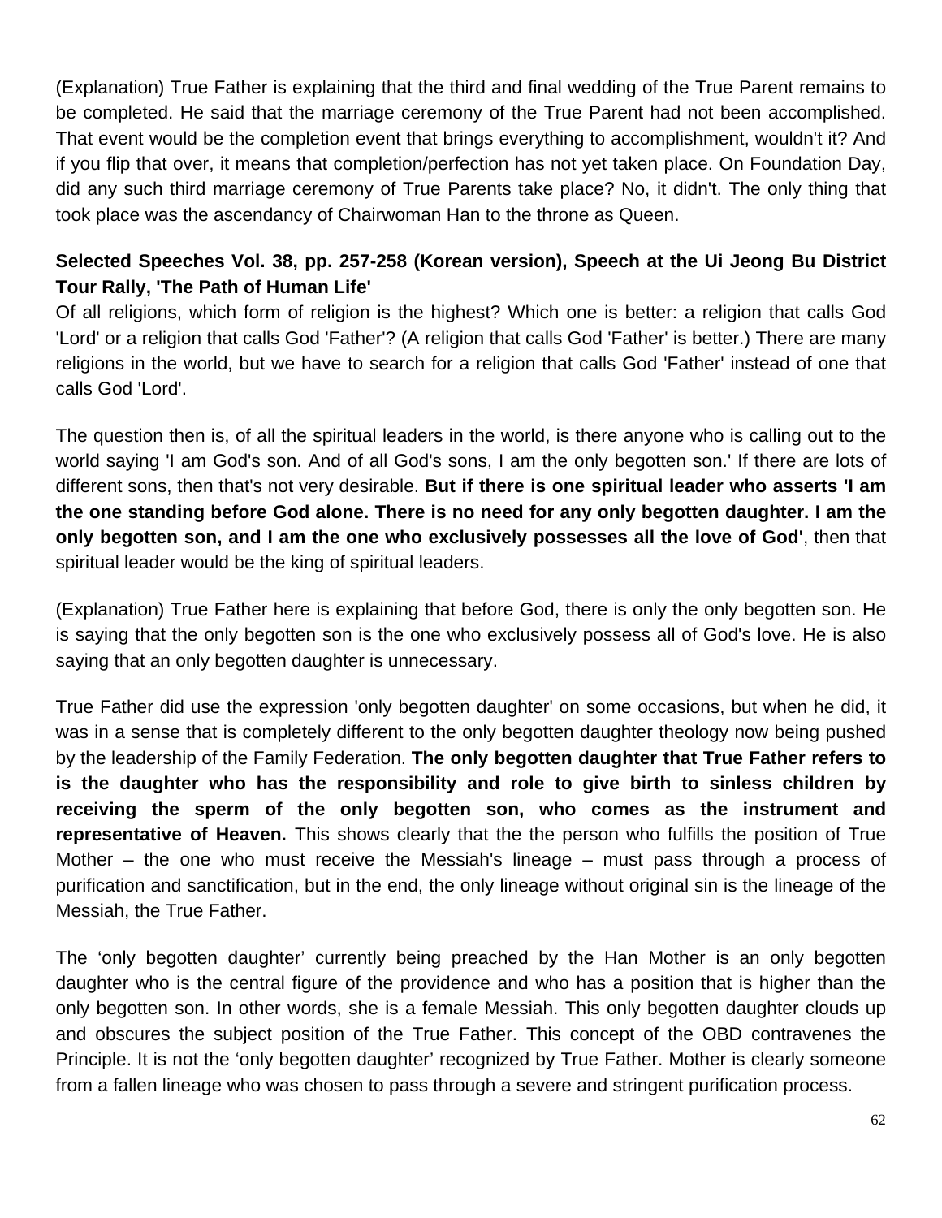(Explanation) True Father is explaining that the third and final wedding of the True Parent remains to be completed. He said that the marriage ceremony of the True Parent had not been accomplished. That event would be the completion event that brings everything to accomplishment, wouldn't it? And if you flip that over, it means that completion/perfection has not yet taken place. On Foundation Day, did any such third marriage ceremony of True Parents take place? No, it didn't. The only thing that took place was the ascendancy of Chairwoman Han to the throne as Queen.

**Selected Speeches Vol. 38, pp. 257-258 (Korean version), Speech at the Ui Jeong Bu District Tour Rally, 'The Path of Human Life'**

Of all religions, which form of religion is the highest? Which one is better: a religion that calls God 'Lord' or a religion that calls God 'Father'? (A religion that calls God 'Father' is better.) There are many religions in the world, but we have to search for a religion that calls God 'Father' instead of one that calls God 'Lord'.

The question then is, of all the spiritual leaders in the world, is there anyone who is calling out to the world saying 'I am God's son. And of all God's sons, I am the only begotten son.' If there are lots of different sons, then that's not very desirable. **But if there is one spiritual leader who asserts 'I am the one standing before God alone. There is no need for any only begotten daughter. I am the only begotten son, and I am the one who exclusively possesses all the love of God'**, then that spiritual leader would be the king of spiritual leaders.

(Explanation) True Father here is explaining that before God, there is only the only begotten son. He is saying that the only begotten son is the one who exclusively possess all of God's love. He is also saying that an only begotten daughter is unnecessary.

True Father did use the expression 'only begotten daughter' on some occasions, but when he did, it was in a sense that is completely different to the only begotten daughter theology now being pushed by the leadership of the Family Federation. **The only begotten daughter that True Father refers to is the daughter who has the responsibility and role to give birth to sinless children by receiving the sperm of the only begotten son, who comes as the instrument and representative of Heaven.** This shows clearly that the the person who fulfills the position of True Mother – the one who must receive the Messiah's lineage – must pass through a process of purification and sanctification, but in the end, the only lineage without original sin is the lineage of the Messiah, the True Father.

The 'only begotten daughter' currently being preached by the Han Mother is an only begotten daughter who is the central figure of the providence and who has a position that is higher than the only begotten son. In other words, she is a female Messiah. This only begotten daughter clouds up and obscures the subject position of the True Father. This concept of the OBD contravenes the Principle. It is not the 'only begotten daughter' recognized by True Father. Mother is clearly someone from a fallen lineage who was chosen to pass through a severe and stringent purification process.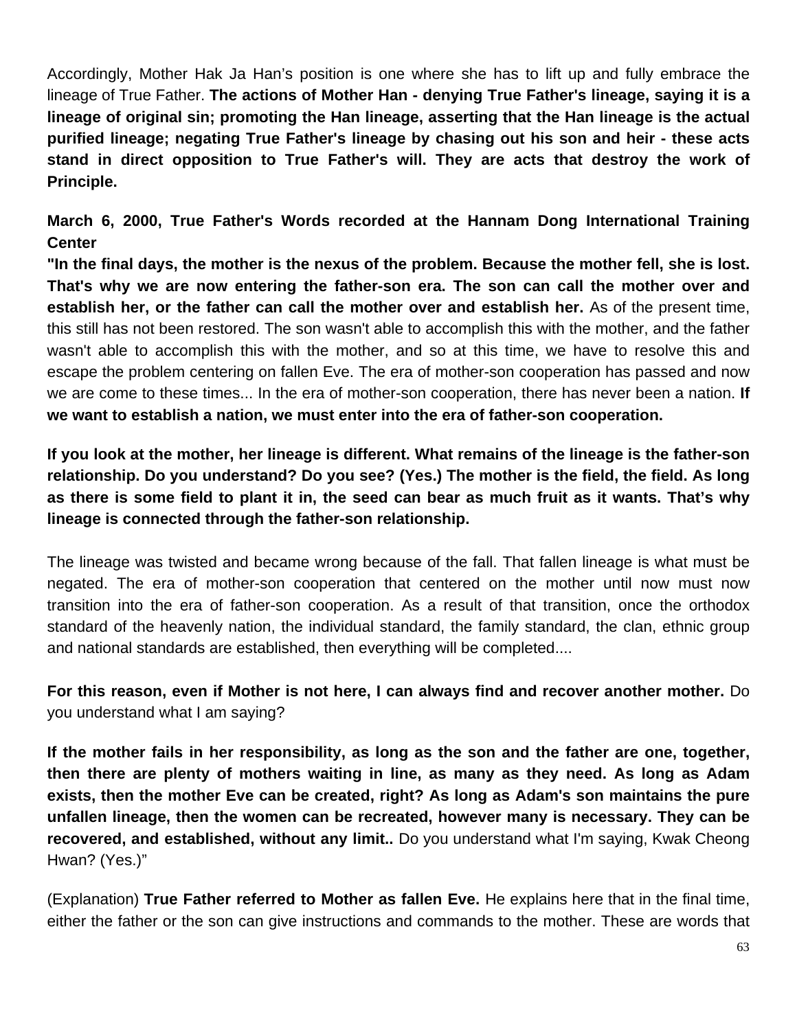Accordingly, Mother Hak Ja Han's position is one where she has to lift up and fully embrace the lineage of True Father. **The actions of Mother Han - denying True Father's lineage, saying it is a lineage of original sin; promoting the Han lineage, asserting that the Han lineage is the actual purified lineage; negating True Father's lineage by chasing out his son and heir - these acts stand in direct opposition to True Father's will. They are acts that destroy the work of Principle.**

**March 6, 2000, True Father's Words recorded at the Hannam Dong International Training Center**

**"In the final days, the mother is the nexus of the problem. Because the mother fell, she is lost. That's why we are now entering the father-son era. The son can call the mother over and establish her, or the father can call the mother over and establish her.** As of the present time, this still has not been restored. The son wasn't able to accomplish this with the mother, and the father wasn't able to accomplish this with the mother, and so at this time, we have to resolve this and escape the problem centering on fallen Eve. The era of mother-son cooperation has passed and now we are come to these times... In the era of mother-son cooperation, there has never been a nation. **If we want to establish a nation, we must enter into the era of father-son cooperation.**

**If you look at the mother, her lineage is different. What remains of the lineage is the father-son relationship. Do you understand? Do you see? (Yes.) The mother is the field, the field. As long as there is some field to plant it in, the seed can bear as much fruit as it wants. That's why lineage is connected through the father-son relationship.**

The lineage was twisted and became wrong because of the fall. That fallen lineage is what must be negated. The era of mother-son cooperation that centered on the mother until now must now transition into the era of father-son cooperation. As a result of that transition, once the orthodox standard of the heavenly nation, the individual standard, the family standard, the clan, ethnic group and national standards are established, then everything will be completed....

**For this reason, even if Mother is not here, I can always find and recover another mother.** Do you understand what I am saying?

**If the mother fails in her responsibility, as long as the son and the father are one, together, then there are plenty of mothers waiting in line, as many as they need. As long as Adam exists, then the mother Eve can be created, right? As long as Adam's son maintains the pure unfallen lineage, then the women can be recreated, however many is necessary. They can be recovered, and established, without any limit..** Do you understand what I'm saying, Kwak Cheong Hwan? (Yes.)"

(Explanation) **True Father referred to Mother as fallen Eve.** He explains here that in the final time, either the father or the son can give instructions and commands to the mother. These are words that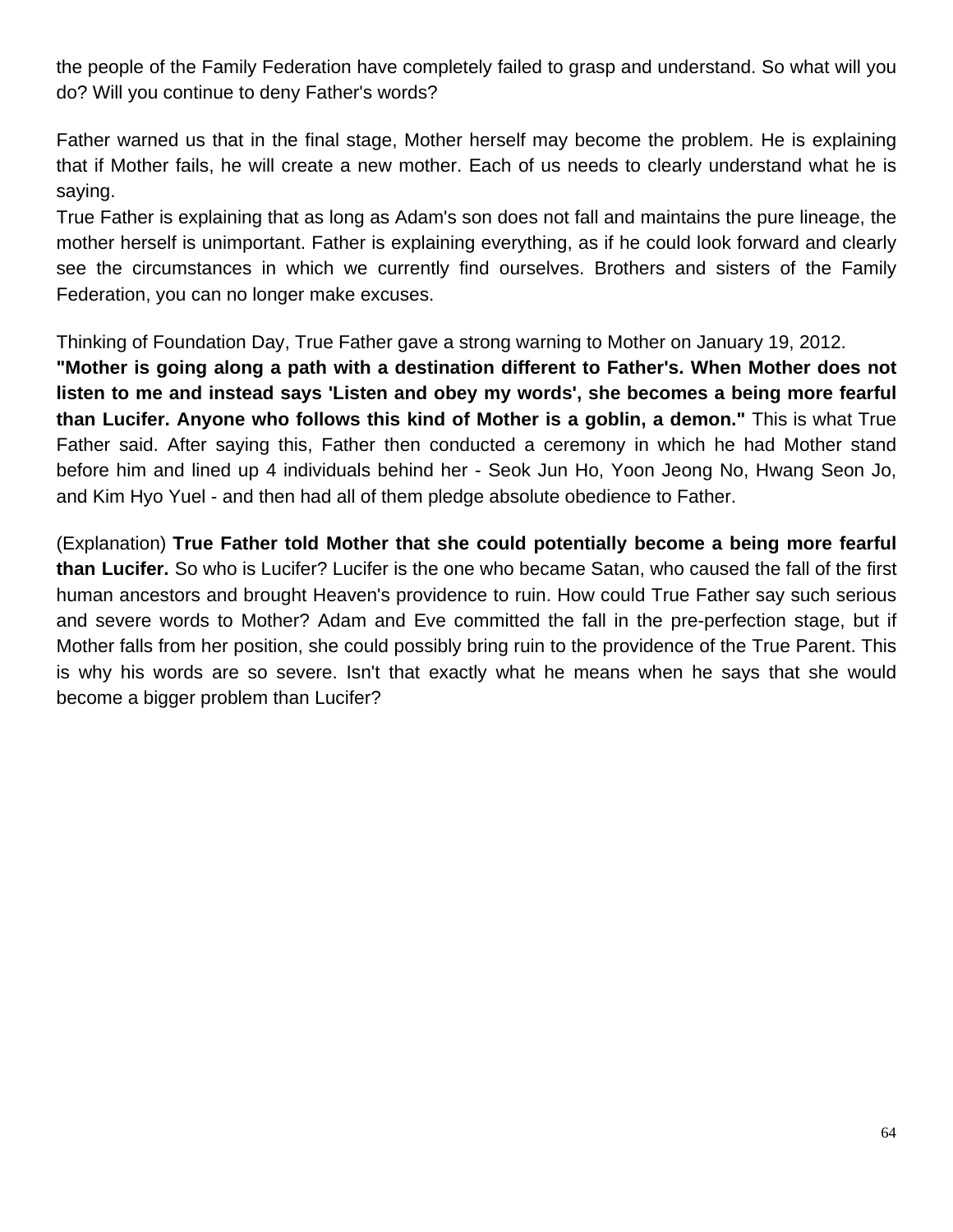the people of the Family Federation have completely failed to grasp and understand. So what will you do? Will you continue to deny Father's words?

Father warned us that in the final stage, Mother herself may become the problem. He is explaining that if Mother fails, he will create a new mother. Each of us needs to clearly understand what he is saying.
True Father is explaining that as long as Adam's son does not fall and maintains the pure lineage, the mother herself is unimportant. Father is explaining everything, as if he could look forward and clearly see the circumstances in which we currently find ourselves. Brothers and sisters of the Family Federation, you can no longer make excuses.

Thinking of Foundation Day, True Father gave a strong warning to Mother on January 19, 2012.
**"Mother is going along a path with a destination different to Father's. When Mother does not listen to me and instead says 'Listen and obey my words', she becomes a being more fearful than Lucifer. Anyone who follows this kind of Mother is a goblin, a demon."** This is what True Father said. After saying this, Father then conducted a ceremony in which he had Mother stand before him and lined up 4 individuals behind her - Seok Jun Ho, Yoon Jeong No, Hwang Seon Jo, and Kim Hyo Yuel - and then had all of them pledge absolute obedience to Father.

(Explanation) **True Father told Mother that she could potentially become a being more fearful than Lucifer.** So who is Lucifer? Lucifer is the one who became Satan, who caused the fall of the first human ancestors and brought Heaven's providence to ruin. How could True Father say such serious and severe words to Mother? Adam and Eve committed the fall in the pre-perfection stage, but if Mother falls from her position, she could possibly bring ruin to the providence of the True Parent. This is why his words are so severe. Isn't that exactly what he means when he says that she would become a bigger problem than Lucifer?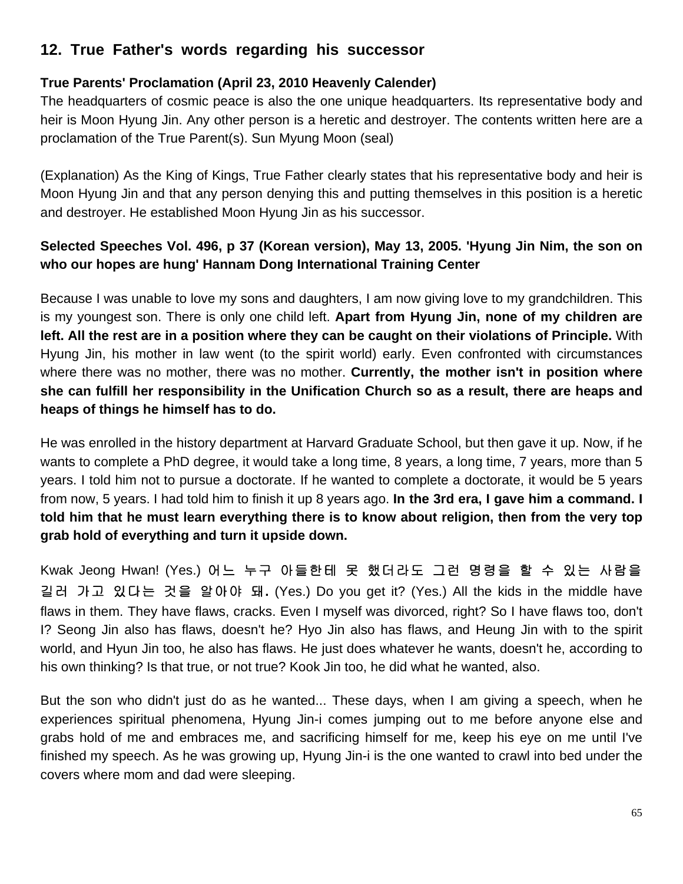## 12. True Father's words regarding his successor

**True Parents' Proclamation (April 23, 2010 Heavenly Calender)**
The headquarters of cosmic peace is also the one unique headquarters. Its representative body and heir is Moon Hyung Jin. Any other person is a heretic and destroyer. The contents written here are a proclamation of the True Parent(s). Sun Myung Moon (seal)

(Explanation) As the King of Kings, True Father clearly states that his representative body and heir is Moon Hyung Jin and that any person denying this and putting themselves in this position is a heretic and destroyer. He established Moon Hyung Jin as his successor.

**Selected Speeches Vol. 496, p 37 (Korean version), May 13, 2005. 'Hyung Jin Nim, the son on who our hopes are hung' Hannam Dong International Training Center**

Because I was unable to love my sons and daughters, I am now giving love to my grandchildren. This is my youngest son. There is only one child left. **Apart from Hyung Jin, none of my children are left. All the rest are in a position where they can be caught on their violations of Principle.** With Hyung Jin, his mother in law went (to the spirit world) early. Even confronted with circumstances where there was no mother, there was no mother. **Currently, the mother isn't in position where she can fulfill her responsibility in the Unification Church so as a result, there are heaps and heaps of things he himself has to do.**

He was enrolled in the history department at Harvard Graduate School, but then gave it up. Now, if he wants to complete a PhD degree, it would take a long time, 8 years, a long time, 7 years, more than 5 years. I told him not to pursue a doctorate. If he wanted to complete a doctorate, it would be 5 years from now, 5 years. I had told him to finish it up 8 years ago. **In the 3rd era, I gave him a command. I told him that he must learn everything there is to know about religion, then from the very top grab hold of everything and turn it upside down.**

Kwak Jeong Hwan! (Yes.) 어느 누구 아들한테 못 했더라도 그런 명령을 할 수 있는 사람을 길러 가고 있다는 것을 알아야 돼. (Yes.) Do you get it? (Yes.) All the kids in the middle have flaws in them. They have flaws, cracks. Even I myself was divorced, right? So I have flaws too, don't I? Seong Jin also has flaws, doesn't he? Hyo Jin also has flaws, and Heung Jin with to the spirit world, and Hyun Jin too, he also has flaws. He just does whatever he wants, doesn't he, according to his own thinking? Is that true, or not true? Kook Jin too, he did what he wanted, also.

But the son who didn't just do as he wanted... These days, when I am giving a speech, when he experiences spiritual phenomena, Hyung Jin-i comes jumping out to me before anyone else and grabs hold of me and embraces me, and sacrificing himself for me, keep his eye on me until I've finished my speech. As he was growing up, Hyung Jin-i is the one wanted to crawl into bed under the covers where mom and dad were sleeping.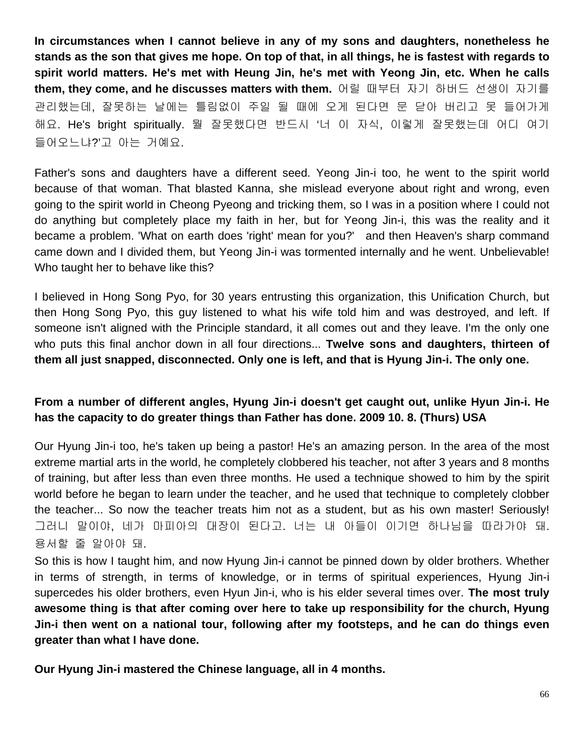**In circumstances when I cannot believe in any of my sons and daughters, nonetheless he stands as the son that gives me hope. On top of that, in all things, he is fastest with regards to spirit world matters. He's met with Heung Jin, he's met with Yeong Jin, etc. When he calls them, they come, and he discusses matters with them.** 어릴 때부터 자기 하버드 선생이 자기를 관리했는데, 잘못하는 날에는 틀림없이 주일 될 때에 오게 된다면 문 닫아 버리고 못 들어가게 해요. He's bright spiritually. 뭘 잘못했다면 반드시 '너 이 자식, 이렇게 잘못했는데 어디 여기 들어오느냐?'고 아는 거예요.

Father's sons and daughters have a different seed. Yeong Jin-i too, he went to the spirit world because of that woman. That blasted Kanna, she mislead everyone about right and wrong, even going to the spirit world in Cheong Pyeong and tricking them, so I was in a position where I could not do anything but completely place my faith in her, but for Yeong Jin-i, this was the reality and it became a problem. 'What on earth does 'right' mean for you?' and then Heaven's sharp command came down and I divided them, but Yeong Jin-i was tormented internally and he went. Unbelievable! Who taught her to behave like this?

I believed in Hong Song Pyo, for 30 years entrusting this organization, this Unification Church, but then Hong Song Pyo, this guy listened to what his wife told him and was destroyed, and left. If someone isn't aligned with the Principle standard, it all comes out and they leave. I'm the only one who puts this final anchor down in all four directions... **Twelve sons and daughters, thirteen of them all just snapped, disconnected. Only one is left, and that is Hyung Jin-i. The only one.**

**From a number of different angles, Hyung Jin-i doesn't get caught out, unlike Hyun Jin-i. He has the capacity to do greater things than Father has done. 2009 10. 8. (Thurs) USA**

Our Hyung Jin-i too, he's taken up being a pastor! He's an amazing person. In the area of the most extreme martial arts in the world, he completely clobbered his teacher, not after 3 years and 8 months of training, but after less than even three months. He used a technique showed to him by the spirit world before he began to learn under the teacher, and he used that technique to completely clobber the teacher... So now the teacher treats him not as a student, but as his own master! Seriously! 그러니 말이야, 네가 마피아의 대장이 된다고. 너는 내 아들이 이기면 하나님을 따라가야 돼. 용서할 줄 알아야 돼.
So this is how I taught him, and now Hyung Jin-i cannot be pinned down by older brothers. Whether in terms of strength, in terms of knowledge, or in terms of spiritual experiences, Hyung Jin-i supercedes his older brothers, even Hyun Jin-i, who is his elder several times over. **The most truly awesome thing is that after coming over here to take up responsibility for the church, Hyung Jin-i then went on a national tour, following after my footsteps, and he can do things even greater than what I have done.**

**Our Hyung Jin-i mastered the Chinese language, all in 4 months.**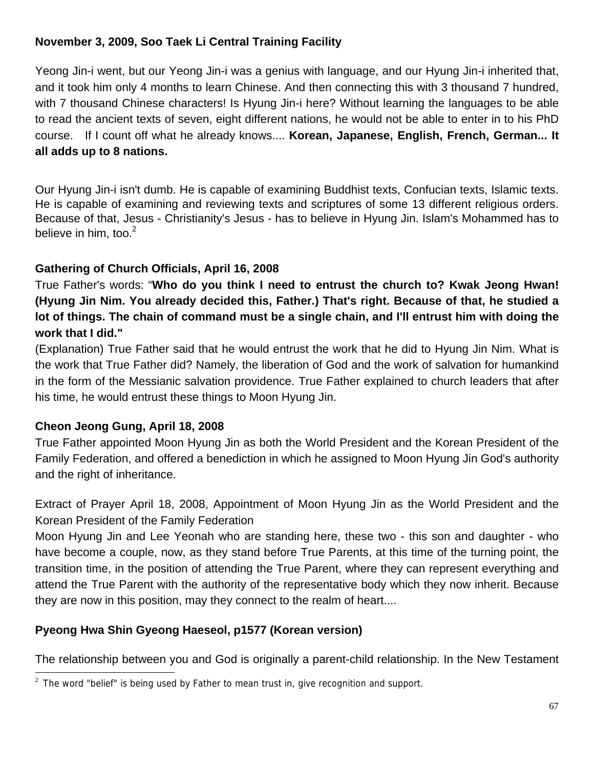**November 3, 2009, Soo Taek Li Central Training Facility**

Yeong Jin-i went, but our Yeong Jin-i was a genius with language, and our Hyung Jin-i inherited that, and it took him only 4 months to learn Chinese. And then connecting this with 3 thousand 7 hundred, with 7 thousand Chinese characters! Is Hyung Jin-i here? Without learning the languages to be able to read the ancient texts of seven, eight different nations, he would not be able to enter in to his PhD course. If I count off what he already knows.... **Korean, Japanese, English, French, German... It all adds up to 8 nations.**

Our Hyung Jin-i isn't dumb. He is capable of examining Buddhist texts, Confucian texts, Islamic texts. He is capable of examining and reviewing texts and scriptures of some 13 different religious orders. Because of that, Jesus - Christianity's Jesus - has to believe in Hyung Jin. Islam's Mohammed has to believe in him, too.[2]

**Gathering of Church Officials, April 16, 2008**

True Father's words: "**Who do you think I need to entrust the church to? Kwak Jeong Hwan! (Hyung Jin Nim. You already decided this, Father.) That's right. Because of that, he studied a lot of things. The chain of command must be a single chain, and I'll entrust him with doing the work that I did."**

(Explanation) True Father said that he would entrust the work that he did to Hyung Jin Nim. What is the work that True Father did? Namely, the liberation of God and the work of salvation for humankind in the form of the Messianic salvation providence. True Father explained to church leaders that after his time, he would entrust these things to Moon Hyung Jin.

**Cheon Jeong Gung, April 18, 2008**

True Father appointed Moon Hyung Jin as both the World President and the Korean President of the Family Federation, and offered a benediction in which he assigned to Moon Hyung Jin God's authority and the right of inheritance.

Extract of Prayer April 18, 2008, Appointment of Moon Hyung Jin as the World President and the Korean President of the Family Federation

Moon Hyung Jin and Lee Yeonah who are standing here, these two - this son and daughter - who have become a couple, now, as they stand before True Parents, at this time of the turning point, the transition time, in the position of attending the True Parent, where they can represent everything and attend the True Parent with the authority of the representative body which they now inherit. Because they are now in this position, may they connect to the realm of heart....

**Pyeong Hwa Shin Gyeong Haeseol, p1577 (Korean version)**

The relationship between you and God is originally a parent-child relationship. In the New Testament

[2] The word "belief" is being used by Father to mean trust in, give recognition and support.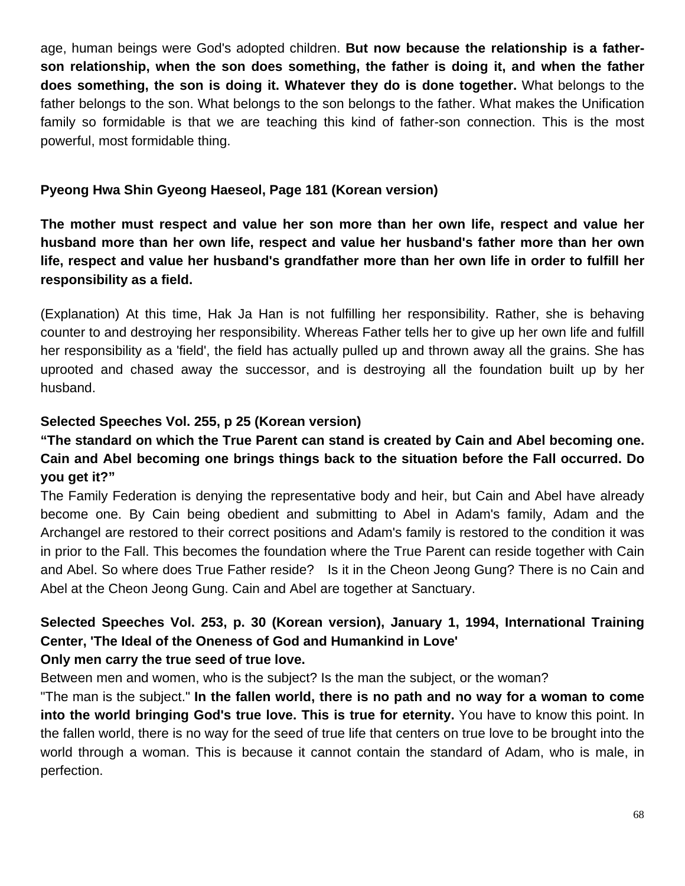age, human beings were God's adopted children. **But now because the relationship is a father-son relationship, when the son does something, the father is doing it, and when the father does something, the son is doing it. Whatever they do is done together.** What belongs to the father belongs to the son. What belongs to the son belongs to the father. What makes the Unification family so formidable is that we are teaching this kind of father-son connection. This is the most powerful, most formidable thing.

**Pyeong Hwa Shin Gyeong Haeseol, Page 181 (Korean version)**

**The mother must respect and value her son more than her own life, respect and value her husband more than her own life, respect and value her husband's father more than her own life, respect and value her husband's grandfather more than her own life in order to fulfill her responsibility as a field.**

(Explanation) At this time, Hak Ja Han is not fulfilling her responsibility. Rather, she is behaving counter to and destroying her responsibility. Whereas Father tells her to give up her own life and fulfill her responsibility as a 'field', the field has actually pulled up and thrown away all the grains. She has uprooted and chased away the successor, and is destroying all the foundation built up by her husband.

**Selected Speeches Vol. 255, p 25 (Korean version)**

**“The standard on which the True Parent can stand is created by Cain and Abel becoming one. Cain and Abel becoming one brings things back to the situation before the Fall occurred. Do you get it?”**

The Family Federation is denying the representative body and heir, but Cain and Abel have already become one. By Cain being obedient and submitting to Abel in Adam's family, Adam and the Archangel are restored to their correct positions and Adam's family is restored to the condition it was in prior to the Fall. This becomes the foundation where the True Parent can reside together with Cain and Abel. So where does True Father reside? Is it in the Cheon Jeong Gung? There is no Cain and Abel at the Cheon Jeong Gung. Cain and Abel are together at Sanctuary.

**Selected Speeches Vol. 253, p. 30 (Korean version), January 1, 1994, International Training Center, 'The Ideal of the Oneness of God and Humankind in Love'**

**Only men carry the true seed of true love.**

Between men and women, who is the subject? Is the man the subject, or the woman?

"The man is the subject." **In the fallen world, there is no path and no way for a woman to come into the world bringing God's true love. This is true for eternity.** You have to know this point. In the fallen world, there is no way for the seed of true life that centers on true love to be brought into the world through a woman. This is because it cannot contain the standard of Adam, who is male, in perfection.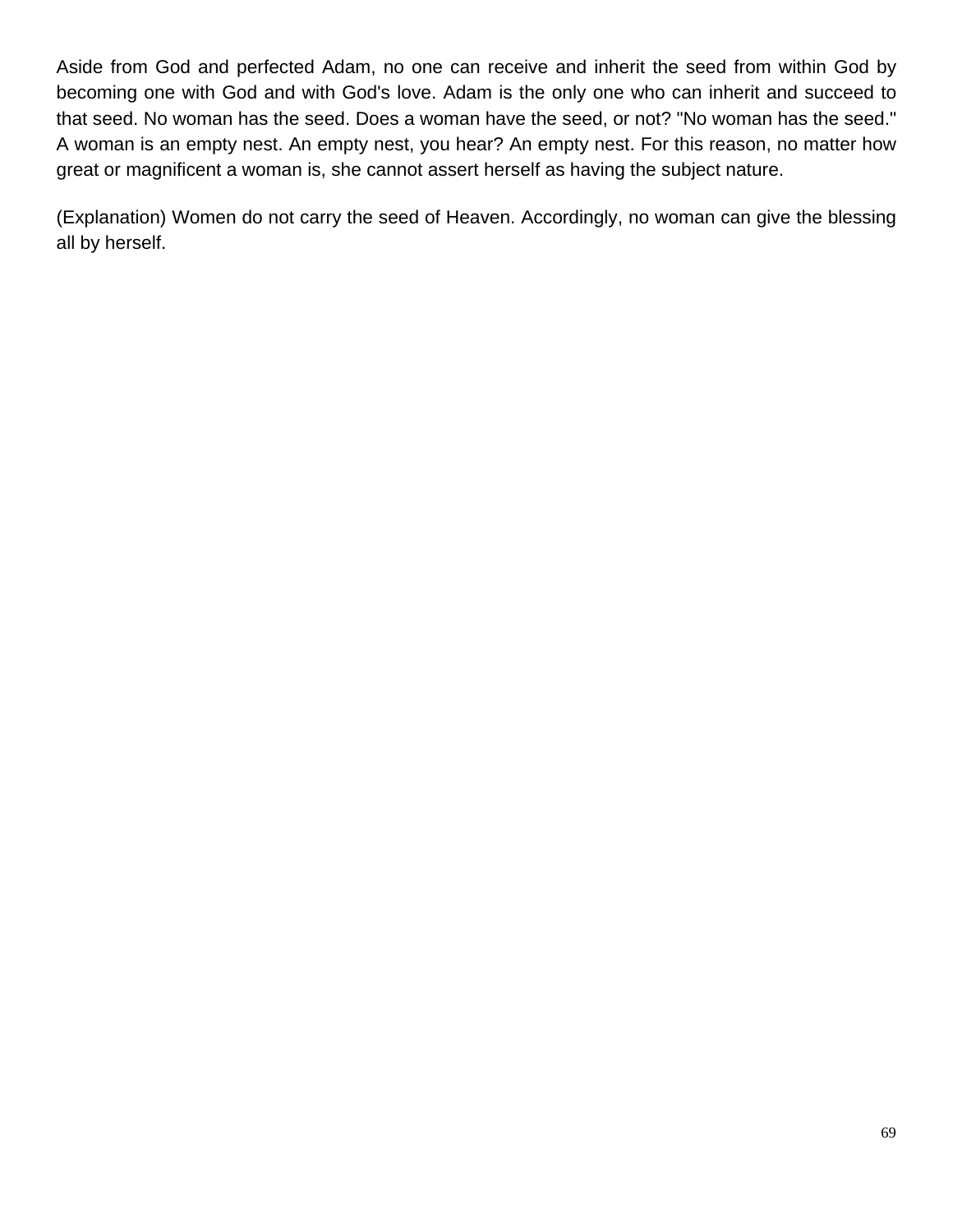Aside from God and perfected Adam, no one can receive and inherit the seed from within God by becoming one with God and with God's love. Adam is the only one who can inherit and succeed to that seed. No woman has the seed. Does a woman have the seed, or not? "No woman has the seed." A woman is an empty nest. An empty nest, you hear? An empty nest. For this reason, no matter how great or magnificent a woman is, she cannot assert herself as having the subject nature.

(Explanation) Women do not carry the seed of Heaven. Accordingly, no woman can give the blessing all by herself.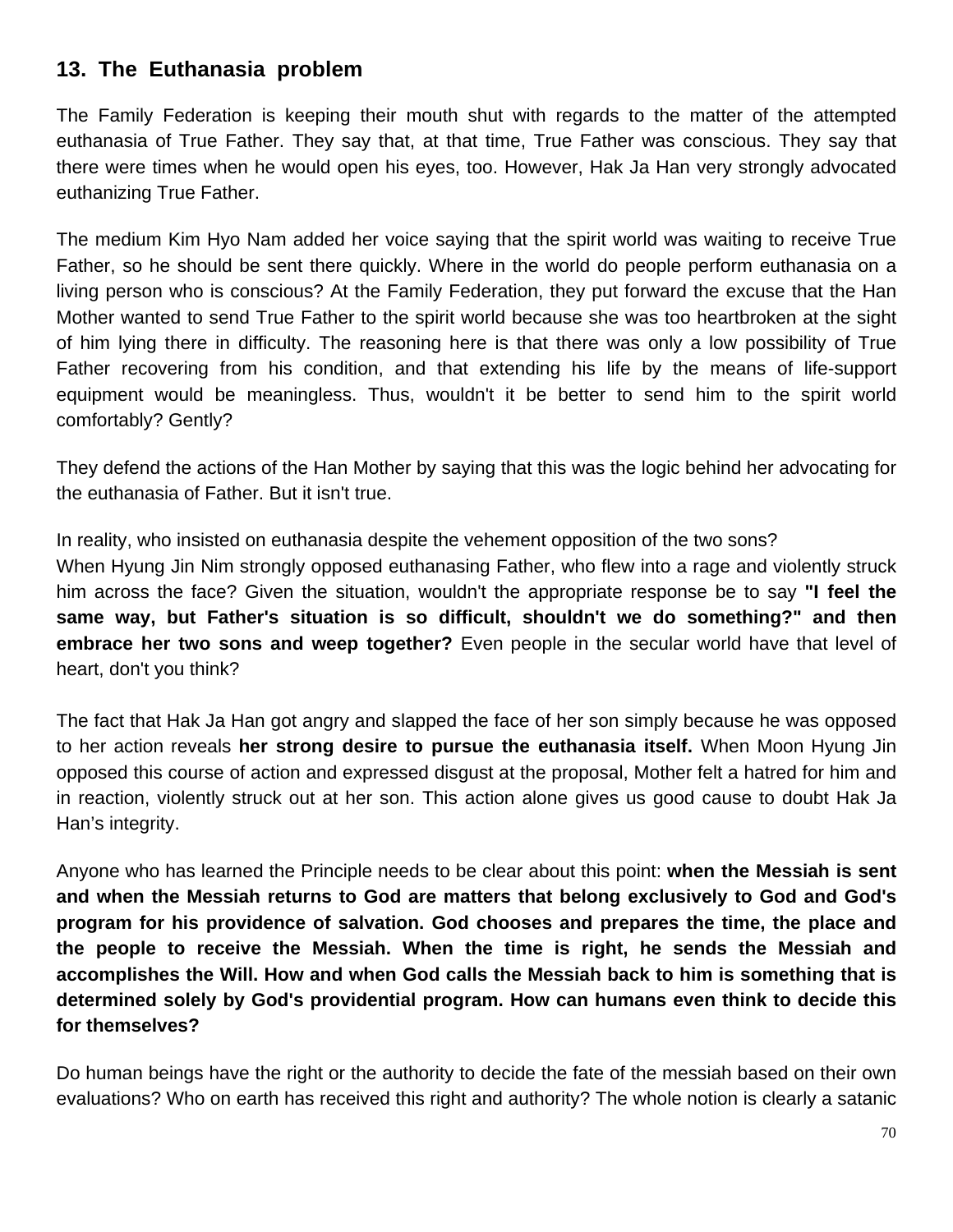## 13. The Euthanasia problem

The Family Federation is keeping their mouth shut with regards to the matter of the attempted euthanasia of True Father. They say that, at that time, True Father was conscious. They say that there were times when he would open his eyes, too. However, Hak Ja Han very strongly advocated euthanizing True Father.

The medium Kim Hyo Nam added her voice saying that the spirit world was waiting to receive True Father, so he should be sent there quickly. Where in the world do people perform euthanasia on a living person who is conscious? At the Family Federation, they put forward the excuse that the Han Mother wanted to send True Father to the spirit world because she was too heartbroken at the sight of him lying there in difficulty. The reasoning here is that there was only a low possibility of True Father recovering from his condition, and that extending his life by the means of life-support equipment would be meaningless. Thus, wouldn't it be better to send him to the spirit world comfortably? Gently?

They defend the actions of the Han Mother by saying that this was the logic behind her advocating for the euthanasia of Father. But it isn't true.

In reality, who insisted on euthanasia despite the vehement opposition of the two sons?
When Hyung Jin Nim strongly opposed euthanasing Father, who flew into a rage and violently struck him across the face? Given the situation, wouldn't the appropriate response be to say **"I feel the same way, but Father's situation is so difficult, shouldn't we do something?" and then embrace her two sons and weep together?** Even people in the secular world have that level of heart, don't you think?

The fact that Hak Ja Han got angry and slapped the face of her son simply because he was opposed to her action reveals **her strong desire to pursue the euthanasia itself.** When Moon Hyung Jin opposed this course of action and expressed disgust at the proposal, Mother felt a hatred for him and in reaction, violently struck out at her son. This action alone gives us good cause to doubt Hak Ja Han's integrity.

Anyone who has learned the Principle needs to be clear about this point: **when the Messiah is sent and when the Messiah returns to God are matters that belong exclusively to God and God's program for his providence of salvation. God chooses and prepares the time, the place and the people to receive the Messiah. When the time is right, he sends the Messiah and accomplishes the Will. How and when God calls the Messiah back to him is something that is determined solely by God's providential program. How can humans even think to decide this for themselves?**

Do human beings have the right or the authority to decide the fate of the messiah based on their own evaluations? Who on earth has received this right and authority? The whole notion is clearly a satanic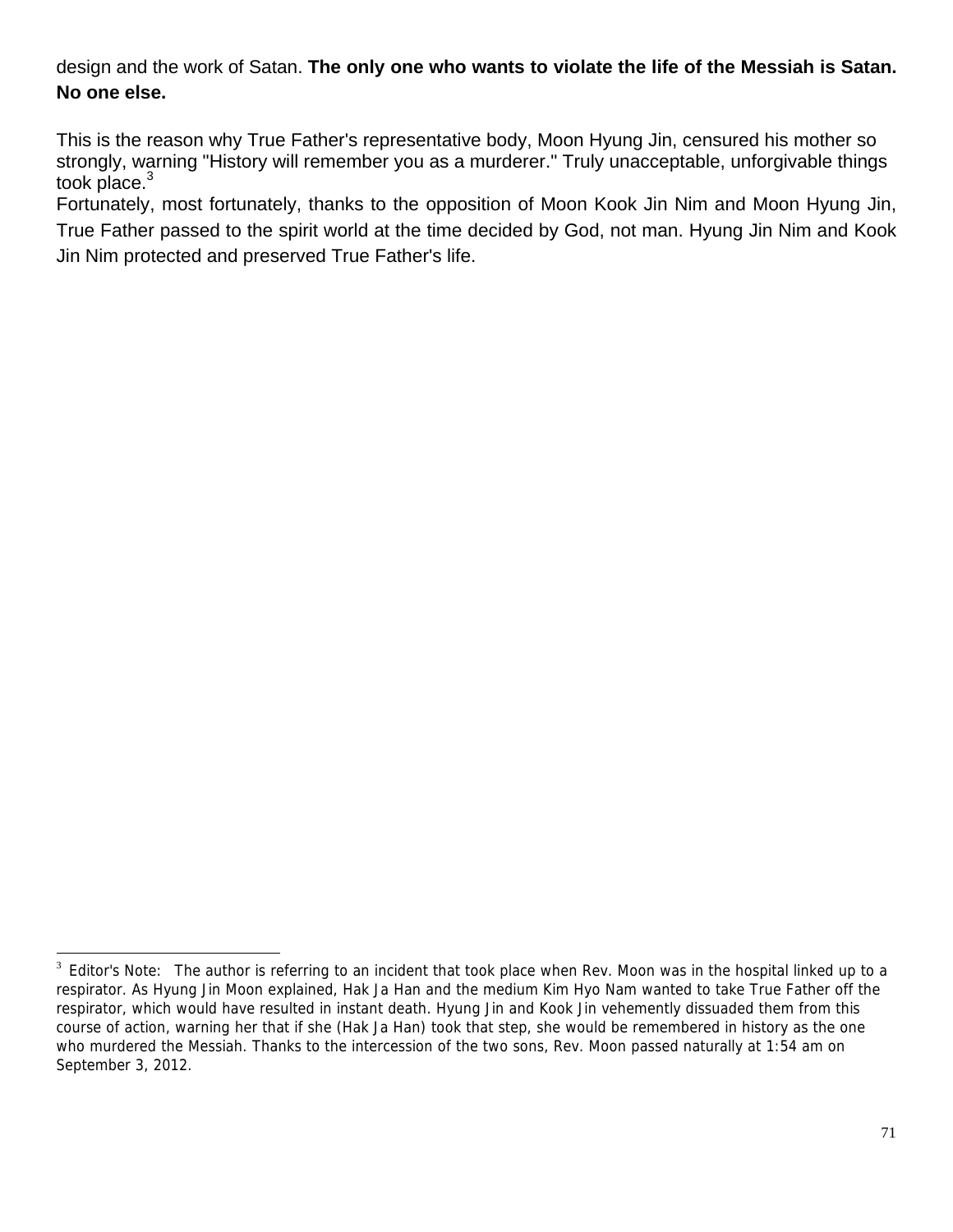design and the work of Satan. **The only one who wants to violate the life of the Messiah is Satan. No one else.**

This is the reason why True Father's representative body, Moon Hyung Jin, censured his mother so strongly, warning "History will remember you as a murderer." Truly unacceptable, unforgivable things took place.[3]

Fortunately, most fortunately, thanks to the opposition of Moon Kook Jin Nim and Moon Hyung Jin, True Father passed to the spirit world at the time decided by God, not man. Hyung Jin Nim and Kook Jin Nim protected and preserved True Father's life.

---

[3] Editor's Note: The author is referring to an incident that took place when Rev. Moon was in the hospital linked up to a respirator. As Hyung Jin Moon explained, Hak Ja Han and the medium Kim Hyo Nam wanted to take True Father off the respirator, which would have resulted in instant death. Hyung Jin and Kook Jin vehemently dissuaded them from this course of action, warning her that if she (Hak Ja Han) took that step, she would be remembered in history as the one who murdered the Messiah. Thanks to the intercession of the two sons, Rev. Moon passed naturally at 1:54 am on September 3, 2012.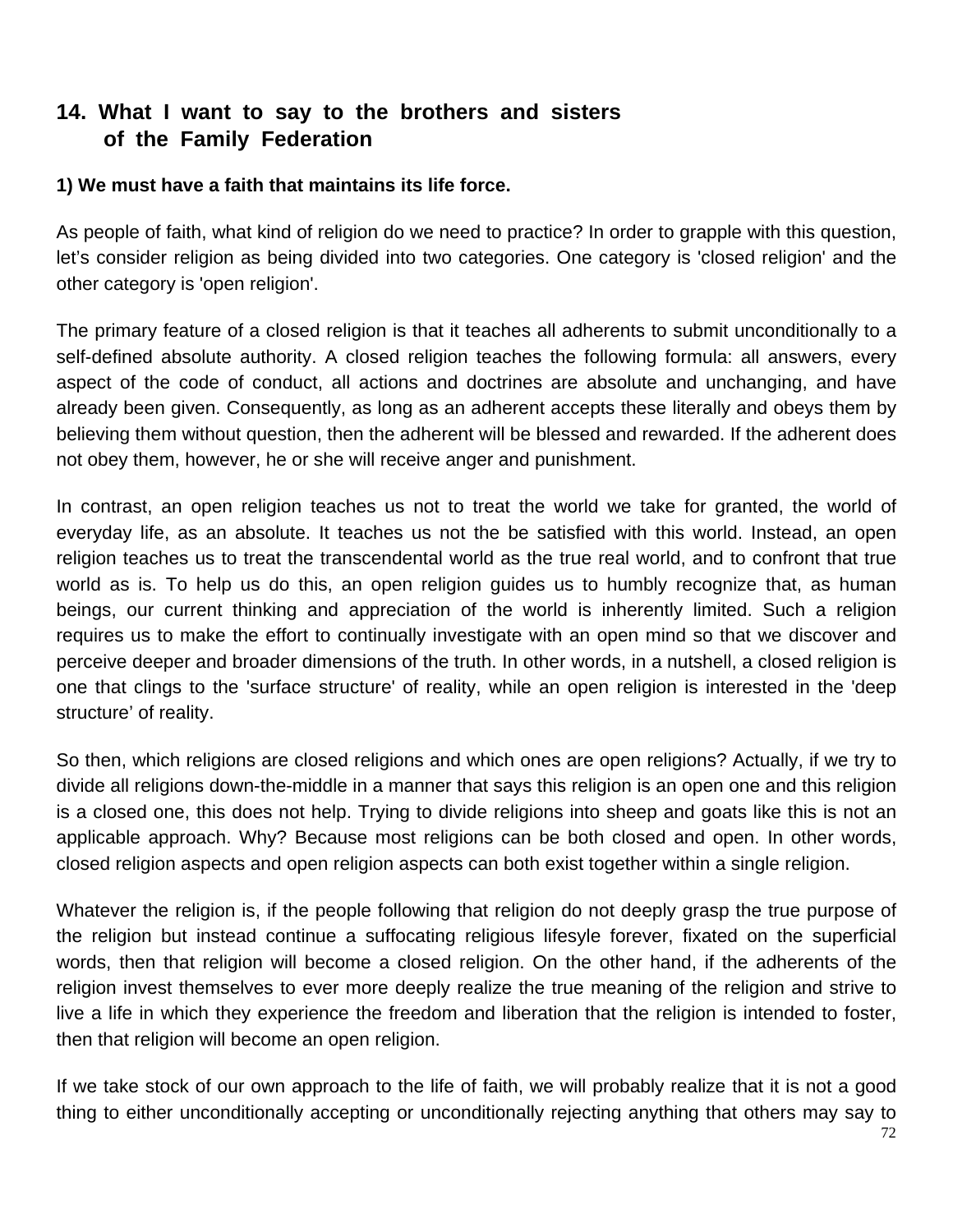## 14. What I want to say to the brothers and sisters of the Family Federation

### 1) We must have a faith that maintains its life force.

As people of faith, what kind of religion do we need to practice? In order to grapple with this question, let's consider religion as being divided into two categories. One category is 'closed religion' and the other category is 'open religion'.

The primary feature of a closed religion is that it teaches all adherents to submit unconditionally to a self-defined absolute authority. A closed religion teaches the following formula: all answers, every aspect of the code of conduct, all actions and doctrines are absolute and unchanging, and have already been given. Consequently, as long as an adherent accepts these literally and obeys them by believing them without question, then the adherent will be blessed and rewarded. If the adherent does not obey them, however, he or she will receive anger and punishment.

In contrast, an open religion teaches us not to treat the world we take for granted, the world of everyday life, as an absolute. It teaches us not the be satisfied with this world. Instead, an open religion teaches us to treat the transcendental world as the true real world, and to confront that true world as is. To help us do this, an open religion guides us to humbly recognize that, as human beings, our current thinking and appreciation of the world is inherently limited. Such a religion requires us to make the effort to continually investigate with an open mind so that we discover and perceive deeper and broader dimensions of the truth. In other words, in a nutshell, a closed religion is one that clings to the 'surface structure' of reality, while an open religion is interested in the 'deep structure' of reality.

So then, which religions are closed religions and which ones are open religions? Actually, if we try to divide all religions down-the-middle in a manner that says this religion is an open one and this religion is a closed one, this does not help. Trying to divide religions into sheep and goats like this is not an applicable approach. Why? Because most religions can be both closed and open. In other words, closed religion aspects and open religion aspects can both exist together within a single religion.

Whatever the religion is, if the people following that religion do not deeply grasp the true purpose of the religion but instead continue a suffocating religious lifesyle forever, fixated on the superficial words, then that religion will become a closed religion. On the other hand, if the adherents of the religion invest themselves to ever more deeply realize the true meaning of the religion and strive to live a life in which they experience the freedom and liberation that the religion is intended to foster, then that religion will become an open religion.

If we take stock of our own approach to the life of faith, we will probably realize that it is not a good thing to either unconditionally accepting or unconditionally rejecting anything that others may say to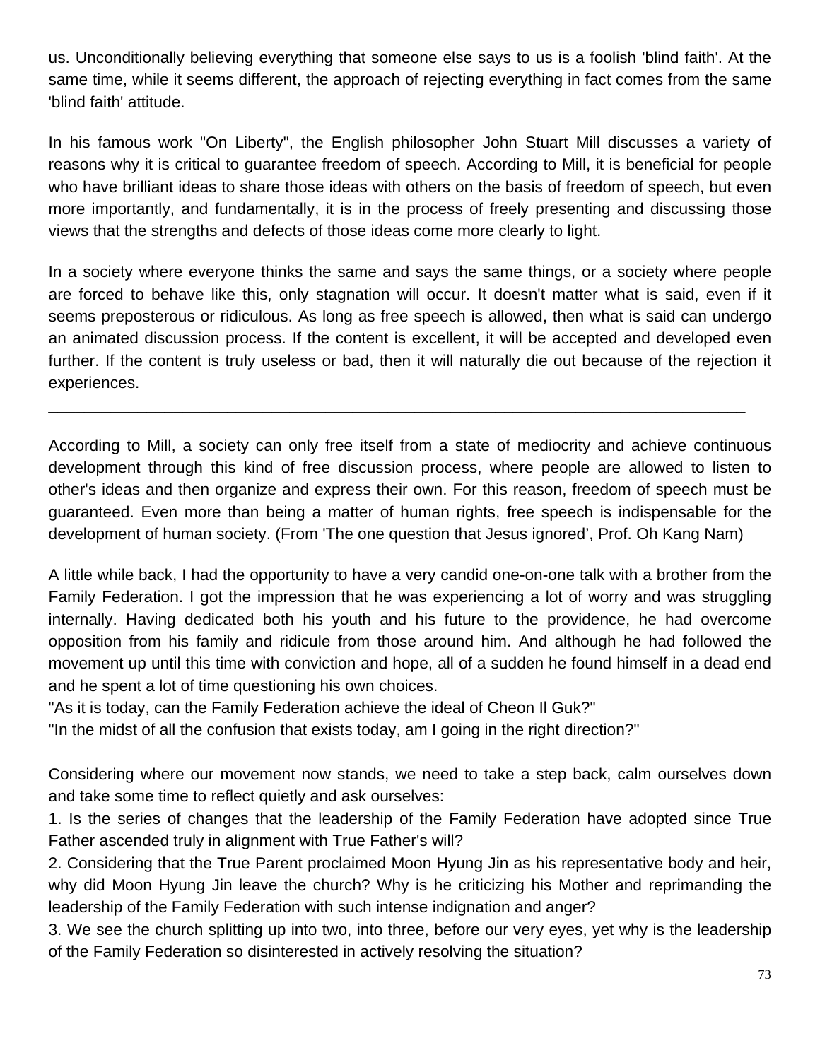us. Unconditionally believing everything that someone else says to us is a foolish 'blind faith'. At the same time, while it seems different, the approach of rejecting everything in fact comes from the same 'blind faith' attitude.

In his famous work "On Liberty", the English philosopher John Stuart Mill discusses a variety of reasons why it is critical to guarantee freedom of speech. According to Mill, it is beneficial for people who have brilliant ideas to share those ideas with others on the basis of freedom of speech, but even more importantly, and fundamentally, it is in the process of freely presenting and discussing those views that the strengths and defects of those ideas come more clearly to light.

In a society where everyone thinks the same and says the same things, or a society where people are forced to behave like this, only stagnation will occur. It doesn't matter what is said, even if it seems preposterous or ridiculous. As long as free speech is allowed, then what is said can undergo an animated discussion process. If the content is excellent, it will be accepted and developed even further. If the content is truly useless or bad, then it will naturally die out because of the rejection it experiences.

---

According to Mill, a society can only free itself from a state of mediocrity and achieve continuous development through this kind of free discussion process, where people are allowed to listen to other's ideas and then organize and express their own. For this reason, freedom of speech must be guaranteed. Even more than being a matter of human rights, free speech is indispensable for the development of human society. (From 'The one question that Jesus ignored’, Prof. Oh Kang Nam)

A little while back, I had the opportunity to have a very candid one-on-one talk with a brother from the Family Federation. I got the impression that he was experiencing a lot of worry and was struggling internally. Having dedicated both his youth and his future to the providence, he had overcome opposition from his family and ridicule from those around him. And although he had followed the movement up until this time with conviction and hope, all of a sudden he found himself in a dead end and he spent a lot of time questioning his own choices.
"As it is today, can the Family Federation achieve the ideal of Cheon Il Guk?"
"In the midst of all the confusion that exists today, am I going in the right direction?"

Considering where our movement now stands, we need to take a step back, calm ourselves down and take some time to reflect quietly and ask ourselves:
1. Is the series of changes that the leadership of the Family Federation have adopted since True Father ascended truly in alignment with True Father's will?
2. Considering that the True Parent proclaimed Moon Hyung Jin as his representative body and heir, why did Moon Hyung Jin leave the church? Why is he criticizing his Mother and reprimanding the leadership of the Family Federation with such intense indignation and anger?
3. We see the church splitting up into two, into three, before our very eyes, yet why is the leadership of the Family Federation so disinterested in actively resolving the situation?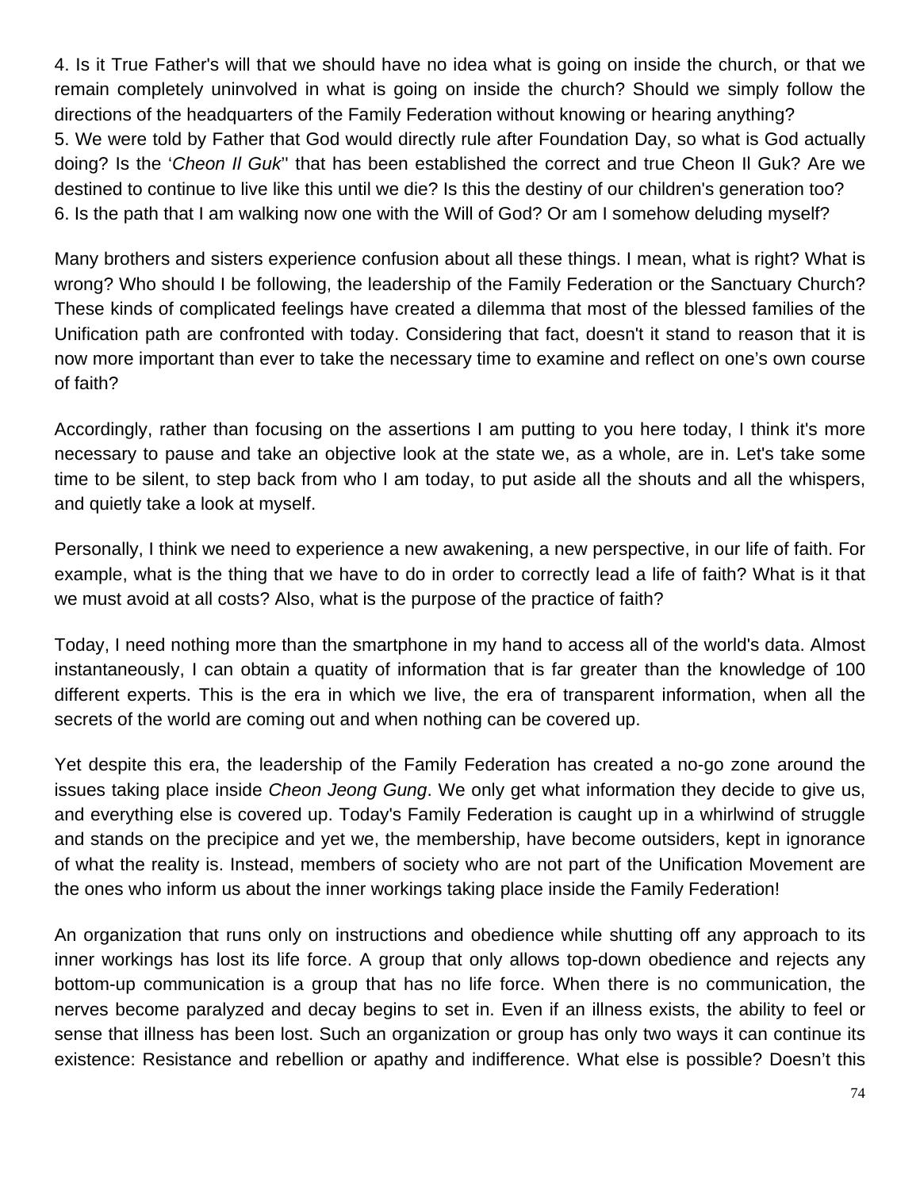4. Is it True Father's will that we should have no idea what is going on inside the church, or that we remain completely uninvolved in what is going on inside the church? Should we simply follow the directions of the headquarters of the Family Federation without knowing or hearing anything?
5. We were told by Father that God would directly rule after Foundation Day, so what is God actually doing? Is the '*Cheon Il Guk*'' that has been established the correct and true Cheon Il Guk? Are we destined to continue to live like this until we die? Is this the destiny of our children's generation too?
6. Is the path that I am walking now one with the Will of God? Or am I somehow deluding myself?

Many brothers and sisters experience confusion about all these things. I mean, what is right? What is wrong? Who should I be following, the leadership of the Family Federation or the Sanctuary Church? These kinds of complicated feelings have created a dilemma that most of the blessed families of the Unification path are confronted with today. Considering that fact, doesn't it stand to reason that it is now more important than ever to take the necessary time to examine and reflect on one's own course of faith?

Accordingly, rather than focusing on the assertions I am putting to you here today, I think it's more necessary to pause and take an objective look at the state we, as a whole, are in. Let's take some time to be silent, to step back from who I am today, to put aside all the shouts and all the whispers, and quietly take a look at myself.

Personally, I think we need to experience a new awakening, a new perspective, in our life of faith. For example, what is the thing that we have to do in order to correctly lead a life of faith? What is it that we must avoid at all costs? Also, what is the purpose of the practice of faith?

Today, I need nothing more than the smartphone in my hand to access all of the world's data. Almost instantaneously, I can obtain a quatity of information that is far greater than the knowledge of 100 different experts. This is the era in which we live, the era of transparent information, when all the secrets of the world are coming out and when nothing can be covered up.

Yet despite this era, the leadership of the Family Federation has created a no-go zone around the issues taking place inside *Cheon Jeong Gung*. We only get what information they decide to give us, and everything else is covered up. Today's Family Federation is caught up in a whirlwind of struggle and stands on the precipice and yet we, the membership, have become outsiders, kept in ignorance of what the reality is. Instead, members of society who are not part of the Unification Movement are the ones who inform us about the inner workings taking place inside the Family Federation!

An organization that runs only on instructions and obedience while shutting off any approach to its inner workings has lost its life force. A group that only allows top-down obedience and rejects any bottom-up communication is a group that has no life force. When there is no communication, the nerves become paralyzed and decay begins to set in. Even if an illness exists, the ability to feel or sense that illness has been lost. Such an organization or group has only two ways it can continue its existence: Resistance and rebellion or apathy and indifference. What else is possible? Doesn't this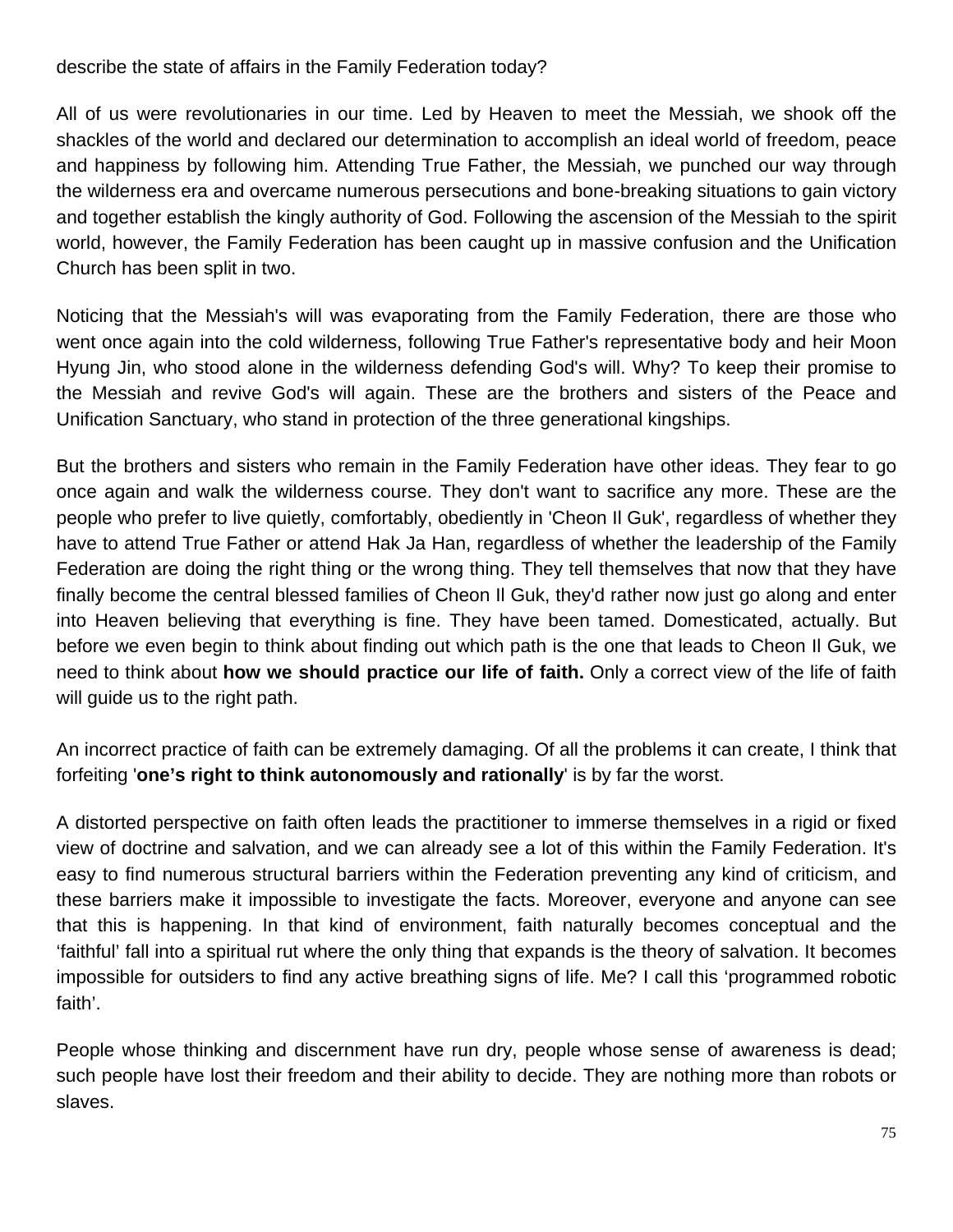describe the state of affairs in the Family Federation today?

All of us were revolutionaries in our time. Led by Heaven to meet the Messiah, we shook off the shackles of the world and declared our determination to accomplish an ideal world of freedom, peace and happiness by following him. Attending True Father, the Messiah, we punched our way through the wilderness era and overcame numerous persecutions and bone-breaking situations to gain victory and together establish the kingly authority of God. Following the ascension of the Messiah to the spirit world, however, the Family Federation has been caught up in massive confusion and the Unification Church has been split in two.

Noticing that the Messiah's will was evaporating from the Family Federation, there are those who went once again into the cold wilderness, following True Father's representative body and heir Moon Hyung Jin, who stood alone in the wilderness defending God's will. Why? To keep their promise to the Messiah and revive God's will again. These are the brothers and sisters of the Peace and Unification Sanctuary, who stand in protection of the three generational kingships.

But the brothers and sisters who remain in the Family Federation have other ideas. They fear to go once again and walk the wilderness course. They don't want to sacrifice any more. These are the people who prefer to live quietly, comfortably, obediently in 'Cheon Il Guk', regardless of whether they have to attend True Father or attend Hak Ja Han, regardless of whether the leadership of the Family Federation are doing the right thing or the wrong thing. They tell themselves that now that they have finally become the central blessed families of Cheon Il Guk, they'd rather now just go along and enter into Heaven believing that everything is fine. They have been tamed. Domesticated, actually. But before we even begin to think about finding out which path is the one that leads to Cheon Il Guk, we need to think about **how we should practice our life of faith.** Only a correct view of the life of faith will guide us to the right path.

An incorrect practice of faith can be extremely damaging. Of all the problems it can create, I think that forfeiting '**one's right to think autonomously and rationally**' is by far the worst.

A distorted perspective on faith often leads the practitioner to immerse themselves in a rigid or fixed view of doctrine and salvation, and we can already see a lot of this within the Family Federation. It's easy to find numerous structural barriers within the Federation preventing any kind of criticism, and these barriers make it impossible to investigate the facts. Moreover, everyone and anyone can see that this is happening. In that kind of environment, faith naturally becomes conceptual and the 'faithful' fall into a spiritual rut where the only thing that expands is the theory of salvation. It becomes impossible for outsiders to find any active breathing signs of life. Me? I call this 'programmed robotic faith'.

People whose thinking and discernment have run dry, people whose sense of awareness is dead; such people have lost their freedom and their ability to decide. They are nothing more than robots or slaves.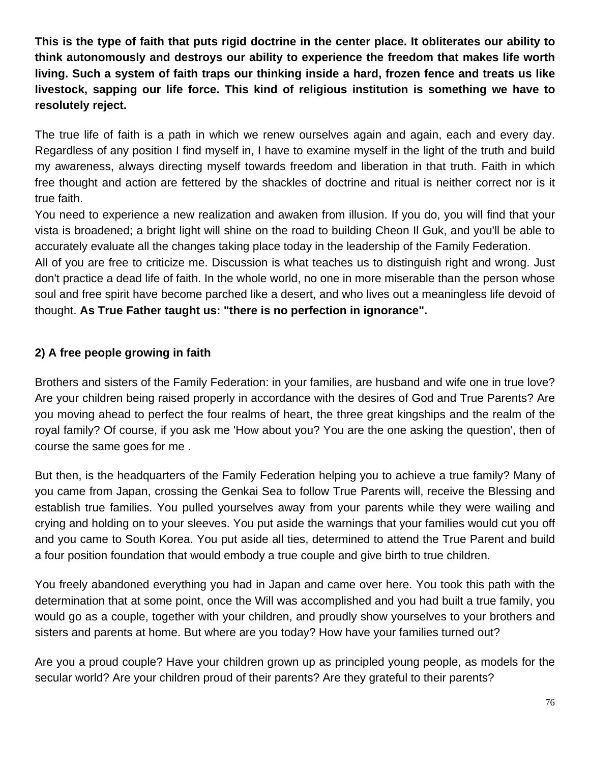**This is the type of faith that puts rigid doctrine in the center place. It obliterates our ability to think autonomously and destroys our ability to experience the freedom that makes life worth living. Such a system of faith traps our thinking inside a hard, frozen fence and treats us like livestock, sapping our life force. This kind of religious institution is something we have to resolutely reject.**

The true life of faith is a path in which we renew ourselves again and again, each and every day. Regardless of any position I find myself in, I have to examine myself in the light of the truth and build my awareness, always directing myself towards freedom and liberation in that truth. Faith in which free thought and action are fettered by the shackles of doctrine and ritual is neither correct nor is it true faith.

You need to experience a new realization and awaken from illusion. If you do, you will find that your vista is broadened; a bright light will shine on the road to building Cheon Il Guk, and you'll be able to accurately evaluate all the changes taking place today in the leadership of the Family Federation.

All of you are free to criticize me. Discussion is what teaches us to distinguish right and wrong. Just don't practice a dead life of faith. In the whole world, no one in more miserable than the person whose soul and free spirit have become parched like a desert, and who lives out a meaningless life devoid of thought. **As True Father taught us: "there is no perfection in ignorance".**

**2) A free people growing in faith**

Brothers and sisters of the Family Federation: in your families, are husband and wife one in true love? Are your children being raised properly in accordance with the desires of God and True Parents? Are you moving ahead to perfect the four realms of heart, the three great kingships and the realm of the royal family? Of course, if you ask me 'How about you? You are the one asking the question', then of course the same goes for me .

But then, is the headquarters of the Family Federation helping you to achieve a true family? Many of you came from Japan, crossing the Genkai Sea to follow True Parents will, receive the Blessing and establish true families. You pulled yourselves away from your parents while they were wailing and crying and holding on to your sleeves. You put aside the warnings that your families would cut you off and you came to South Korea. You put aside all ties, determined to attend the True Parent and build a four position foundation that would embody a true couple and give birth to true children.

You freely abandoned everything you had in Japan and came over here. You took this path with the determination that at some point, once the Will was accomplished and you had built a true family, you would go as a couple, together with your children, and proudly show yourselves to your brothers and sisters and parents at home. But where are you today? How have your families turned out?

Are you a proud couple? Have your children grown up as principled young people, as models for the secular world? Are your children proud of their parents? Are they grateful to their parents?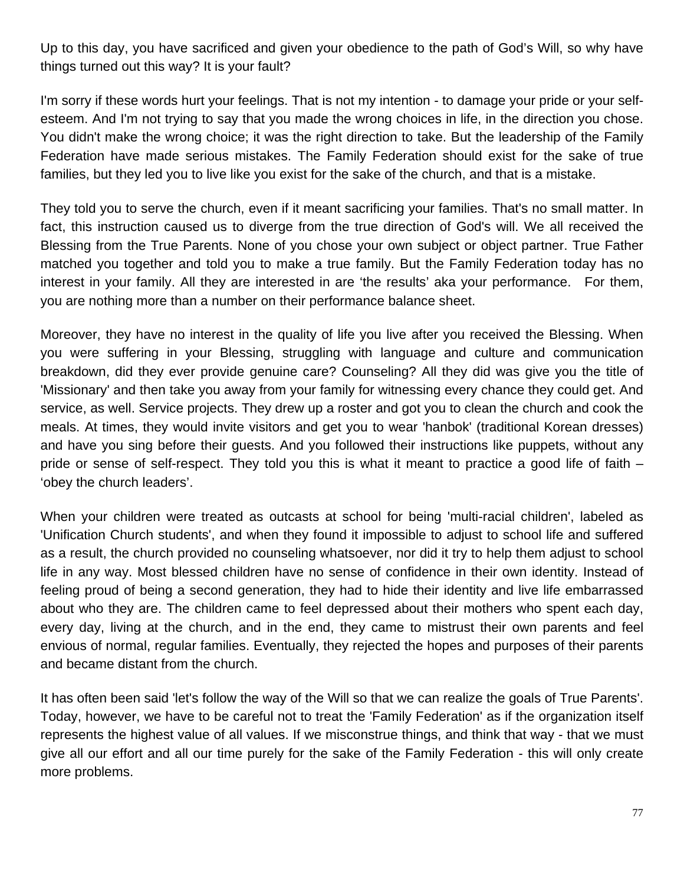Up to this day, you have sacrificed and given your obedience to the path of God's Will, so why have things turned out this way? It is your fault?

I'm sorry if these words hurt your feelings. That is not my intention - to damage your pride or your self-esteem. And I'm not trying to say that you made the wrong choices in life, in the direction you chose. You didn't make the wrong choice; it was the right direction to take. But the leadership of the Family Federation have made serious mistakes. The Family Federation should exist for the sake of true families, but they led you to live like you exist for the sake of the church, and that is a mistake.

They told you to serve the church, even if it meant sacrificing your families. That's no small matter. In fact, this instruction caused us to diverge from the true direction of God's will. We all received the Blessing from the True Parents. None of you chose your own subject or object partner. True Father matched you together and told you to make a true family. But the Family Federation today has no interest in your family. All they are interested in are 'the results' aka your performance. For them, you are nothing more than a number on their performance balance sheet.

Moreover, they have no interest in the quality of life you live after you received the Blessing. When you were suffering in your Blessing, struggling with language and culture and communication breakdown, did they ever provide genuine care? Counseling? All they did was give you the title of 'Missionary' and then take you away from your family for witnessing every chance they could get. And service, as well. Service projects. They drew up a roster and got you to clean the church and cook the meals. At times, they would invite visitors and get you to wear 'hanbok' (traditional Korean dresses) and have you sing before their guests. And you followed their instructions like puppets, without any pride or sense of self-respect. They told you this is what it meant to practice a good life of faith – 'obey the church leaders'.

When your children were treated as outcasts at school for being 'multi-racial children', labeled as 'Unification Church students', and when they found it impossible to adjust to school life and suffered as a result, the church provided no counseling whatsoever, nor did it try to help them adjust to school life in any way. Most blessed children have no sense of confidence in their own identity. Instead of feeling proud of being a second generation, they had to hide their identity and live life embarrassed about who they are. The children came to feel depressed about their mothers who spent each day, every day, living at the church, and in the end, they came to mistrust their own parents and feel envious of normal, regular families. Eventually, they rejected the hopes and purposes of their parents and became distant from the church.

It has often been said 'let's follow the way of the Will so that we can realize the goals of True Parents'. Today, however, we have to be careful not to treat the 'Family Federation' as if the organization itself represents the highest value of all values. If we misconstrue things, and think that way - that we must give all our effort and all our time purely for the sake of the Family Federation - this will only create more problems.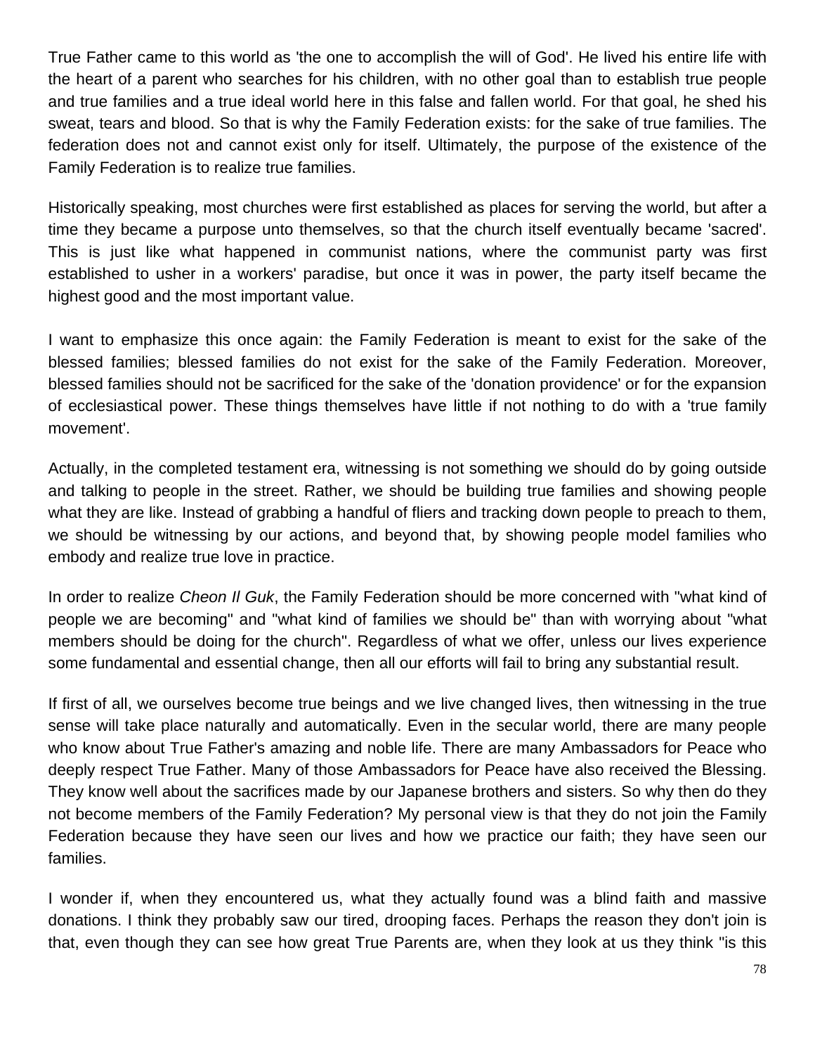True Father came to this world as 'the one to accomplish the will of God'. He lived his entire life with the heart of a parent who searches for his children, with no other goal than to establish true people and true families and a true ideal world here in this false and fallen world. For that goal, he shed his sweat, tears and blood. So that is why the Family Federation exists: for the sake of true families. The federation does not and cannot exist only for itself. Ultimately, the purpose of the existence of the Family Federation is to realize true families.

Historically speaking, most churches were first established as places for serving the world, but after a time they became a purpose unto themselves, so that the church itself eventually became 'sacred'. This is just like what happened in communist nations, where the communist party was first established to usher in a workers' paradise, but once it was in power, the party itself became the highest good and the most important value.

I want to emphasize this once again: the Family Federation is meant to exist for the sake of the blessed families; blessed families do not exist for the sake of the Family Federation. Moreover, blessed families should not be sacrificed for the sake of the 'donation providence' or for the expansion of ecclesiastical power. These things themselves have little if not nothing to do with a 'true family movement'.

Actually, in the completed testament era, witnessing is not something we should do by going outside and talking to people in the street. Rather, we should be building true families and showing people what they are like. Instead of grabbing a handful of fliers and tracking down people to preach to them, we should be witnessing by our actions, and beyond that, by showing people model families who embody and realize true love in practice.

In order to realize *Cheon Il Guk*, the Family Federation should be more concerned with "what kind of people we are becoming" and "what kind of families we should be" than with worrying about "what members should be doing for the church". Regardless of what we offer, unless our lives experience some fundamental and essential change, then all our efforts will fail to bring any substantial result.

If first of all, we ourselves become true beings and we live changed lives, then witnessing in the true sense will take place naturally and automatically. Even in the secular world, there are many people who know about True Father's amazing and noble life. There are many Ambassadors for Peace who deeply respect True Father. Many of those Ambassadors for Peace have also received the Blessing. They know well about the sacrifices made by our Japanese brothers and sisters. So why then do they not become members of the Family Federation? My personal view is that they do not join the Family Federation because they have seen our lives and how we practice our faith; they have seen our families.

I wonder if, when they encountered us, what they actually found was a blind faith and massive donations. I think they probably saw our tired, drooping faces. Perhaps the reason they don't join is that, even though they can see how great True Parents are, when they look at us they think "is this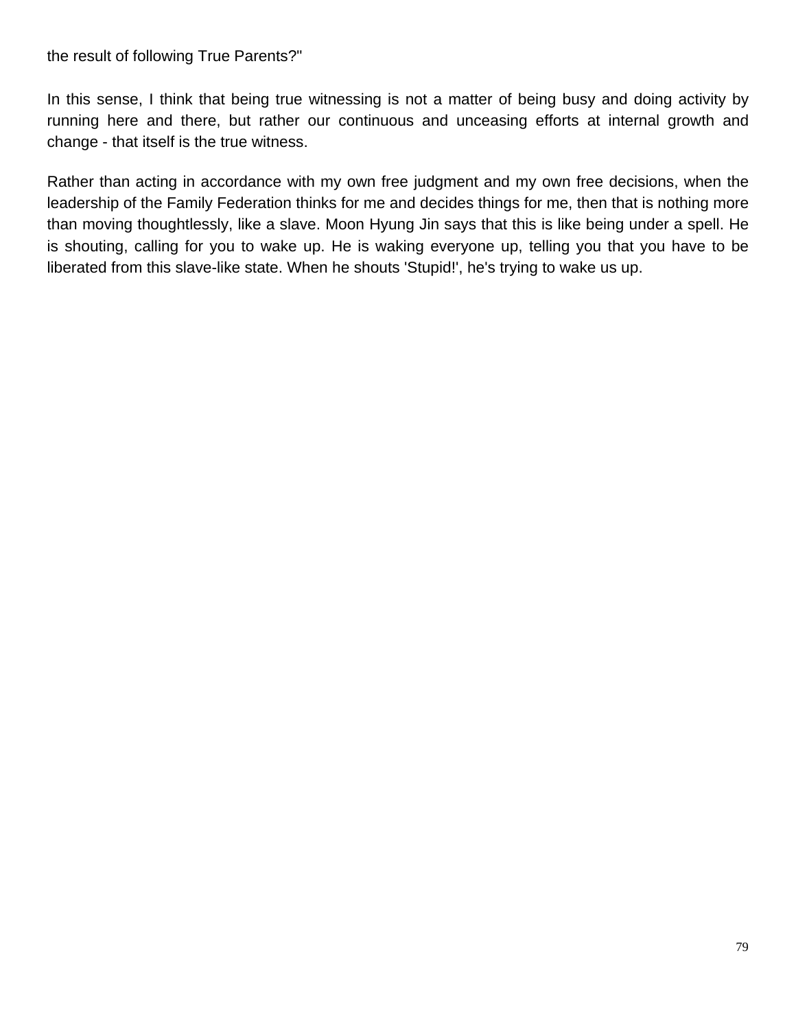the result of following True Parents?"

In this sense, I think that being true witnessing is not a matter of being busy and doing activity by running here and there, but rather our continuous and unceasing efforts at internal growth and change - that itself is the true witness.

Rather than acting in accordance with my own free judgment and my own free decisions, when the leadership of the Family Federation thinks for me and decides things for me, then that is nothing more than moving thoughtlessly, like a slave. Moon Hyung Jin says that this is like being under a spell. He is shouting, calling for you to wake up. He is waking everyone up, telling you that you have to be liberated from this slave-like state. When he shouts 'Stupid!', he's trying to wake us up.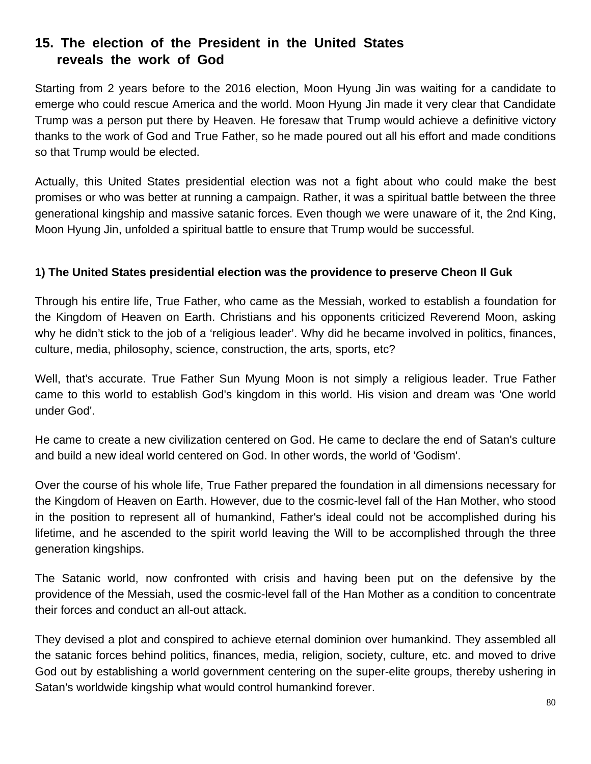## 15. The election of the President in the United States reveals the work of God

Starting from 2 years before to the 2016 election, Moon Hyung Jin was waiting for a candidate to emerge who could rescue America and the world. Moon Hyung Jin made it very clear that Candidate Trump was a person put there by Heaven. He foresaw that Trump would achieve a definitive victory thanks to the work of God and True Father, so he made poured out all his effort and made conditions so that Trump would be elected.

Actually, this United States presidential election was not a fight about who could make the best promises or who was better at running a campaign. Rather, it was a spiritual battle between the three generational kingship and massive satanic forces. Even though we were unaware of it, the 2nd King, Moon Hyung Jin, unfolded a spiritual battle to ensure that Trump would be successful.

### 1) The United States presidential election was the providence to preserve Cheon Il Guk

Through his entire life, True Father, who came as the Messiah, worked to establish a foundation for the Kingdom of Heaven on Earth. Christians and his opponents criticized Reverend Moon, asking why he didn't stick to the job of a 'religious leader'. Why did he became involved in politics, finances, culture, media, philosophy, science, construction, the arts, sports, etc?

Well, that's accurate. True Father Sun Myung Moon is not simply a religious leader. True Father came to this world to establish God's kingdom in this world. His vision and dream was 'One world under God'.

He came to create a new civilization centered on God. He came to declare the end of Satan's culture and build a new ideal world centered on God. In other words, the world of 'Godism'.

Over the course of his whole life, True Father prepared the foundation in all dimensions necessary for the Kingdom of Heaven on Earth. However, due to the cosmic-level fall of the Han Mother, who stood in the position to represent all of humankind, Father's ideal could not be accomplished during his lifetime, and he ascended to the spirit world leaving the Will to be accomplished through the three generation kingships.

The Satanic world, now confronted with crisis and having been put on the defensive by the providence of the Messiah, used the cosmic-level fall of the Han Mother as a condition to concentrate their forces and conduct an all-out attack.

They devised a plot and conspired to achieve eternal dominion over humankind. They assembled all the satanic forces behind politics, finances, media, religion, society, culture, etc. and moved to drive God out by establishing a world government centering on the super-elite groups, thereby ushering in Satan's worldwide kingship what would control humankind forever.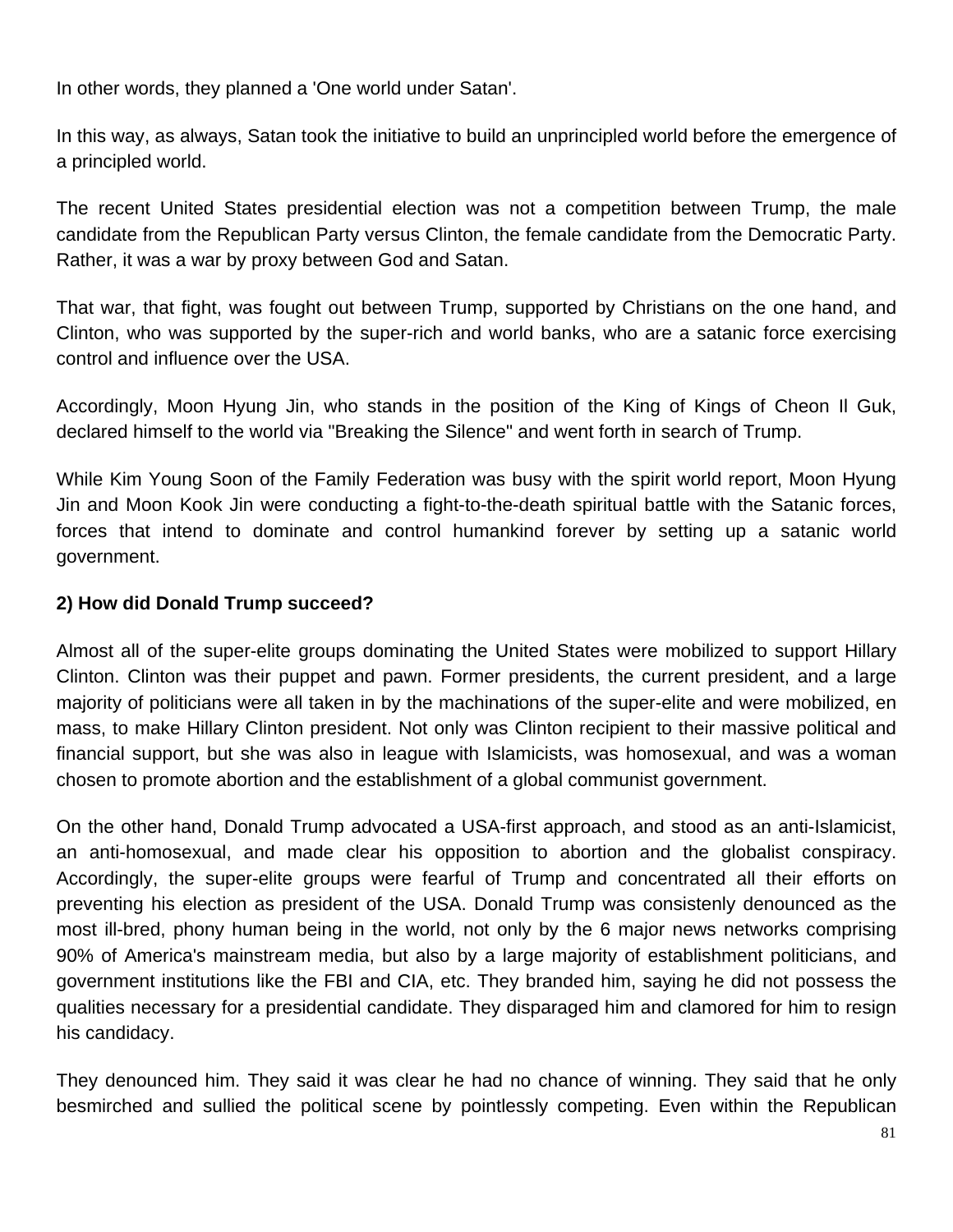In other words, they planned a 'One world under Satan'.

In this way, as always, Satan took the initiative to build an unprincipled world before the emergence of a principled world.

The recent United States presidential election was not a competition between Trump, the male candidate from the Republican Party versus Clinton, the female candidate from the Democratic Party. Rather, it was a war by proxy between God and Satan.

That war, that fight, was fought out between Trump, supported by Christians on the one hand, and Clinton, who was supported by the super-rich and world banks, who are a satanic force exercising control and influence over the USA.

Accordingly, Moon Hyung Jin, who stands in the position of the King of Kings of Cheon Il Guk, declared himself to the world via "Breaking the Silence" and went forth in search of Trump.

While Kim Young Soon of the Family Federation was busy with the spirit world report, Moon Hyung Jin and Moon Kook Jin were conducting a fight-to-the-death spiritual battle with the Satanic forces, forces that intend to dominate and control humankind forever by setting up a satanic world government.

**2) How did Donald Trump succeed?**

Almost all of the super-elite groups dominating the United States were mobilized to support Hillary Clinton. Clinton was their puppet and pawn. Former presidents, the current president, and a large majority of politicians were all taken in by the machinations of the super-elite and were mobilized, en mass, to make Hillary Clinton president. Not only was Clinton recipient to their massive political and financial support, but she was also in league with Islamicists, was homosexual, and was a woman chosen to promote abortion and the establishment of a global communist government.

On the other hand, Donald Trump advocated a USA-first approach, and stood as an anti-Islamicist, an anti-homosexual, and made clear his opposition to abortion and the globalist conspiracy. Accordingly, the super-elite groups were fearful of Trump and concentrated all their efforts on preventing his election as president of the USA. Donald Trump was consistenly denounced as the most ill-bred, phony human being in the world, not only by the 6 major news networks comprising 90% of America's mainstream media, but also by a large majority of establishment politicians, and government institutions like the FBI and CIA, etc. They branded him, saying he did not possess the qualities necessary for a presidential candidate. They disparaged him and clamored for him to resign his candidacy.

They denounced him. They said it was clear he had no chance of winning. They said that he only besmirched and sullied the political scene by pointlessly competing. Even within the Republican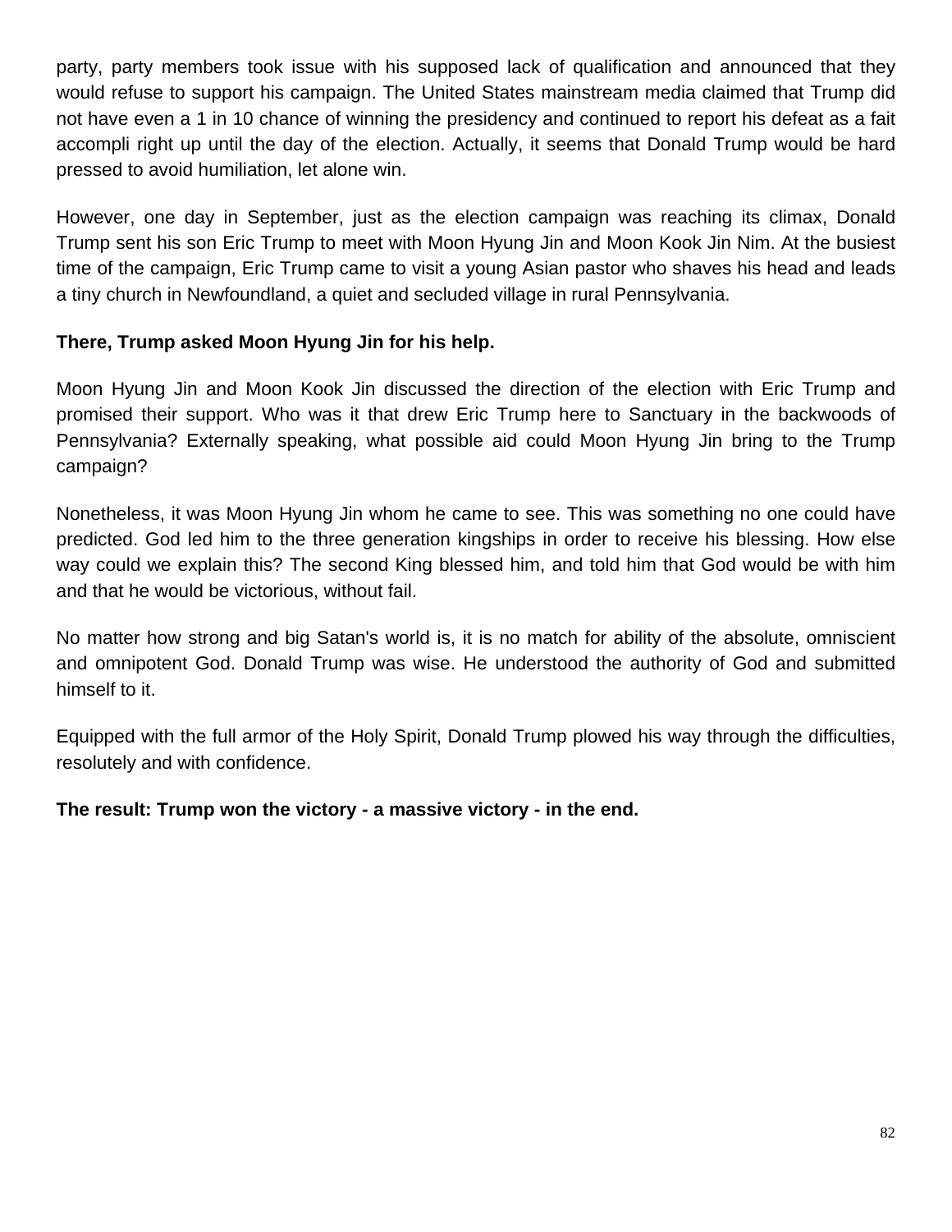party, party members took issue with his supposed lack of qualification and announced that they would refuse to support his campaign. The United States mainstream media claimed that Trump did not have even a 1 in 10 chance of winning the presidency and continued to report his defeat as a fait accompli right up until the day of the election. Actually, it seems that Donald Trump would be hard pressed to avoid humiliation, let alone win.

However, one day in September, just as the election campaign was reaching its climax, Donald Trump sent his son Eric Trump to meet with Moon Hyung Jin and Moon Kook Jin Nim. At the busiest time of the campaign, Eric Trump came to visit a young Asian pastor who shaves his head and leads a tiny church in Newfoundland, a quiet and secluded village in rural Pennsylvania.

**There, Trump asked Moon Hyung Jin for his help.**

Moon Hyung Jin and Moon Kook Jin discussed the direction of the election with Eric Trump and promised their support. Who was it that drew Eric Trump here to Sanctuary in the backwoods of Pennsylvania? Externally speaking, what possible aid could Moon Hyung Jin bring to the Trump campaign?

Nonetheless, it was Moon Hyung Jin whom he came to see. This was something no one could have predicted. God led him to the three generation kingships in order to receive his blessing. How else way could we explain this? The second King blessed him, and told him that God would be with him and that he would be victorious, without fail.

No matter how strong and big Satan's world is, it is no match for ability of the absolute, omniscient and omnipotent God. Donald Trump was wise. He understood the authority of God and submitted himself to it.

Equipped with the full armor of the Holy Spirit, Donald Trump plowed his way through the difficulties, resolutely and with confidence.

**The result: Trump won the victory - a massive victory - in the end.**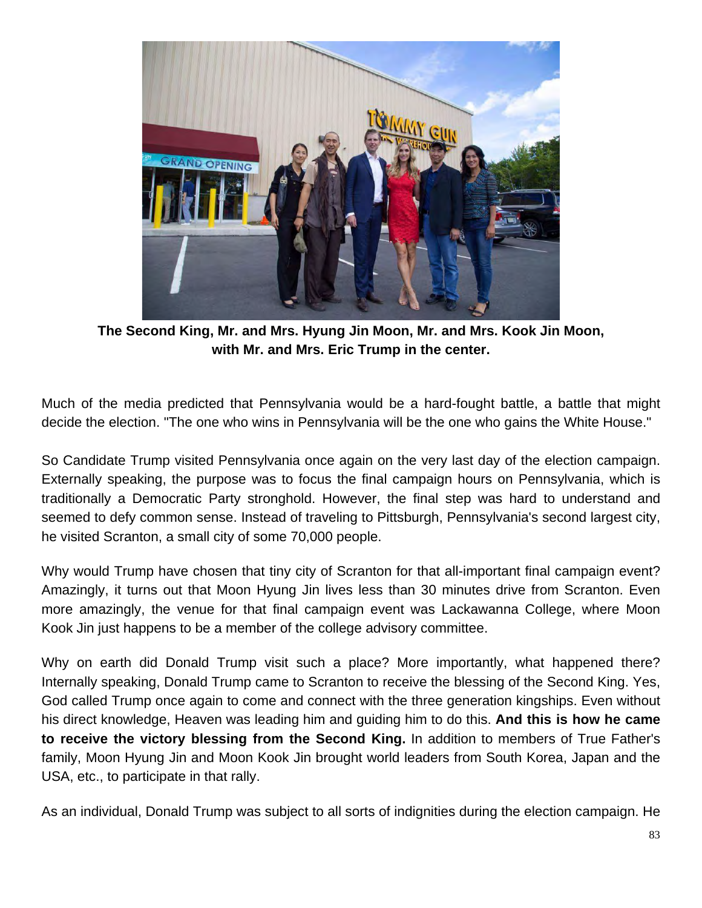**The Second King, Mr. and Mrs. Hyung Jin Moon, Mr. and Mrs. Kook Jin Moon, with Mr. and Mrs. Eric Trump in the center.**

Much of the media predicted that Pennsylvania would be a hard-fought battle, a battle that might decide the election. "The one who wins in Pennsylvania will be the one who gains the White House."

So Candidate Trump visited Pennsylvania once again on the very last day of the election campaign. Externally speaking, the purpose was to focus the final campaign hours on Pennsylvania, which is traditionally a Democratic Party stronghold. However, the final step was hard to understand and seemed to defy common sense. Instead of traveling to Pittsburgh, Pennsylvania's second largest city, he visited Scranton, a small city of some 70,000 people.

Why would Trump have chosen that tiny city of Scranton for that all-important final campaign event? Amazingly, it turns out that Moon Hyung Jin lives less than 30 minutes drive from Scranton. Even more amazingly, the venue for that final campaign event was Lackawanna College, where Moon Kook Jin just happens to be a member of the college advisory committee.

Why on earth did Donald Trump visit such a place? More importantly, what happened there? Internally speaking, Donald Trump came to Scranton to receive the blessing of the Second King. Yes, God called Trump once again to come and connect with the three generation kingships. Even without his direct knowledge, Heaven was leading him and guiding him to do this. **And this is how he came to receive the victory blessing from the Second King.** In addition to members of True Father's family, Moon Hyung Jin and Moon Kook Jin brought world leaders from South Korea, Japan and the USA, etc., to participate in that rally.

As an individual, Donald Trump was subject to all sorts of indignities during the election campaign. He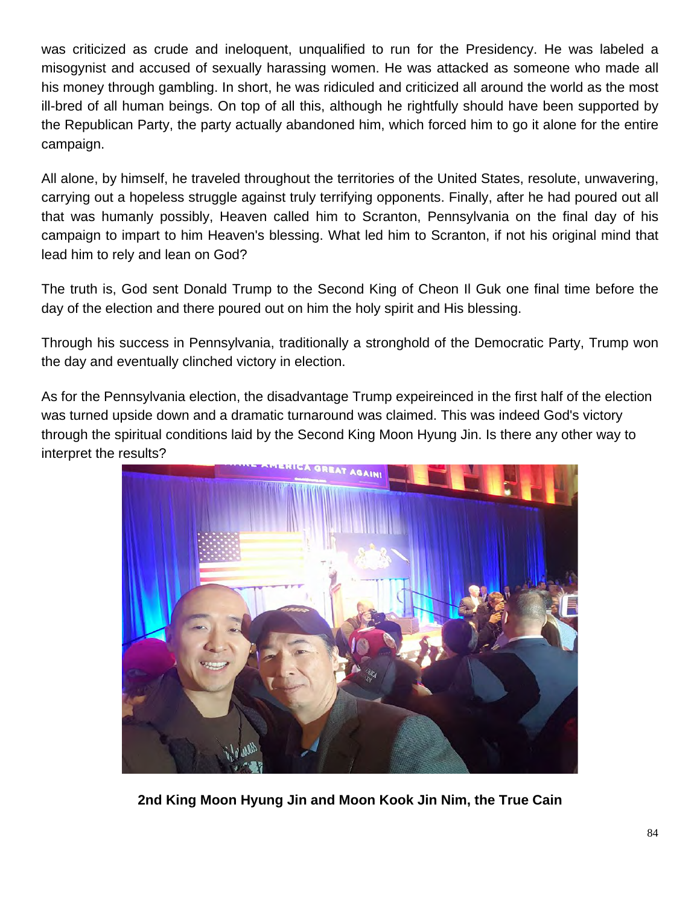was criticized as crude and ineloquent, unqualified to run for the Presidency. He was labeled a misogynist and accused of sexually harassing women. He was attacked as someone who made all his money through gambling. In short, he was ridiculed and criticized all around the world as the most ill-bred of all human beings. On top of all this, although he rightfully should have been supported by the Republican Party, the party actually abandoned him, which forced him to go it alone for the entire campaign.

All alone, by himself, he traveled throughout the territories of the United States, resolute, unwavering, carrying out a hopeless struggle against truly terrifying opponents. Finally, after he had poured out all that was humanly possibly, Heaven called him to Scranton, Pennsylvania on the final day of his campaign to impart to him Heaven's blessing. What led him to Scranton, if not his original mind that lead him to rely and lean on God?

The truth is, God sent Donald Trump to the Second King of Cheon Il Guk one final time before the day of the election and there poured out on him the holy spirit and His blessing.

Through his success in Pennsylvania, traditionally a stronghold of the Democratic Party, Trump won the day and eventually clinched victory in election.

As for the Pennsylvania election, the disadvantage Trump expeireinced in the first half of the election was turned upside down and a dramatic turnaround was claimed. This was indeed God's victory through the spiritual conditions laid by the Second King Moon Hyung Jin. Is there any other way to interpret the results?

**2nd King Moon Hyung Jin and Moon Kook Jin Nim, the True Cain**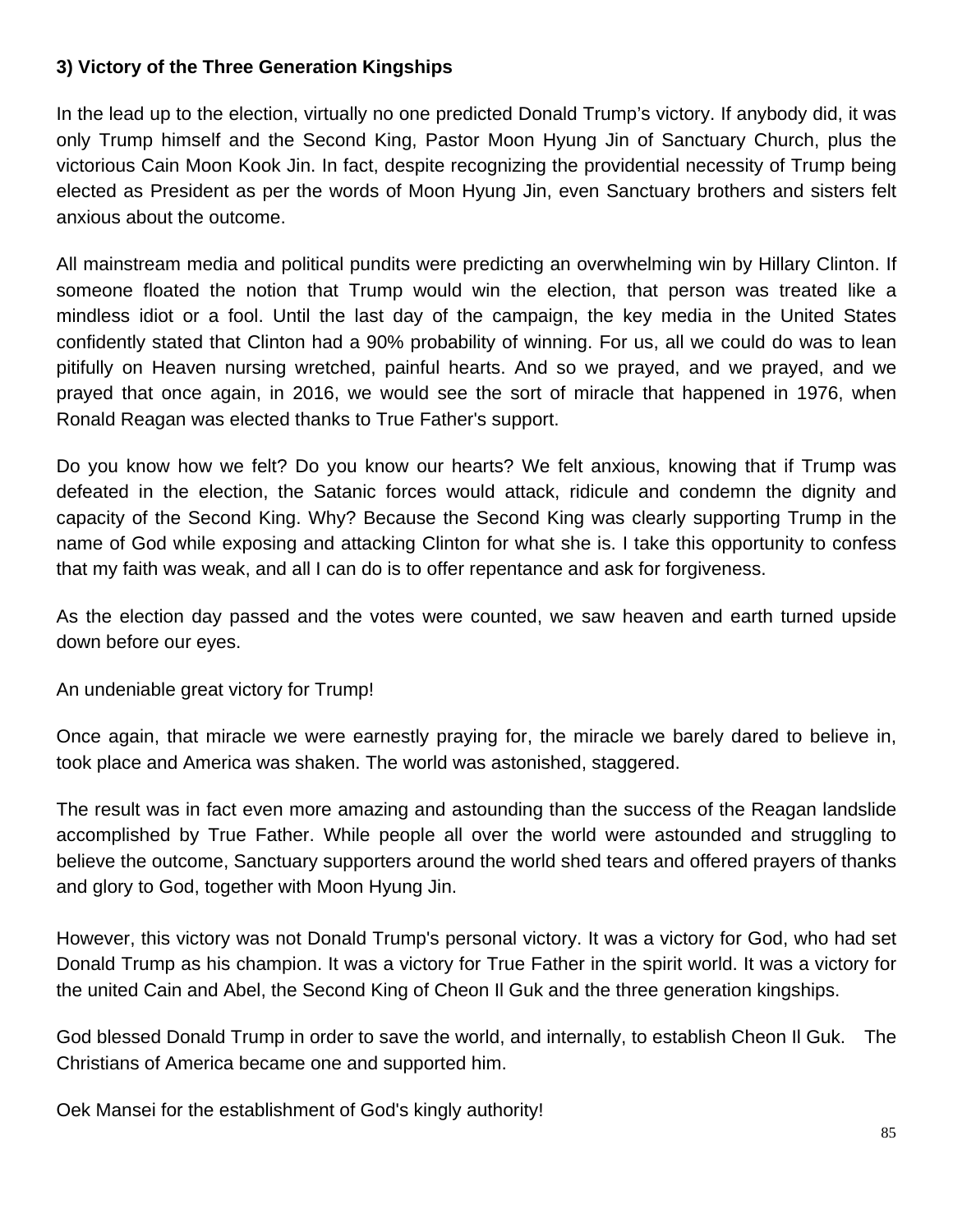**3) Victory of the Three Generation Kingships**

In the lead up to the election, virtually no one predicted Donald Trump's victory. If anybody did, it was only Trump himself and the Second King, Pastor Moon Hyung Jin of Sanctuary Church, plus the victorious Cain Moon Kook Jin. In fact, despite recognizing the providential necessity of Trump being elected as President as per the words of Moon Hyung Jin, even Sanctuary brothers and sisters felt anxious about the outcome.

All mainstream media and political pundits were predicting an overwhelming win by Hillary Clinton. If someone floated the notion that Trump would win the election, that person was treated like a mindless idiot or a fool. Until the last day of the campaign, the key media in the United States confidently stated that Clinton had a 90% probability of winning. For us, all we could do was to lean pitifully on Heaven nursing wretched, painful hearts. And so we prayed, and we prayed, and we prayed that once again, in 2016, we would see the sort of miracle that happened in 1976, when Ronald Reagan was elected thanks to True Father's support.

Do you know how we felt? Do you know our hearts? We felt anxious, knowing that if Trump was defeated in the election, the Satanic forces would attack, ridicule and condemn the dignity and capacity of the Second King. Why? Because the Second King was clearly supporting Trump in the name of God while exposing and attacking Clinton for what she is. I take this opportunity to confess that my faith was weak, and all I can do is to offer repentance and ask for forgiveness.

As the election day passed and the votes were counted, we saw heaven and earth turned upside down before our eyes.

An undeniable great victory for Trump!

Once again, that miracle we were earnestly praying for, the miracle we barely dared to believe in, took place and America was shaken. The world was astonished, staggered.

The result was in fact even more amazing and astounding than the success of the Reagan landslide accomplished by True Father. While people all over the world were astounded and struggling to believe the outcome, Sanctuary supporters around the world shed tears and offered prayers of thanks and glory to God, together with Moon Hyung Jin.

However, this victory was not Donald Trump's personal victory. It was a victory for God, who had set Donald Trump as his champion. It was a victory for True Father in the spirit world. It was a victory for the united Cain and Abel, the Second King of Cheon Il Guk and the three generation kingships.

God blessed Donald Trump in order to save the world, and internally, to establish Cheon Il Guk. The Christians of America became one and supported him.

Oek Mansei for the establishment of God's kingly authority!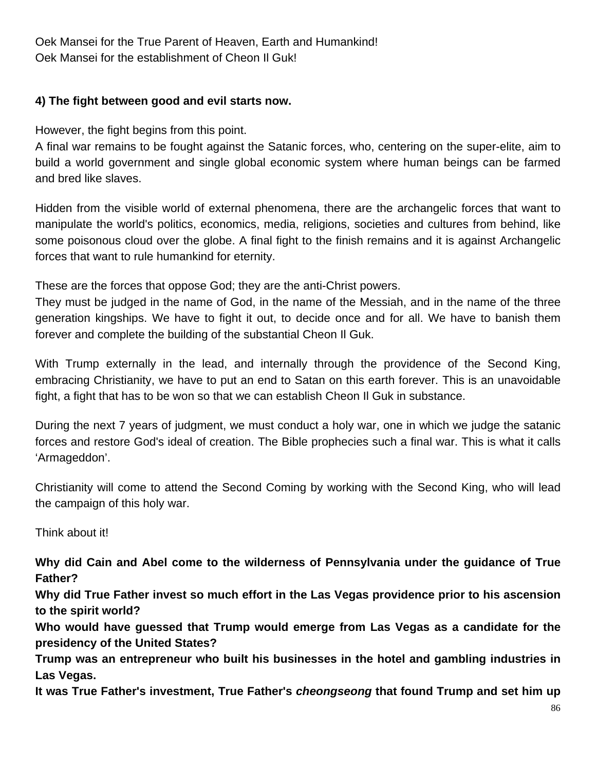Oek Mansei for the True Parent of Heaven, Earth and Humankind!
Oek Mansei for the establishment of Cheon Il Guk!

**4) The fight between good and evil starts now.**

However, the fight begins from this point.
A final war remains to be fought against the Satanic forces, who, centering on the super-elite, aim to build a world government and single global economic system where human beings can be farmed and bred like slaves.

Hidden from the visible world of external phenomena, there are the archangelic forces that want to manipulate the world's politics, economics, media, religions, societies and cultures from behind, like some poisonous cloud over the globe. A final fight to the finish remains and it is against Archangelic forces that want to rule humankind for eternity.

These are the forces that oppose God; they are the anti-Christ powers.
They must be judged in the name of God, in the name of the Messiah, and in the name of the three generation kingships. We have to fight it out, to decide once and for all. We have to banish them forever and complete the building of the substantial Cheon Il Guk.

With Trump externally in the lead, and internally through the providence of the Second King, embracing Christianity, we have to put an end to Satan on this earth forever. This is an unavoidable fight, a fight that has to be won so that we can establish Cheon Il Guk in substance.

During the next 7 years of judgment, we must conduct a holy war, one in which we judge the satanic forces and restore God's ideal of creation. The Bible prophecies such a final war. This is what it calls 'Armageddon'.

Christianity will come to attend the Second Coming by working with the Second King, who will lead the campaign of this holy war.

Think about it!

**Why did Cain and Abel come to the wilderness of Pennsylvania under the guidance of True Father?**
**Why did True Father invest so much effort in the Las Vegas providence prior to his ascension to the spirit world?**
**Who would have guessed that Trump would emerge from Las Vegas as a candidate for the presidency of the United States?**
**Trump was an entrepreneur who built his businesses in the hotel and gambling industries in Las Vegas.**
**It was True Father's investment, True Father's *cheongseong* that found Trump and set him up**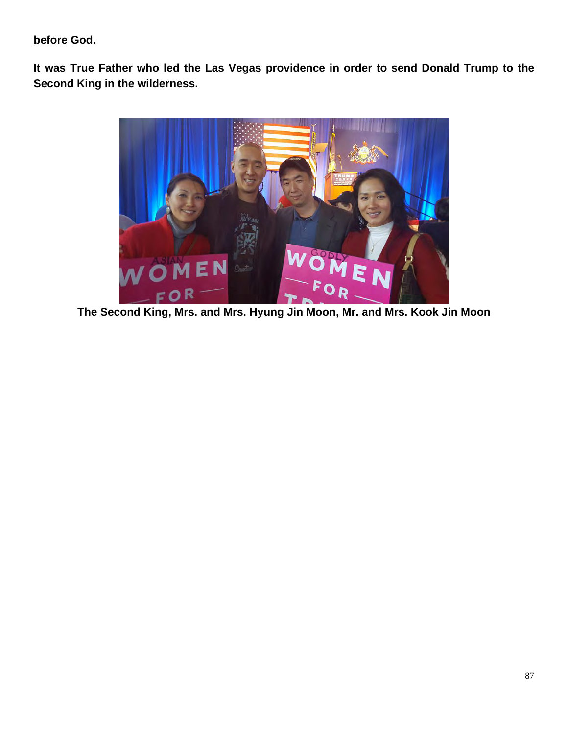**before God.**

**It was True Father who led the Las Vegas providence in order to send Donald Trump to the Second King in the wilderness.**

**The Second King, Mrs. and Mrs. Hyung Jin Moon, Mr. and Mrs. Kook Jin Moon**